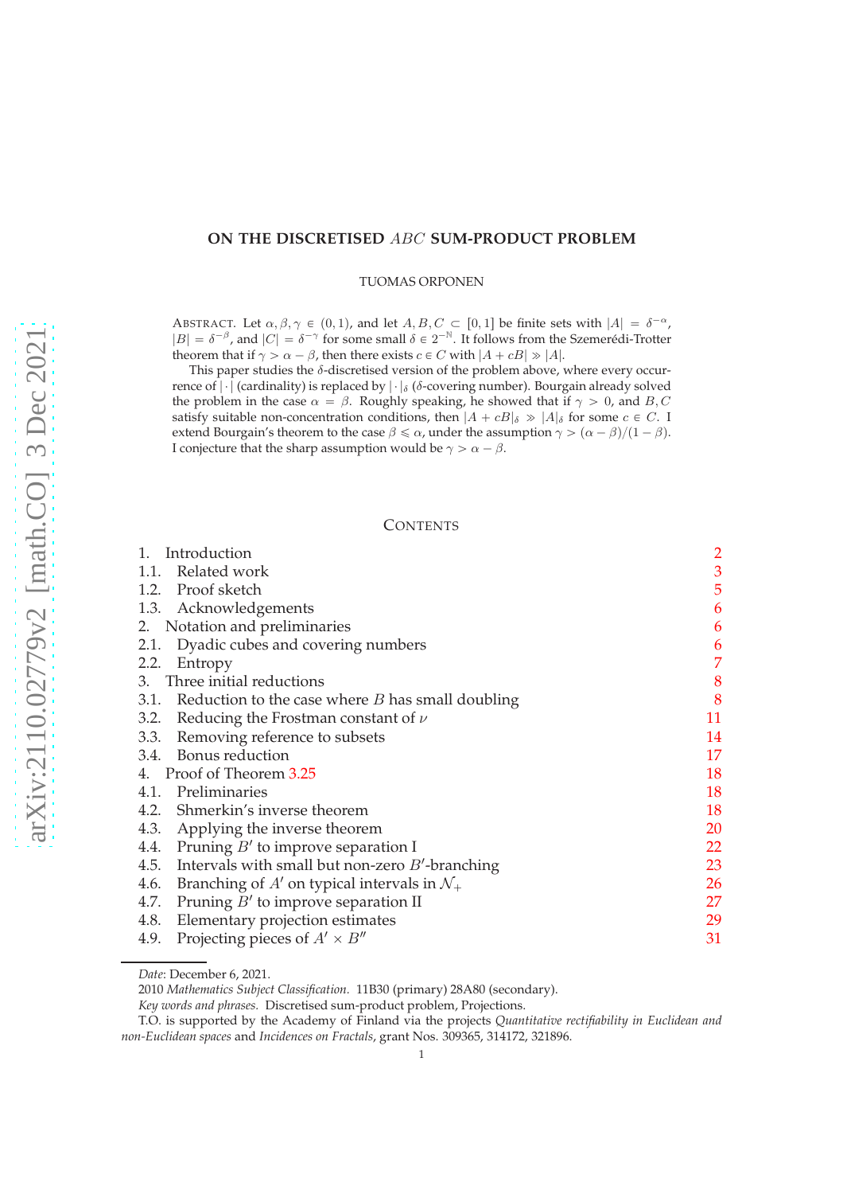# ON THE DISCRETISED $ABC$ SUM-PRODUCT PROBLEM

TUOMAS ORPONEN

ABSTRACT. Let $\alpha, \beta, \gamma \in (0,1)$, and let $A, B, C \subset [0,1]$ be finite sets with $|A| = \delta^{-\alpha}$, $|B| = \delta^{-\beta}$, and $|C| = \delta^{-\gamma}$ for some small $\delta \in 2^{-\mathbb{N}}$. It follows from the Szemerédi-Trotter theorem that if $\gamma > \alpha - \beta$, then there exists $c \in C$ with $|A + cB| \gg |A|$.

This paper studies the $\delta$-discretised version of the problem above, where every occurrence of $|\cdot|$ (cardinality) is replaced by $|\cdot|_\delta$ ($\delta$-covering number). Bourgain already solved the problem in the case $\alpha = \beta$. Roughly speaking, he showed that if $\gamma > 0$, and $B, C$ satisfy suitable non-concentration conditions, then $|A + cB|_\delta \gg |A|_\delta$ for some $c \in C$. I extend Bourgain's theorem to the case $\beta \leqslant \alpha$, under the assumption $\gamma > (\alpha - \beta)/(1 - \beta)$. I conjecture that the sharp assumption would be $\gamma > \alpha - \beta$.

## CONTENTS

- 1. Introduction — 2
  - 1.1. Related work — 3
  - 1.2. Proof sketch — 5
  - 1.3. Acknowledgements — 6
- 2. Notation and preliminaries — 6
  - 2.1. Dyadic cubes and covering numbers — 6
  - 2.2. Entropy — 7
- 3. Three initial reductions — 8
  - 3.1. Reduction to the case where $B$ has small doubling — 8
  - 3.2. Reducing the Frostman constant of $\nu$ — 11
  - 3.3. Removing reference to subsets — 14
  - 3.4. Bonus reduction — 17
- 4. Proof of Theorem 3.25 — 18
  - 4.1. Preliminaries — 18
  - 4.2. Shmerkin's inverse theorem — 18
  - 4.3. Applying the inverse theorem — 20
  - 4.4. Pruning $B'$ to improve separation I — 22
  - 4.5. Intervals with small but non-zero $B'$-branching — 23
  - 4.6. Branching of $A'$ on typical intervals in $\mathcal{N}_+$ — 26
  - 4.7. Pruning $B'$ to improve separation II — 27
  - 4.8. Elementary projection estimates — 29
  - 4.9. Projecting pieces of $A' \times B''$ — 31

*Date*: December 6, 2021.

2010 *Mathematics Subject Classification.* 11B30 (primary) 28A80 (secondary).

*Key words and phrases.* Discretised sum-product problem, Projections.

T.O. is supported by the Academy of Finland via the projects *Quantitative rectifiability in Euclidean and non-Euclidean spaces* and *Incidences on Fractals*, grant Nos. 309365, 314172, 321896.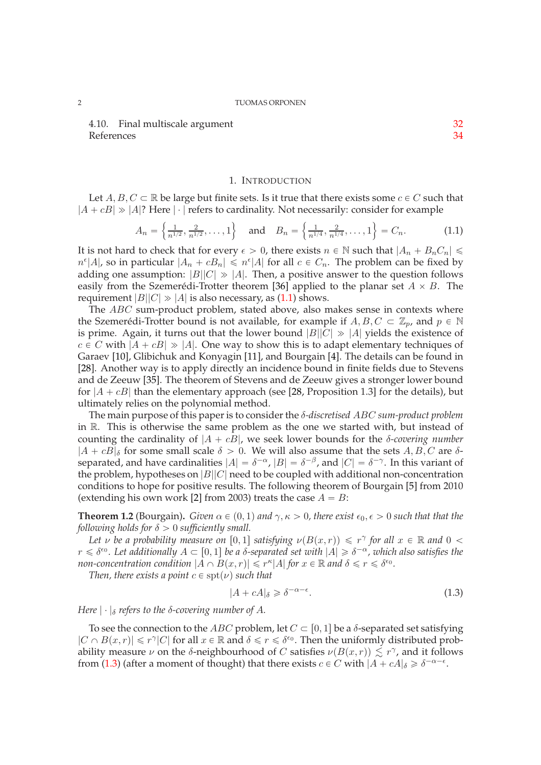4.10. Final multiscale argument 32
References 34

## 1. Introduction

Let $A, B, C \subset \mathbb{R}$ be large but finite sets. Is it true that there exists some $c \in C$ such that $|A + cB| \gg |A|$? Here $|\cdot|$ refers to cardinality. Not necessarily: consider for example

$$A_n = \left\{\tfrac{1}{n^{1/2}}, \tfrac{2}{n^{1/2}}, \ldots, 1\right\} \quad \text{and} \quad B_n = \left\{\tfrac{1}{n^{1/4}}, \tfrac{2}{n^{1/4}}, \ldots, 1\right\} = C_n. \tag{1.1}$$

It is not hard to check that for every $\epsilon > 0$, there exists $n \in \mathbb{N}$ such that $|A_n + B_n C_n| \leqslant n^{\epsilon}|A|$, so in particular $|A_n + cB_n| \leqslant n^{\epsilon}|A|$ for all $c \in C_n$. The problem can be fixed by adding one assumption: $|B||C| \gg |A|$. Then, a positive answer to the question follows easily from the Szemerédi-Trotter theorem [36] applied to the planar set $A \times B$. The requirement $|B||C| \gg |A|$ is also necessary, as (1.1) shows.

The $ABC$ sum-product problem, stated above, also makes sense in contexts where the Szemerédi-Trotter bound is not available, for example if $A, B, C \subset \mathbb{Z}_p$, and $p \in \mathbb{N}$ is prime. Again, it turns out that the lower bound $|B||C| \gg |A|$ yields the existence of $c \in C$ with $|A + cB| \gg |A|$. One way to show this is to adapt elementary techniques of Garaev [10], Glibichuk and Konyagin [11], and Bourgain [4]. The details can be found in [28]. Another way is to apply directly an incidence bound in finite fields due to Stevens and de Zeeuw [35]. The theorem of Stevens and de Zeeuw gives a stronger lower bound for $|A + cB|$ than the elementary approach (see [28, Proposition 1.3] for the details), but ultimately relies on the polynomial method.

The main purpose of this paper is to consider the *$\delta$-discretised $ABC$ sum-product problem* in $\mathbb{R}$. This is otherwise the same problem as the one we started with, but instead of counting the cardinality of $|A + cB|$, we seek lower bounds for the *$\delta$-covering number* $|A + cB|_{\delta}$ for some small scale $\delta > 0$. We will also assume that the sets $A, B, C$ are $\delta$-separated, and have cardinalities $|A| = \delta^{-\alpha}$, $|B| = \delta^{-\beta}$, and $|C| = \delta^{-\gamma}$. In this variant of the problem, hypotheses on $|B||C|$ need to be coupled with additional non-concentration conditions to hope for positive results. The following theorem of Bourgain [5] from 2010 (extending his own work [2] from 2003) treats the case $A = B$:

**Theorem 1.2** (Bourgain)**.** *Given $\alpha \in (0,1)$ and $\gamma, \kappa > 0$, there exist $\epsilon_0, \epsilon > 0$ such that that the following holds for $\delta > 0$ sufficiently small.*

*Let $\nu$ be a probability measure on $[0,1]$ satisfying $\nu(B(x,r)) \leqslant r^{\gamma}$ for all $x \in \mathbb{R}$ and $0 < r \leqslant \delta^{\epsilon_0}$. Let additionally $A \subset [0,1]$ be a $\delta$-separated set with $|A| \geqslant \delta^{-\alpha}$, which also satisfies the non-concentration condition $|A \cap B(x,r)| \leqslant r^{\kappa}|A|$ for $x \in \mathbb{R}$ and $\delta \leqslant r \leqslant \delta^{\epsilon_0}$.*

*Then, there exists a point $c \in \operatorname{spt}(\nu)$ such that*

$$|A + cA|_{\delta} \geqslant \delta^{-\alpha-\epsilon}. \tag{1.3}$$

*Here $|\cdot|_{\delta}$ refers to the $\delta$-covering number of $A$.*

To see the connection to the $ABC$ problem, let $C \subset [0,1]$ be a $\delta$-separated set satisfying $|C \cap B(x,r)| \leqslant r^{\gamma}|C|$ for all $x \in \mathbb{R}$ and $\delta \leqslant r \leqslant \delta^{\epsilon_0}$. Then the uniformly distributed probability measure $\nu$ on the $\delta$-neighbourhood of $C$ satisfies $\nu(B(x,r)) \lesssim r^{\gamma}$, and it follows from (1.3) (after a moment of thought) that there exists $c \in C$ with $|A + cA|_{\delta} \geqslant \delta^{-\alpha-\epsilon}$.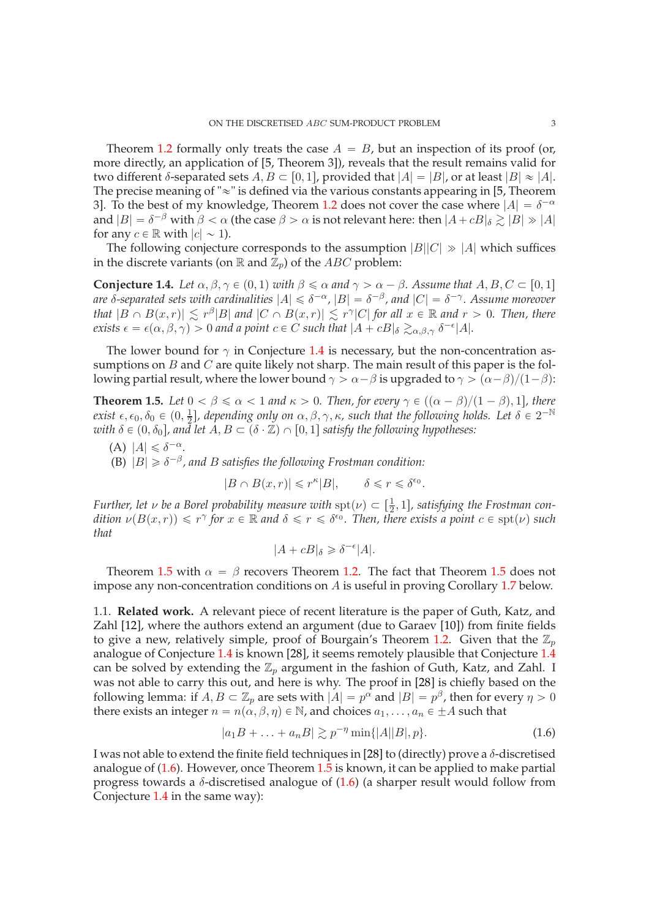Theorem 1.2 formally only treats the case $A = B$, but an inspection of its proof (or, more directly, an application of [5, Theorem 3]), reveals that the result remains valid for two different $\delta$-separated sets $A, B \subset [0,1]$, provided that $|A| = |B|$, or at least $|B| \approx |A|$. The precise meaning of "$\approx$" is defined via the various constants appearing in [5, Theorem 3]. To the best of my knowledge, Theorem 1.2 does not cover the case where $|A| = \delta^{-\alpha}$ and $|B| = \delta^{-\beta}$ with $\beta < \alpha$ (the case $\beta > \alpha$ is not relevant here: then $|A + cB|_\delta \gtrsim |B| \gg |A|$ for any $c \in \mathbb{R}$ with $|c| \sim 1$).

The following conjecture corresponds to the assumption $|B||C| \gg |A|$ which suffices in the discrete variants (on $\mathbb{R}$ and $\mathbb{Z}_p$) of the $ABC$ problem:

**Conjecture 1.4.** *Let $\alpha, \beta, \gamma \in (0,1)$ with $\beta \leqslant \alpha$ and $\gamma > \alpha - \beta$. Assume that $A, B, C \subset [0,1]$ are $\delta$-separated sets with cardinalities $|A| \leqslant \delta^{-\alpha}$, $|B| = \delta^{-\beta}$, and $|C| = \delta^{-\gamma}$. Assume moreover that $|B \cap B(x,r)| \lesssim r^{\beta}|B|$ and $|C \cap B(x,r)| \lesssim r^{\gamma}|C|$ for all $x \in \mathbb{R}$ and $r > 0$. Then, there exists $\epsilon = \epsilon(\alpha, \beta, \gamma) > 0$ and a point $c \in C$ such that $|A + cB|_\delta \gtrsim_{\alpha,\beta,\gamma} \delta^{-\epsilon}|A|$.*

The lower bound for $\gamma$ in Conjecture 1.4 is necessary, but the non-concentration assumptions on $B$ and $C$ are quite likely not sharp. The main result of this paper is the following partial result, where the lower bound $\gamma > \alpha - \beta$ is upgraded to $\gamma > (\alpha - \beta)/(1-\beta)$:

**Theorem 1.5.** *Let $0 < \beta \leqslant \alpha < 1$ and $\kappa > 0$. Then, for every $\gamma \in ((\alpha - \beta)/(1-\beta), 1]$, there exist $\epsilon, \epsilon_0, \delta_0 \in (0, \frac{1}{2}]$, depending only on $\alpha, \beta, \gamma, \kappa$, such that the following holds. Let $\delta \in 2^{-\mathbb{N}}$ with $\delta \in (0, \delta_0]$, and let $A, B \subset (\delta \cdot \mathbb{Z}) \cap [0,1]$ satisfy the following hypotheses:*

(A) *$|A| \leqslant \delta^{-\alpha}$.*
(B) *$|B| \geqslant \delta^{-\beta}$, and $B$ satisfies the following Frostman condition:*

$$|B \cap B(x,r)| \leqslant r^{\kappa}|B|, \qquad \delta \leqslant r \leqslant \delta^{\epsilon_0}.$$

*Further, let $\nu$ be a Borel probability measure with $\mathrm{spt}(\nu) \subset [\frac{1}{2}, 1]$, satisfying the Frostman condition $\nu(B(x,r)) \leqslant r^{\gamma}$ for $x \in \mathbb{R}$ and $\delta \leqslant r \leqslant \delta^{\epsilon_0}$. Then, there exists a point $c \in \mathrm{spt}(\nu)$ such that*

$$|A + cB|_\delta \geqslant \delta^{-\epsilon}|A|.$$

Theorem 1.5 with $\alpha = \beta$ recovers Theorem 1.2. The fact that Theorem 1.5 does not impose any non-concentration conditions on $A$ is useful in proving Corollary 1.7 below.

## 1.1. Related work.

A relevant piece of recent literature is the paper of Guth, Katz, and Zahl [12], where the authors extend an argument (due to Garaev [10]) from finite fields to give a new, relatively simple, proof of Bourgain's Theorem 1.2. Given that the $\mathbb{Z}_p$ analogue of Conjecture 1.4 is known [28], it seems remotely plausible that Conjecture 1.4 can be solved by extending the $\mathbb{Z}_p$ argument in the fashion of Guth, Katz, and Zahl. I was not able to carry this out, and here is why. The proof in [28] is chiefly based on the following lemma: if $A, B \subset \mathbb{Z}_p$ are sets with $|A| = p^{\alpha}$ and $|B| = p^{\beta}$, then for every $\eta > 0$ there exists an integer $n = n(\alpha, \beta, \eta) \in \mathbb{N}$, and choices $a_1, \ldots, a_n \in \pm A$ such that

$$|a_1 B + \ldots + a_n B| \gtrsim p^{-\eta} \min\{|A||B|, p\}. \tag{1.6}$$

I was not able to extend the finite field techniques in [28] to (directly) prove a $\delta$-discretised analogue of (1.6). However, once Theorem 1.5 is known, it can be applied to make partial progress towards a $\delta$-discretised analogue of (1.6) (a sharper result would follow from Conjecture 1.4 in the same way):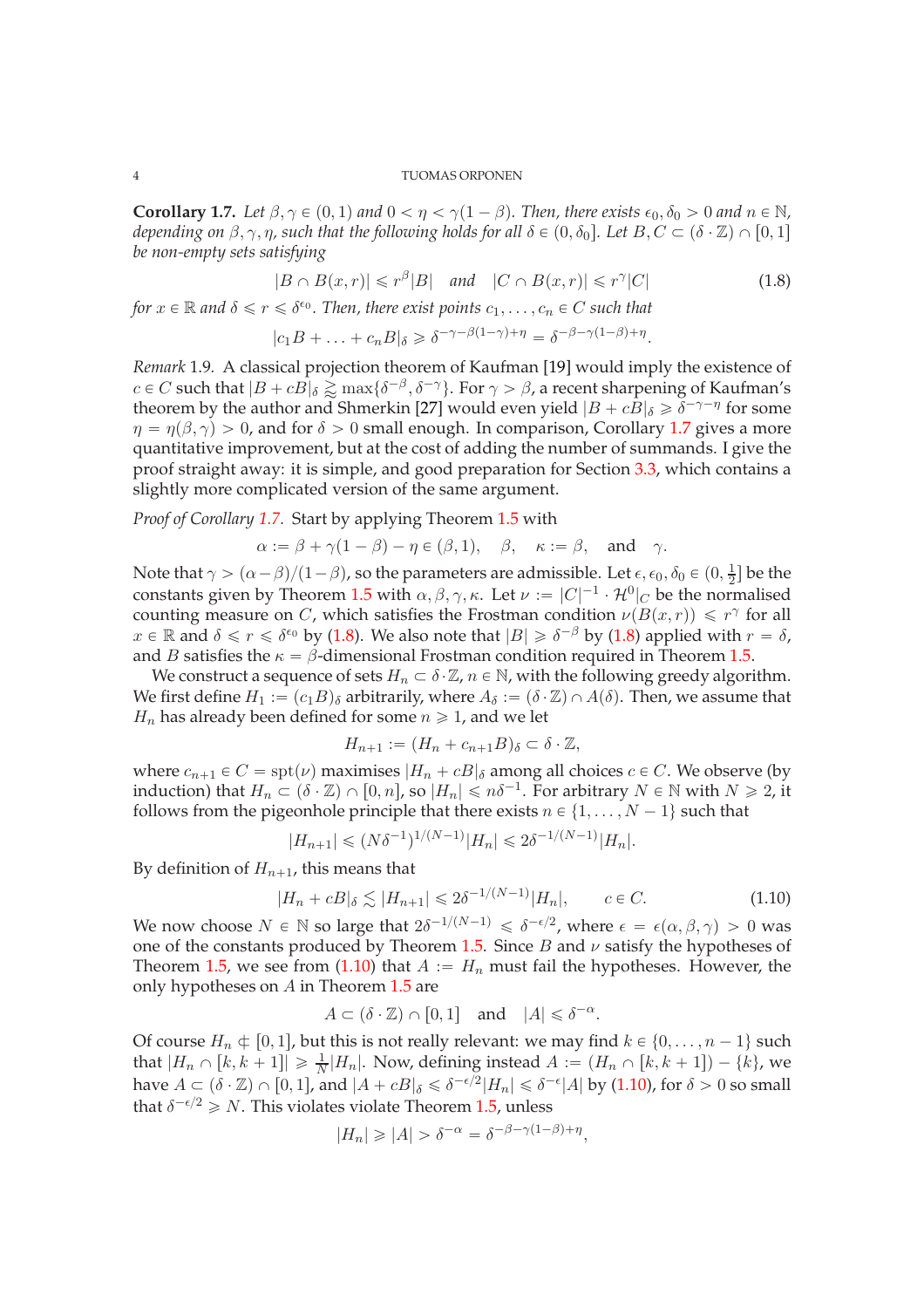**Corollary 1.7.** *Let $\beta, \gamma \in (0,1)$ and $0 < \eta < \gamma(1-\beta)$. Then, there exists $\epsilon_0, \delta_0 > 0$ and $n \in \mathbb{N}$, depending on $\beta, \gamma, \eta$, such that the following holds for all $\delta \in (0, \delta_0]$. Let $B, C \subset (\delta \cdot \mathbb{Z}) \cap [0,1]$ be non-empty sets satisfying*

$$|B \cap B(x,r)| \leqslant r^{\beta}|B| \quad \text{and} \quad |C \cap B(x,r)| \leqslant r^{\gamma}|C| \tag{1.8}$$

*for $x \in \mathbb{R}$ and $\delta \leqslant r \leqslant \delta^{\epsilon_0}$. Then, there exist points $c_1, \ldots, c_n \in C$ such that*

$$|c_1 B + \ldots + c_n B|_{\delta} \geqslant \delta^{-\gamma - \beta(1-\gamma) + \eta} = \delta^{-\beta - \gamma(1-\beta) + \eta}.$$

*Remark* 1.9. A classical projection theorem of Kaufman [19] would imply the existence of $c \in C$ such that $|B + cB|_{\delta} \gtrapprox \max\{\delta^{-\beta}, \delta^{-\gamma}\}$. For $\gamma > \beta$, a recent sharpening of Kaufman's theorem by the author and Shmerkin [27] would even yield $|B + cB|_{\delta} \geqslant \delta^{-\gamma-\eta}$ for some $\eta = \eta(\beta, \gamma) > 0$, and for $\delta > 0$ small enough. In comparison, Corollary 1.7 gives a more quantitative improvement, but at the cost of adding the number of summands. I give the proof straight away: it is simple, and good preparation for Section 3.3, which contains a slightly more complicated version of the same argument.

*Proof of Corollary 1.7.* Start by applying Theorem 1.5 with

$$\alpha := \beta + \gamma(1-\beta) - \eta \in (\beta, 1), \quad \beta, \quad \kappa := \beta, \quad \text{and} \quad \gamma.$$

Note that $\gamma > (\alpha - \beta)/(1-\beta)$, so the parameters are admissible. Let $\epsilon, \epsilon_0, \delta_0 \in (0, \frac{1}{2}]$ be the constants given by Theorem 1.5 with $\alpha, \beta, \gamma, \kappa$. Let $\nu := |C|^{-1} \cdot \mathcal{H}^0|_C$ be the normalised counting measure on $C$, which satisfies the Frostman condition $\nu(B(x,r)) \leqslant r^{\gamma}$ for all $x \in \mathbb{R}$ and $\delta \leqslant r \leqslant \delta^{\epsilon_0}$ by (1.8). We also note that $|B| \geqslant \delta^{-\beta}$ by (1.8) applied with $r = \delta$, and $B$ satisfies the $\kappa = \beta$-dimensional Frostman condition required in Theorem 1.5.

We construct a sequence of sets $H_n \subset \delta \cdot \mathbb{Z}$, $n \in \mathbb{N}$, with the following greedy algorithm. We first define $H_1 := (c_1 B)_{\delta}$ arbitrarily, where $A_{\delta} := (\delta \cdot \mathbb{Z}) \cap A(\delta)$. Then, we assume that $H_n$ has already been defined for some $n \geqslant 1$, and we let

$$H_{n+1} := (H_n + c_{n+1}B)_{\delta} \subset \delta \cdot \mathbb{Z},$$

where $c_{n+1} \in C = \mathrm{spt}(\nu)$ maximises $|H_n + cB|_{\delta}$ among all choices $c \in C$. We observe (by induction) that $H_n \subset (\delta \cdot \mathbb{Z}) \cap [0, n]$, so $|H_n| \leqslant n\delta^{-1}$. For arbitrary $N \in \mathbb{N}$ with $N \geqslant 2$, it follows from the pigeonhole principle that there exists $n \in \{1, \ldots, N-1\}$ such that

$$|H_{n+1}| \leqslant (N\delta^{-1})^{1/(N-1)}|H_n| \leqslant 2\delta^{-1/(N-1)}|H_n|.$$

By definition of $H_{n+1}$, this means that

$$|H_n + cB|_{\delta} \lesssim |H_{n+1}| \leqslant 2\delta^{-1/(N-1)}|H_n|, \qquad c \in C. \tag{1.10}$$

We now choose $N \in \mathbb{N}$ so large that $2\delta^{-1/(N-1)} \leqslant \delta^{-\epsilon/2}$, where $\epsilon = \epsilon(\alpha, \beta, \gamma) > 0$ was one of the constants produced by Theorem 1.5. Since $B$ and $\nu$ satisfy the hypotheses of Theorem 1.5, we see from (1.10) that $A := H_n$ must fail the hypotheses. However, the only hypotheses on $A$ in Theorem 1.5 are

$$A \subset (\delta \cdot \mathbb{Z}) \cap [0,1] \quad \text{and} \quad |A| \leqslant \delta^{-\alpha}.$$

Of course $H_n \not\subset [0,1]$, but this is not really relevant: we may find $k \in \{0, \ldots, n-1\}$ such that $|H_n \cap [k, k+1]| \geqslant \frac{1}{N}|H_n|$. Now, defining instead $A := (H_n \cap [k, k+1]) - \{k\}$, we have $A \subset (\delta \cdot \mathbb{Z}) \cap [0,1]$, and $|A + cB|_{\delta} \leqslant \delta^{-\epsilon/2}|H_n| \leqslant \delta^{-\epsilon}|A|$ by (1.10), for $\delta > 0$ so small that $\delta^{-\epsilon/2} \geqslant N$. This violates violate Theorem 1.5, unless

$$|H_n| \geqslant |A| > \delta^{-\alpha} = \delta^{-\beta - \gamma(1-\beta) + \eta},$$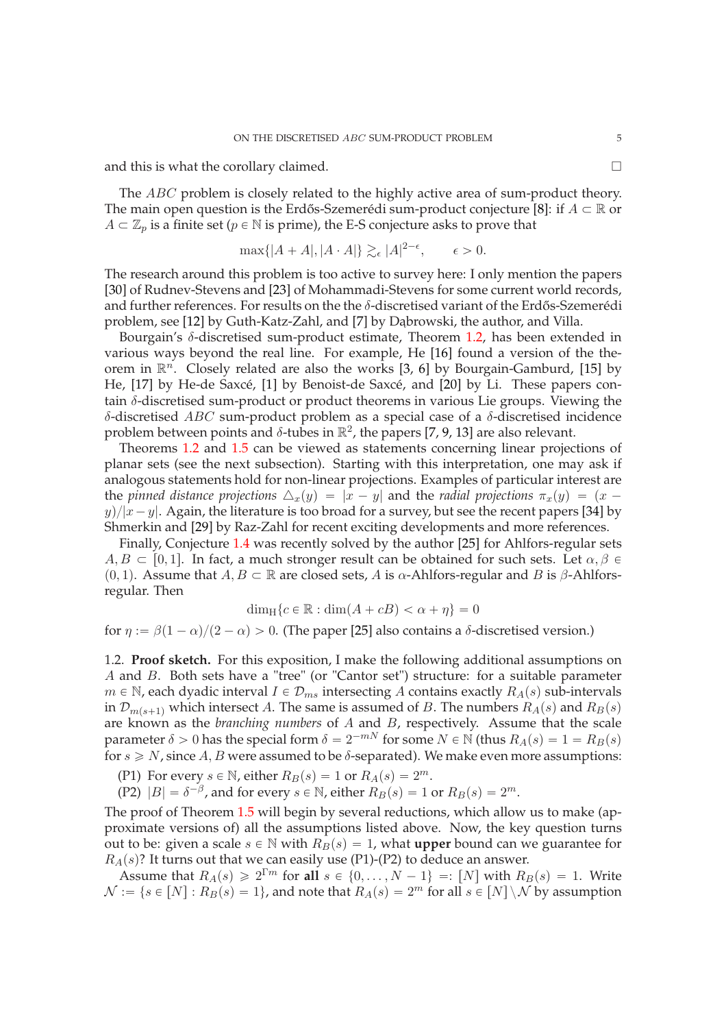and this is what the corollary claimed. □

The $ABC$ problem is closely related to the highly active area of sum-product theory. The main open question is the Erdős-Szemerédi sum-product conjecture [8]: if $A \subset \mathbb{R}$ or $A \subset \mathbb{Z}_p$ is a finite set ($p \in \mathbb{N}$ is prime), the E-S conjecture asks to prove that

$$\max\{|A + A|, |A \cdot A|\} \gtrsim_{\epsilon} |A|^{2-\epsilon}, \qquad \epsilon > 0.$$

The research around this problem is too active to survey here: I only mention the papers [30] of Rudnev-Stevens and [23] of Mohammadi-Stevens for some current world records, and further references. For results on the the $\delta$-discretised variant of the Erdős-Szemerédi problem, see [12] by Guth-Katz-Zahl, and [7] by Dąbrowski, the author, and Villa.

Bourgain's $\delta$-discretised sum-product estimate, Theorem 1.2, has been extended in various ways beyond the real line. For example, He [16] found a version of the theorem in $\mathbb{R}^n$. Closely related are also the works [3, 6] by Bourgain-Gamburd, [15] by He, [17] by He-de Saxcé, [1] by Benoist-de Saxcé, and [20] by Li. These papers contain $\delta$-discretised sum-product or product theorems in various Lie groups. Viewing the $\delta$-discretised $ABC$ sum-product problem as a special case of a $\delta$-discretised incidence problem between points and $\delta$-tubes in $\mathbb{R}^2$, the papers [7, 9, 13] are also relevant.

Theorems 1.2 and 1.5 can be viewed as statements concerning linear projections of planar sets (see the next subsection). Starting with this interpretation, one may ask if analogous statements hold for non-linear projections. Examples of particular interest are the *pinned distance projections* $\triangle_x(y) = |x - y|$ and the *radial projections* $\pi_x(y) = (x - y)/|x - y|$. Again, the literature is too broad for a survey, but see the recent papers [34] by Shmerkin and [29] by Raz-Zahl for recent exciting developments and more references.

Finally, Conjecture 1.4 was recently solved by the author [25] for Ahlfors-regular sets $A, B \subset [0, 1]$. In fact, a much stronger result can be obtained for such sets. Let $\alpha, \beta \in (0, 1)$. Assume that $A, B \subset \mathbb{R}$ are closed sets, $A$ is $\alpha$-Ahlfors-regular and $B$ is $\beta$-Ahlfors-regular. Then

$$\dim_{\mathrm{H}}\{c \in \mathbb{R} : \dim(A + cB) < \alpha + \eta\} = 0$$

for $\eta := \beta(1 - \alpha)/(2 - \alpha) > 0$. (The paper [25] also contains a $\delta$-discretised version.)

1.2. **Proof sketch.** For this exposition, I make the following additional assumptions on $A$ and $B$. Both sets have a "tree" (or "Cantor set") structure: for a suitable parameter $m \in \mathbb{N}$, each dyadic interval $I \in \mathcal{D}_{ms}$ intersecting $A$ contains exactly $R_A(s)$ sub-intervals in $\mathcal{D}_{m(s+1)}$ which intersect $A$. The same is assumed of $B$. The numbers $R_A(s)$ and $R_B(s)$ are known as the *branching numbers* of $A$ and $B$, respectively. Assume that the scale parameter $\delta > 0$ has the special form $\delta = 2^{-mN}$ for some $N \in \mathbb{N}$ (thus $R_A(s) = 1 = R_B(s)$ for $s \geqslant N$, since $A, B$ were assumed to be $\delta$-separated). We make even more assumptions:

(P1) For every $s \in \mathbb{N}$, either $R_B(s) = 1$ or $R_A(s) = 2^m$.
(P2) $|B| = \delta^{-\beta}$, and for every $s \in \mathbb{N}$, either $R_B(s) = 1$ or $R_B(s) = 2^m$.

The proof of Theorem 1.5 will begin by several reductions, which allow us to make (approximate versions of) all the assumptions listed above. Now, the key question turns out to be: given a scale $s \in \mathbb{N}$ with $R_B(s) = 1$, what **upper** bound can we guarantee for $R_A(s)$? It turns out that we can easily use (P1)-(P2) to deduce an answer.

Assume that $R_A(s) \geqslant 2^{\Gamma m}$ for **all** $s \in \{0, \ldots, N - 1\} =: [N]$ with $R_B(s) = 1$. Write $\mathcal{N} := \{s \in [N] : R_B(s) = 1\}$, and note that $R_A(s) = 2^m$ for all $s \in [N] \setminus \mathcal{N}$ by assumption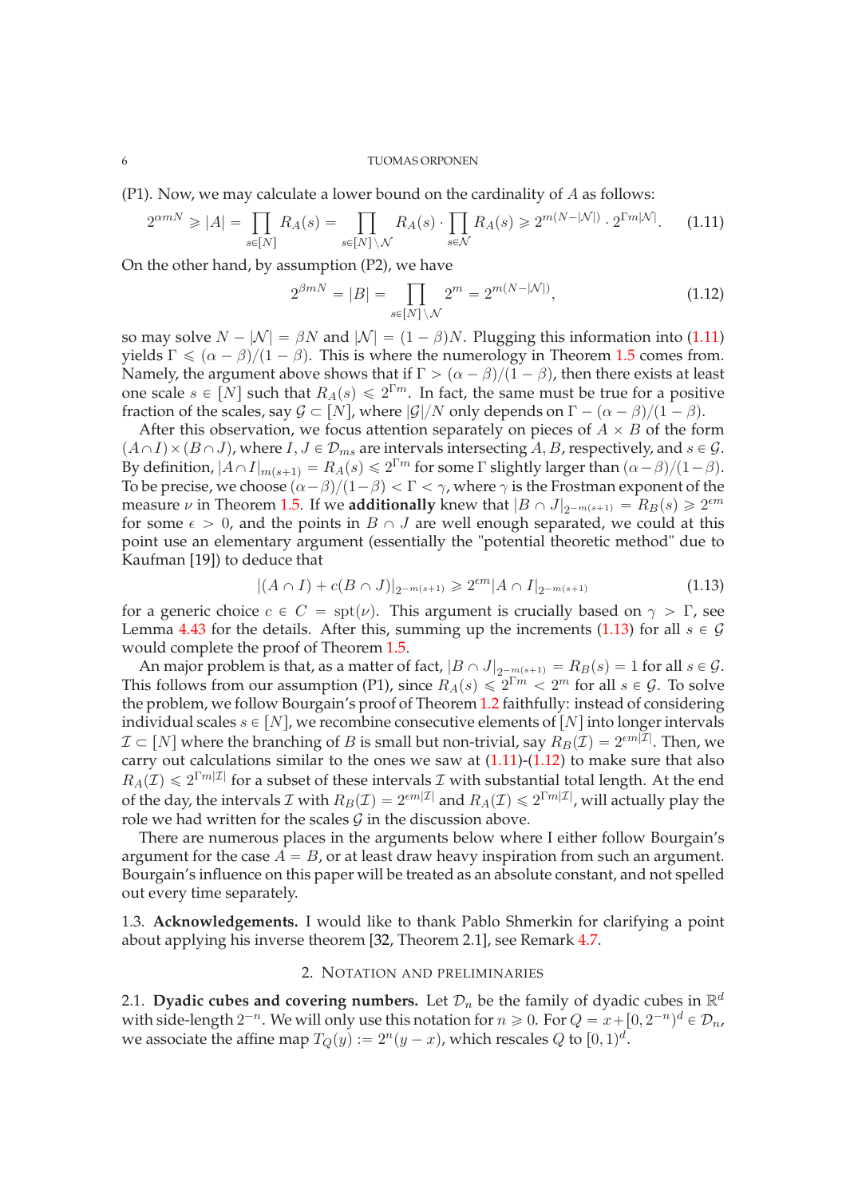(P1). Now, we may calculate a lower bound on the cardinality of $A$ as follows:

$$2^{\alpha mN} \geqslant |A| = \prod_{s\in[N]} R_A(s) = \prod_{s\in[N]\setminus\mathcal{N}} R_A(s) \cdot \prod_{s\in\mathcal{N}} R_A(s) \geqslant 2^{m(N-|\mathcal{N}|)} \cdot 2^{\Gamma m|\mathcal{N}|}. \tag{1.11}$$

On the other hand, by assumption (P2), we have

$$2^{\beta mN} = |B| = \prod_{s\in[N]\setminus\mathcal{N}} 2^m = 2^{m(N-|\mathcal{N}|)}, \tag{1.12}$$

so may solve $N - |\mathcal{N}| = \beta N$ and $|\mathcal{N}| = (1-\beta)N$. Plugging this information into (1.11) yields $\Gamma \leqslant (\alpha-\beta)/(1-\beta)$. This is where the numerology in Theorem 1.5 comes from. Namely, the argument above shows that if $\Gamma > (\alpha-\beta)/(1-\beta)$, then there exists at least one scale $s \in [N]$ such that $R_A(s) \leqslant 2^{\Gamma m}$. In fact, the same must be true for a positive fraction of the scales, say $\mathcal{G} \subset [N]$, where $|\mathcal{G}|/N$ only depends on $\Gamma - (\alpha-\beta)/(1-\beta)$.

After this observation, we focus attention separately on pieces of $A \times B$ of the form $(A \cap I) \times (B \cap J)$, where $I, J \in \mathcal{D}_{ms}$ are intervals intersecting $A, B$, respectively, and $s \in \mathcal{G}$. By definition, $|A \cap I|_{m(s+1)} = R_A(s) \leqslant 2^{\Gamma m}$ for some $\Gamma$ slightly larger than $(\alpha-\beta)/(1-\beta)$. To be precise, we choose $(\alpha-\beta)/(1-\beta) < \Gamma < \gamma$, where $\gamma$ is the Frostman exponent of the measure $\nu$ in Theorem 1.5. If we **additionally** knew that $|B \cap J|_{2^{-m(s+1)}} = R_B(s) \geqslant 2^{\epsilon m}$ for some $\epsilon > 0$, and the points in $B \cap J$ are well enough separated, we could at this point use an elementary argument (essentially the "potential theoretic method" due to Kaufman [19]) to deduce that

$$|(A \cap I) + c(B \cap J)|_{2^{-m(s+1)}} \geqslant 2^{\epsilon m}|A \cap I|_{2^{-m(s+1)}} \tag{1.13}$$

for a generic choice $c \in C = \operatorname{spt}(\nu)$. This argument is crucially based on $\gamma > \Gamma$, see Lemma 4.43 for the details. After this, summing up the increments (1.13) for all $s \in \mathcal{G}$ would complete the proof of Theorem 1.5.

An major problem is that, as a matter of fact, $|B \cap J|_{2^{-m(s+1)}} = R_B(s) = 1$ for all $s \in \mathcal{G}$. This follows from our assumption (P1), since $R_A(s) \leqslant 2^{\Gamma m} < 2^m$ for all $s \in \mathcal{G}$. To solve the problem, we follow Bourgain's proof of Theorem 1.2 faithfully: instead of considering individual scales $s \in [N]$, we recombine consecutive elements of $[N]$ into longer intervals $\mathcal{I} \subset [N]$ where the branching of $B$ is small but non-trivial, say $R_B(\mathcal{I}) = 2^{\epsilon m|\mathcal{I}|}$. Then, we carry out calculations similar to the ones we saw at (1.11)-(1.12) to make sure that also $R_A(\mathcal{I}) \leqslant 2^{\Gamma m|\mathcal{I}|}$ for a subset of these intervals $\mathcal{I}$ with substantial total length. At the end of the day, the intervals $\mathcal{I}$ with $R_B(\mathcal{I}) = 2^{\epsilon m|\mathcal{I}|}$ and $R_A(\mathcal{I}) \leqslant 2^{\Gamma m|\mathcal{I}|}$, will actually play the role we had written for the scales $\mathcal{G}$ in the discussion above.

There are numerous places in the arguments below where I either follow Bourgain's argument for the case $A = B$, or at least draw heavy inspiration from such an argument. Bourgain's influence on this paper will be treated as an absolute constant, and not spelled out every time separately.

### 1.3. Acknowledgements.

I would like to thank Pablo Shmerkin for clarifying a point about applying his inverse theorem [32, Theorem 2.1], see Remark 4.7.

## 2. Notation and preliminaries

### 2.1. Dyadic cubes and covering numbers.

Let $\mathcal{D}_n$ be the family of dyadic cubes in $\mathbb{R}^d$ with side-length $2^{-n}$. We will only use this notation for $n \geqslant 0$. For $Q = x + [0, 2^{-n})^d \in \mathcal{D}_n$, we associate the affine map $T_Q(y) := 2^n(y - x)$, which rescales $Q$ to $[0,1)^d$.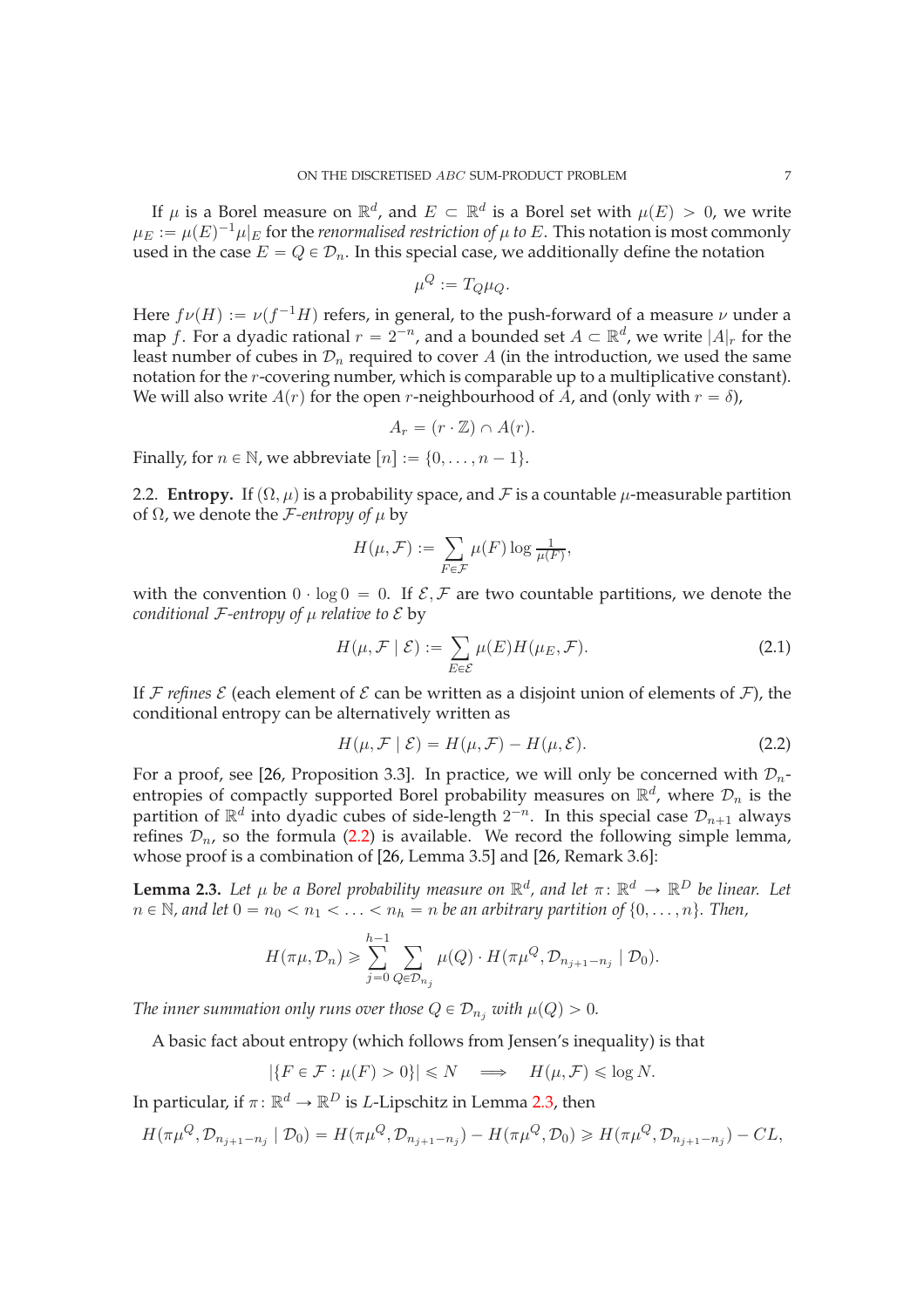If $\mu$ is a Borel measure on $\mathbb{R}^d$, and $E \subset \mathbb{R}^d$ is a Borel set with $\mu(E) > 0$, we write $\mu_E := \mu(E)^{-1}\mu|_E$ for the *renormalised restriction of $\mu$ to $E$*. This notation is most commonly used in the case $E = Q \in \mathcal{D}_n$. In this special case, we additionally define the notation

$$\mu^Q := T_Q \mu_Q.$$

Here $f\nu(H) := \nu(f^{-1}H)$ refers, in general, to the push-forward of a measure $\nu$ under a map $f$. For a dyadic rational $r = 2^{-n}$, and a bounded set $A \subset \mathbb{R}^d$, we write $|A|_r$ for the least number of cubes in $\mathcal{D}_n$ required to cover $A$ (in the introduction, we used the same notation for the $r$-covering number, which is comparable up to a multiplicative constant). We will also write $A(r)$ for the open $r$-neighbourhood of $A$, and (only with $r = \delta$),

$$A_r = (r \cdot \mathbb{Z}) \cap A(r).$$

Finally, for $n \in \mathbb{N}$, we abbreviate $[n] := \{0, \ldots, n-1\}$.

## 2.2. Entropy.

If $(\Omega, \mu)$ is a probability space, and $\mathcal{F}$ is a countable $\mu$-measurable partition of $\Omega$, we denote the *$\mathcal{F}$-entropy of $\mu$* by

$$H(\mu, \mathcal{F}) := \sum_{F \in \mathcal{F}} \mu(F) \log \tfrac{1}{\mu(F)},$$

with the convention $0 \cdot \log 0 = 0$. If $\mathcal{E}, \mathcal{F}$ are two countable partitions, we denote the *conditional $\mathcal{F}$-entropy of $\mu$ relative to $\mathcal{E}$* by

$$H(\mu, \mathcal{F} \mid \mathcal{E}) := \sum_{E \in \mathcal{E}} \mu(E) H(\mu_E, \mathcal{F}). \tag{2.1}$$

If $\mathcal{F}$ *refines* $\mathcal{E}$ (each element of $\mathcal{E}$ can be written as a disjoint union of elements of $\mathcal{F}$), the conditional entropy can be alternatively written as

$$H(\mu, \mathcal{F} \mid \mathcal{E}) = H(\mu, \mathcal{F}) - H(\mu, \mathcal{E}). \tag{2.2}$$

For a proof, see [26, Proposition 3.3]. In practice, we will only be concerned with $\mathcal{D}_n$-entropies of compactly supported Borel probability measures on $\mathbb{R}^d$, where $\mathcal{D}_n$ is the partition of $\mathbb{R}^d$ into dyadic cubes of side-length $2^{-n}$. In this special case $\mathcal{D}_{n+1}$ always refines $\mathcal{D}_n$, so the formula (2.2) is available. We record the following simple lemma, whose proof is a combination of [26, Lemma 3.5] and [26, Remark 3.6]:

**Lemma 2.3.** *Let $\mu$ be a Borel probability measure on $\mathbb{R}^d$, and let $\pi \colon \mathbb{R}^d \to \mathbb{R}^D$ be linear. Let $n \in \mathbb{N}$, and let $0 = n_0 < n_1 < \ldots < n_h = n$ be an arbitrary partition of $\{0, \ldots, n\}$. Then,*

$$H(\pi\mu, \mathcal{D}_n) \geqslant \sum_{j=0}^{h-1} \sum_{Q \in \mathcal{D}_{n_j}} \mu(Q) \cdot H(\pi\mu^Q, \mathcal{D}_{n_{j+1}-n_j} \mid \mathcal{D}_0).$$

*The inner summation only runs over those $Q \in \mathcal{D}_{n_j}$ with $\mu(Q) > 0$.*

A basic fact about entropy (which follows from Jensen's inequality) is that

$$|\{F \in \mathcal{F} : \mu(F) > 0\}| \leqslant N \quad \Longrightarrow \quad H(\mu, \mathcal{F}) \leqslant \log N.$$

In particular, if $\pi \colon \mathbb{R}^d \to \mathbb{R}^D$ is $L$-Lipschitz in Lemma 2.3, then

$$H(\pi\mu^Q, \mathcal{D}_{n_{j+1}-n_j} \mid \mathcal{D}_0) = H(\pi\mu^Q, \mathcal{D}_{n_{j+1}-n_j}) - H(\pi\mu^Q, \mathcal{D}_0) \geqslant H(\pi\mu^Q, \mathcal{D}_{n_{j+1}-n_j}) - CL,$$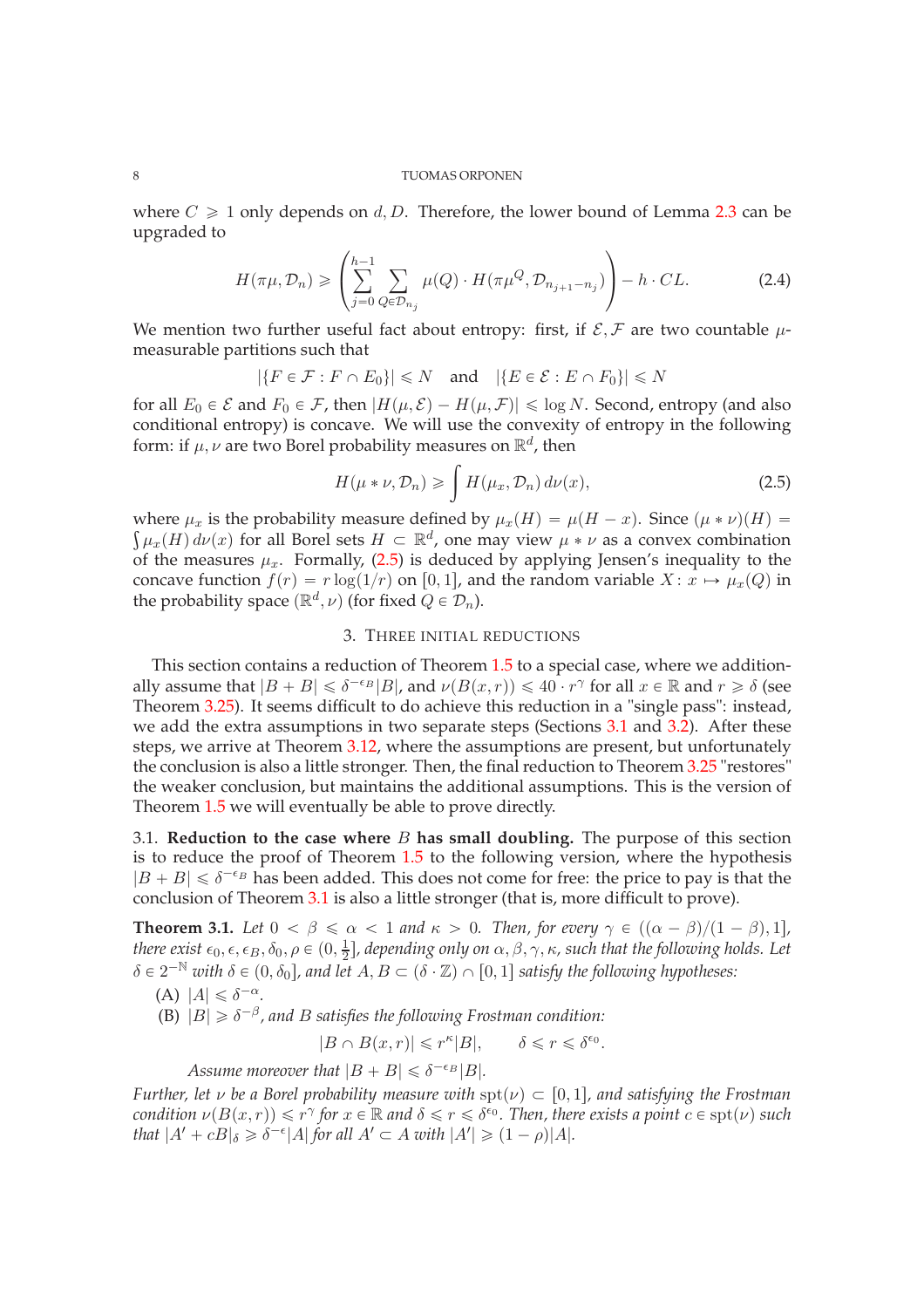where $C \geqslant 1$ only depends on $d, D$. Therefore, the lower bound of Lemma 2.3 can be upgraded to

$$H(\pi\mu, \mathcal{D}_n) \geqslant \left( \sum_{j=0}^{h-1} \sum_{Q \in \mathcal{D}_{n_j}} \mu(Q) \cdot H(\pi\mu^Q, \mathcal{D}_{n_{j+1}-n_j}) \right) - h \cdot CL. \tag{2.4}$$

We mention two further useful fact about entropy: first, if $\mathcal{E}, \mathcal{F}$ are two countable $\mu$-measurable partitions such that

$$|\{F \in \mathcal{F} : F \cap E_0\}| \leqslant N \quad \text{and} \quad |\{E \in \mathcal{E} : E \cap F_0\}| \leqslant N$$

for all $E_0 \in \mathcal{E}$ and $F_0 \in \mathcal{F}$, then $|H(\mu, \mathcal{E}) - H(\mu, \mathcal{F})| \leqslant \log N$. Second, entropy (and also conditional entropy) is concave. We will use the convexity of entropy in the following form: if $\mu, \nu$ are two Borel probability measures on $\mathbb{R}^d$, then

$$H(\mu * \nu, \mathcal{D}_n) \geqslant \int H(\mu_x, \mathcal{D}_n) \, d\nu(x), \tag{2.5}$$

where $\mu_x$ is the probability measure defined by $\mu_x(H) = \mu(H - x)$. Since $(\mu * \nu)(H) = \int \mu_x(H) \, d\nu(x)$ for all Borel sets $H \subset \mathbb{R}^d$, one may view $\mu * \nu$ as a convex combination of the measures $\mu_x$. Formally, (2.5) is deduced by applying Jensen's inequality to the concave function $f(r) = r \log(1/r)$ on $[0, 1]$, and the random variable $X : x \mapsto \mu_x(Q)$ in the probability space $(\mathbb{R}^d, \nu)$ (for fixed $Q \in \mathcal{D}_n$).

## 3. Three initial reductions

This section contains a reduction of Theorem 1.5 to a special case, where we additionally assume that $|B + B| \leqslant \delta^{-\epsilon_B}|B|$, and $\nu(B(x, r)) \leqslant 40 \cdot r^{\gamma}$ for all $x \in \mathbb{R}$ and $r \geqslant \delta$ (see Theorem 3.25). It seems difficult to do achieve this reduction in a "single pass": instead, we add the extra assumptions in two separate steps (Sections 3.1 and 3.2). After these steps, we arrive at Theorem 3.12, where the assumptions are present, but unfortunately the conclusion is also a little stronger. Then, the final reduction to Theorem 3.25 "restores" the weaker conclusion, but maintains the additional assumptions. This is the version of Theorem 1.5 we will eventually be able to prove directly.

### 3.1. Reduction to the case where $B$ has small doubling.

The purpose of this section is to reduce the proof of Theorem 1.5 to the following version, where the hypothesis $|B + B| \leqslant \delta^{-\epsilon_B}$ has been added. This does not come for free: the price to pay is that the conclusion of Theorem 3.1 is also a little stronger (that is, more difficult to prove).

**Theorem 3.1.** *Let $0 < \beta \leqslant \alpha < 1$ and $\kappa > 0$. Then, for every $\gamma \in ((\alpha - \beta)/(1 - \beta), 1]$, there exist $\epsilon_0, \epsilon, \epsilon_B, \delta_0, \rho \in (0, \frac{1}{2}]$, depending only on $\alpha, \beta, \gamma, \kappa$, such that the following holds. Let $\delta \in 2^{-\mathbb{N}}$ with $\delta \in (0, \delta_0]$, and let $A, B \subset (\delta \cdot \mathbb{Z}) \cap [0, 1]$ satisfy the following hypotheses:*

(A) *$|A| \leqslant \delta^{-\alpha}$.*
(B) *$|B| \geqslant \delta^{-\beta}$, and $B$ satisfies the following Frostman condition:*

$$|B \cap B(x, r)| \leqslant r^{\kappa}|B|, \qquad \delta \leqslant r \leqslant \delta^{\epsilon_0}.$$

*Assume moreover that $|B + B| \leqslant \delta^{-\epsilon_B}|B|$.*

*Further, let $\nu$ be a Borel probability measure with $\operatorname{spt}(\nu) \subset [0, 1]$, and satisfying the Frostman condition $\nu(B(x, r)) \leqslant r^{\gamma}$ for $x \in \mathbb{R}$ and $\delta \leqslant r \leqslant \delta^{\epsilon_0}$. Then, there exists a point $c \in \operatorname{spt}(\nu)$ such that $|A' + cB|_{\delta} \geqslant \delta^{-\epsilon}|A|$ for all $A' \subset A$ with $|A'| \geqslant (1 - \rho)|A|$.*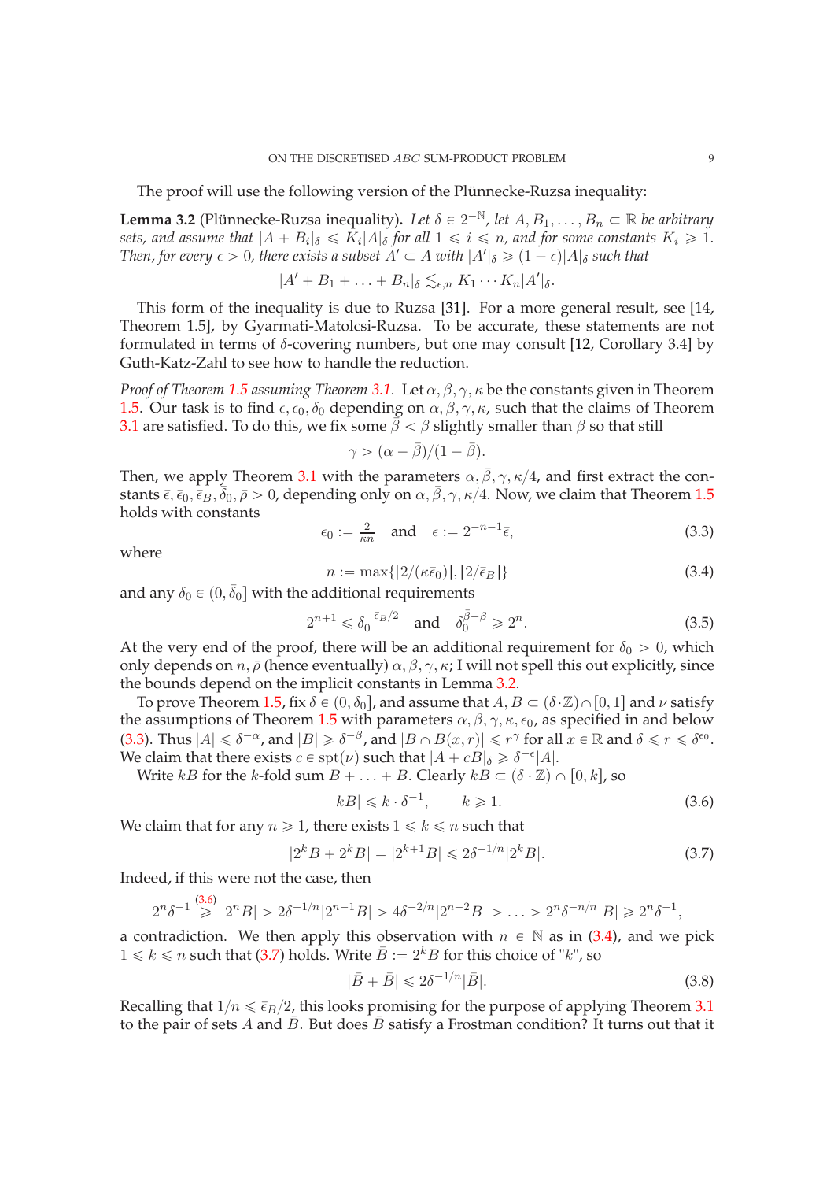The proof will use the following version of the Plünnecke-Ruzsa inequality:

**Lemma 3.2** (Plünnecke-Ruzsa inequality)**.** *Let $\delta \in 2^{-\mathbb{N}}$, let $A, B_1, \ldots, B_n \subset \mathbb{R}$ be arbitrary sets, and assume that $|A + B_i|_\delta \leqslant K_i |A|_\delta$ for all $1 \leqslant i \leqslant n$, and for some constants $K_i \geqslant 1$. Then, for every $\epsilon > 0$, there exists a subset $A' \subset A$ with $|A'|_\delta \geqslant (1-\epsilon)|A|_\delta$ such that*

$$|A' + B_1 + \ldots + B_n|_\delta \lesssim_{\epsilon,n} K_1 \cdots K_n |A'|_\delta.$$

This form of the inequality is due to Ruzsa [31]. For a more general result, see [14, Theorem 1.5], by Gyarmati-Matolcsi-Ruzsa. To be accurate, these statements are not formulated in terms of $\delta$-covering numbers, but one may consult [12, Corollary 3.4] by Guth-Katz-Zahl to see how to handle the reduction.

*Proof of Theorem 1.5 assuming Theorem 3.1.* Let $\alpha, \beta, \gamma, \kappa$ be the constants given in Theorem 1.5. Our task is to find $\epsilon, \epsilon_0, \delta_0$ depending on $\alpha, \beta, \gamma, \kappa$, such that the claims of Theorem 3.1 are satisfied. To do this, we fix some $\bar{\beta} < \beta$ slightly smaller than $\beta$ so that still

$$\gamma > (\alpha - \bar{\beta})/(1 - \bar{\beta}).$$

Then, we apply Theorem 3.1 with the parameters $\alpha, \bar{\beta}, \gamma, \kappa/4$, and first extract the constants $\bar{\epsilon}, \bar{\epsilon}_0, \bar{\epsilon}_B, \bar{\delta}_0, \bar{\rho} > 0$, depending only on $\alpha, \bar{\beta}, \gamma, \kappa/4$. Now, we claim that Theorem 1.5 holds with constants

$$\epsilon_0 := \tfrac{2}{\kappa n} \quad \text{and} \quad \epsilon := 2^{-n-1}\bar{\epsilon}, \tag{3.3}$$

where

$$n := \max\{\lceil 2/(\kappa \bar{\epsilon}_0) \rceil, \lceil 2/\bar{\epsilon}_B \rceil\} \tag{3.4}$$

and any $\delta_0 \in (0, \bar{\delta}_0]$ with the additional requirements

$$2^{n+1} \leqslant \delta_0^{-\bar{\epsilon}_B/2} \quad \text{and} \quad \delta_0^{\bar{\beta}-\beta} \geqslant 2^n. \tag{3.5}$$

At the very end of the proof, there will be an additional requirement for $\delta_0 > 0$, which only depends on $n, \bar{\rho}$ (hence eventually) $\alpha, \beta, \gamma, \kappa$; I will not spell this out explicitly, since the bounds depend on the implicit constants in Lemma 3.2.

To prove Theorem 1.5, fix $\delta \in (0, \delta_0]$, and assume that $A, B \subset (\delta \cdot \mathbb{Z}) \cap [0,1]$ and $\nu$ satisfy the assumptions of Theorem 1.5 with parameters $\alpha, \beta, \gamma, \kappa, \epsilon_0$, as specified in and below (3.3). Thus $|A| \leqslant \delta^{-\alpha}$, and $|B| \geqslant \delta^{-\beta}$, and $|B \cap B(x,r)| \leqslant r^{\gamma}$ for all $x \in \mathbb{R}$ and $\delta \leqslant r \leqslant \delta^{\epsilon_0}$. We claim that there exists $c \in \mathrm{spt}(\nu)$ such that $|A + cB|_\delta \geqslant \delta^{-\epsilon}|A|$.

Write $kB$ for the $k$-fold sum $B + \ldots + B$. Clearly $kB \subset (\delta \cdot \mathbb{Z}) \cap [0,k]$, so

$$|kB| \leqslant k \cdot \delta^{-1}, \qquad k \geqslant 1. \tag{3.6}$$

We claim that for any $n \geqslant 1$, there exists $1 \leqslant k \leqslant n$ such that

$$|2^k B + 2^k B| = |2^{k+1}B| \leqslant 2\delta^{-1/n}|2^k B|. \tag{3.7}$$

Indeed, if this were not the case, then

$$2^n \delta^{-1} \overset{(3.6)}{\geqslant} |2^n B| > 2\delta^{-1/n}|2^{n-1}B| > 4\delta^{-2/n}|2^{n-2}B| > \ldots > 2^n \delta^{-n/n}|B| \geqslant 2^n \delta^{-1},$$

a contradiction. We then apply this observation with $n \in \mathbb{N}$ as in (3.4), and we pick $1 \leqslant k \leqslant n$ such that (3.7) holds. Write $\bar{B} := 2^k B$ for this choice of "$k$", so

$$|\bar{B} + \bar{B}| \leqslant 2\delta^{-1/n}|\bar{B}|. \tag{3.8}$$

Recalling that $1/n \leqslant \bar{\epsilon}_B/2$, this looks promising for the purpose of applying Theorem 3.1 to the pair of sets $A$ and $\bar{B}$. But does $\bar{B}$ satisfy a Frostman condition? It turns out that it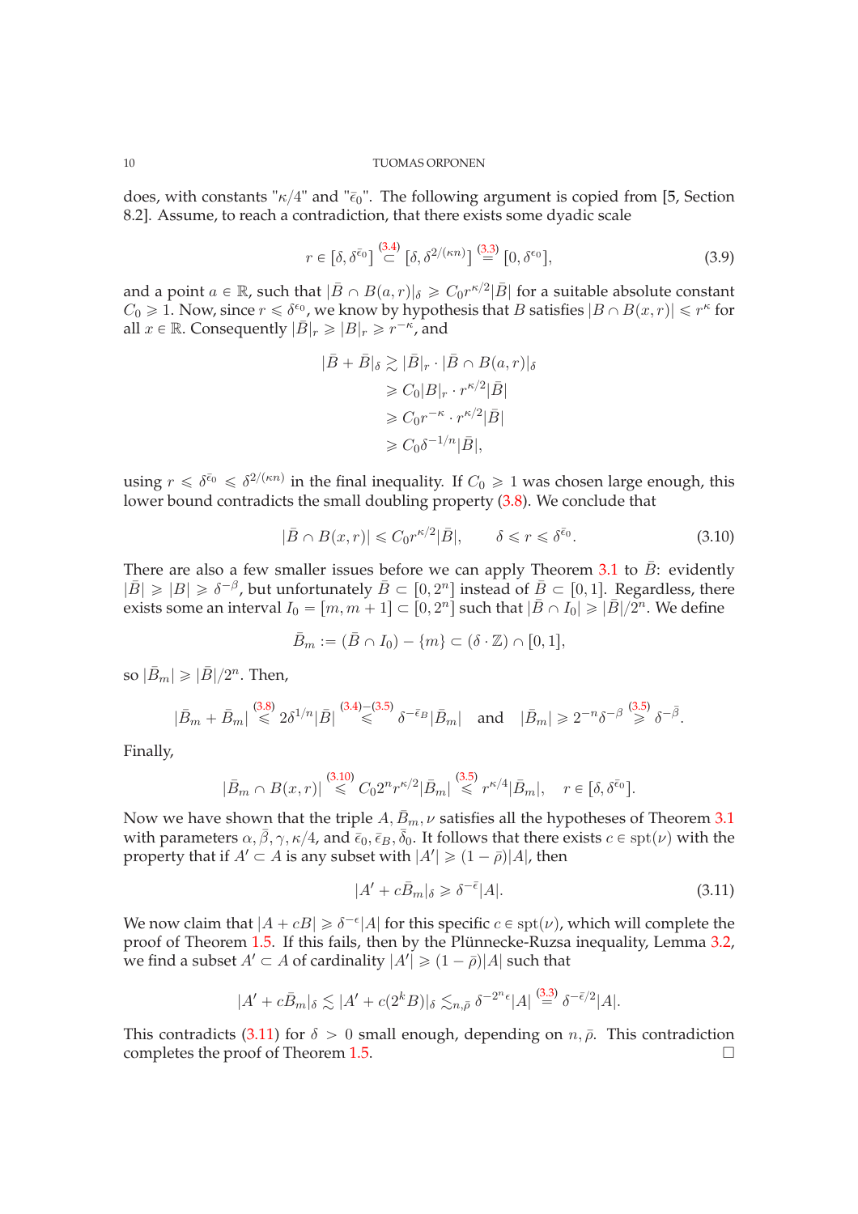does, with constants "$\kappa/4$" and "$\bar{\epsilon}_0$". The following argument is copied from [5, Section 8.2]. Assume, to reach a contradiction, that there exists some dyadic scale

$$r \in [\delta, \delta^{\bar{\epsilon}_0}] \overset{(3.4)}{\subset} [\delta, \delta^{2/(\kappa n)}] \overset{(3.3)}{=} [0, \delta^{\epsilon_0}], \tag{3.9}$$

and a point $a \in \mathbb{R}$, such that $|\bar{B} \cap B(a,r)|_\delta \geqslant C_0 r^{\kappa/2}|\bar{B}|$ for a suitable absolute constant $C_0 \geqslant 1$. Now, since $r \leqslant \delta^{\epsilon_0}$, we know by hypothesis that $B$ satisfies $|B \cap B(x,r)| \leqslant r^\kappa$ for all $x \in \mathbb{R}$. Consequently $|\bar{B}|_r \geqslant |B|_r \geqslant r^{-\kappa}$, and

$$\begin{aligned}
|\bar{B} + \bar{B}|_\delta &\gtrsim |\bar{B}|_r \cdot |\bar{B} \cap B(a,r)|_\delta \\
&\geqslant C_0 |B|_r \cdot r^{\kappa/2}|\bar{B}| \\
&\geqslant C_0 r^{-\kappa} \cdot r^{\kappa/2}|\bar{B}| \\
&\geqslant C_0 \delta^{-1/n}|\bar{B}|,
\end{aligned}$$

using $r \leqslant \delta^{\bar{\epsilon}_0} \leqslant \delta^{2/(\kappa n)}$ in the final inequality. If $C_0 \geqslant 1$ was chosen large enough, this lower bound contradicts the small doubling property (3.8). We conclude that

$$|\bar{B} \cap B(x,r)| \leqslant C_0 r^{\kappa/2}|\bar{B}|, \qquad \delta \leqslant r \leqslant \delta^{\bar{\epsilon}_0}. \tag{3.10}$$

There are also a few smaller issues before we can apply Theorem 3.1 to $\bar{B}$: evidently $|\bar{B}| \geqslant |B| \geqslant \delta^{-\beta}$, but unfortunately $\bar{B} \subset [0, 2^n]$ instead of $\bar{B} \subset [0,1]$. Regardless, there exists some an interval $I_0 = [m, m+1] \subset [0, 2^n]$ such that $|\bar{B} \cap I_0| \geqslant |\bar{B}|/2^n$. We define

$$\bar{B}_m := (\bar{B} \cap I_0) - \{m\} \subset (\delta \cdot \mathbb{Z}) \cap [0,1],$$

so $|\bar{B}_m| \geqslant |\bar{B}|/2^n$. Then,

$$|\bar{B}_m + \bar{B}_m| \overset{(3.8)}{\leqslant} 2\delta^{1/n}|\bar{B}| \overset{(3.4)-(3.5)}{\leqslant} \delta^{-\bar{\epsilon}_B}|\bar{B}_m| \quad \text{and} \quad |\bar{B}_m| \geqslant 2^{-n}\delta^{-\beta} \overset{(3.5)}{\geqslant} \delta^{-\bar{\beta}}.$$

Finally,

$$|\bar{B}_m \cap B(x,r)| \overset{(3.10)}{\leqslant} C_0 2^n r^{\kappa/2}|\bar{B}_m| \overset{(3.5)}{\leqslant} r^{\kappa/4}|\bar{B}_m|, \quad r \in [\delta, \delta^{\bar{\epsilon}_0}].$$

Now we have shown that the triple $A, \bar{B}_m, \nu$ satisfies all the hypotheses of Theorem 3.1 with parameters $\alpha, \bar{\beta}, \gamma, \kappa/4$, and $\bar{\epsilon}_0, \bar{\epsilon}_B, \bar{\delta}_0$. It follows that there exists $c \in \operatorname{spt}(\nu)$ with the property that if $A' \subset A$ is any subset with $|A'| \geqslant (1-\bar{\rho})|A|$, then

$$|A' + c\bar{B}_m|_\delta \geqslant \delta^{-\bar{\epsilon}}|A|. \tag{3.11}$$

We now claim that $|A + cB| \geqslant \delta^{-\epsilon}|A|$ for this specific $c \in \operatorname{spt}(\nu)$, which will complete the proof of Theorem 1.5. If this fails, then by the Plünnecke-Ruzsa inequality, Lemma 3.2, we find a subset $A' \subset A$ of cardinality $|A'| \geqslant (1-\bar{\rho})|A|$ such that

$$|A' + c\bar{B}_m|_\delta \lesssim |A' + c(2^k B)|_\delta \lesssim_{n,\bar{\rho}} \delta^{-2^n\epsilon}|A| \overset{(3.3)}{=} \delta^{-\bar{\epsilon}/2}|A|.$$

This contradicts (3.11) for $\delta > 0$ small enough, depending on $n, \bar{\rho}$. This contradiction completes the proof of Theorem 1.5. $\square$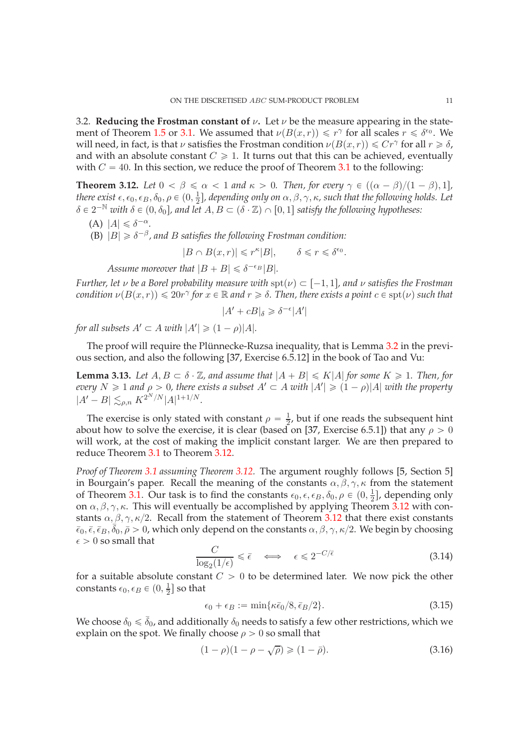3.2. **Reducing the Frostman constant of $\nu$.** Let $\nu$ be the measure appearing in the statement of Theorem 1.5 or 3.1. We assumed that $\nu(B(x,r)) \leqslant r^{\gamma}$ for all scales $r \leqslant \delta^{\epsilon_0}$. We will need, in fact, is that $\nu$ satisfies the Frostman condition $\nu(B(x,r)) \leqslant Cr^{\gamma}$ for all $r \geqslant \delta$, and with an absolute constant $C \geqslant 1$. It turns out that this can be achieved, eventually with $C = 40$. In this section, we reduce the proof of Theorem 3.1 to the following:

**Theorem 3.12.** *Let $0 < \beta \leqslant \alpha < 1$ and $\kappa > 0$. Then, for every $\gamma \in ((\alpha - \beta)/(1-\beta), 1]$, there exist $\epsilon, \epsilon_0, \epsilon_B, \delta_0, \rho \in (0, \frac{1}{2}]$, depending only on $\alpha, \beta, \gamma, \kappa$, such that the following holds. Let $\delta \in 2^{-\mathbb{N}}$ with $\delta \in (0, \delta_0]$, and let $A, B \subset (\delta \cdot \mathbb{Z}) \cap [0,1]$ satisfy the following hypotheses:*

(A) $|A| \leqslant \delta^{-\alpha}$.

(B) $|B| \geqslant \delta^{-\beta}$, *and $B$ satisfies the following Frostman condition:*
$$|B \cap B(x,r)| \leqslant r^{\kappa}|B|, \qquad \delta \leqslant r \leqslant \delta^{\epsilon_0}.$$
*Assume moreover that $|B + B| \leqslant \delta^{-\epsilon_B}|B|$.*

*Further, let $\nu$ be a Borel probability measure with $\operatorname{spt}(\nu) \subset [-1,1]$, and $\nu$ satisfies the Frostman condition $\nu(B(x,r)) \leqslant 20r^{\gamma}$ for $x \in \mathbb{R}$ and $r \geqslant \delta$. Then, there exists a point $c \in \operatorname{spt}(\nu)$ such that*
$$|A' + cB|_{\delta} \geqslant \delta^{-\epsilon}|A'|$$
*for all subsets $A' \subset A$ with $|A'| \geqslant (1-\rho)|A|$.*

The proof will require the Plünnecke-Ruzsa inequality, that is Lemma 3.2 in the previous section, and also the following [37, Exercise 6.5.12] in the book of Tao and Vu:

**Lemma 3.13.** *Let $A, B \subset \delta \cdot \mathbb{Z}$, and assume that $|A + B| \leqslant K|A|$ for some $K \geqslant 1$. Then, for every $N \geqslant 1$ and $\rho > 0$, there exists a subset $A' \subset A$ with $|A'| \geqslant (1-\rho)|A|$ with the property $|A' - B| \lesssim_{\rho,n} K^{2^N/N}|A|^{1+1/N}$.*

The exercise is only stated with constant $\rho = \frac{1}{2}$, but if one reads the subsequent hint about how to solve the exercise, it is clear (based on [37, Exercise 6.5.1]) that any $\rho > 0$ will work, at the cost of making the implicit constant larger. We are then prepared to reduce Theorem 3.1 to Theorem 3.12.

*Proof of Theorem 3.1 assuming Theorem 3.12.* The argument roughly follows [5, Section 5] in Bourgain's paper. Recall the meaning of the constants $\alpha, \beta, \gamma, \kappa$ from the statement of Theorem 3.1. Our task is to find the constants $\epsilon_0, \epsilon, \epsilon_B, \delta_0, \rho \in (0, \frac{1}{2}]$, depending only on $\alpha, \beta, \gamma, \kappa$. This will eventually be accomplished by applying Theorem 3.12 with constants $\alpha, \beta, \gamma, \kappa/2$. Recall from the statement of Theorem 3.12 that there exist constants $\bar{\epsilon}_0, \bar{\epsilon}, \bar{\epsilon}_B, \bar{\delta}_0, \bar{\rho} > 0$, which only depend on the constants $\alpha, \beta, \gamma, \kappa/2$. We begin by choosing $\epsilon > 0$ so small that
$$\frac{C}{\log_2(1/\epsilon)} \leqslant \bar{\epsilon} \quad \Longleftrightarrow \quad \epsilon \leqslant 2^{-C/\bar{\epsilon}} \tag{3.14}$$
for a suitable absolute constant $C > 0$ to be determined later. We now pick the other constants $\epsilon_0, \epsilon_B \in (0, \frac{1}{2}]$ so that
$$\epsilon_0 + \epsilon_B := \min\{\kappa\bar{\epsilon}_0/8, \bar{\epsilon}_B/2\}. \tag{3.15}$$
We choose $\delta_0 \leqslant \bar{\delta}_0$, and additionally $\delta_0$ needs to satisfy a few other restrictions, which we explain on the spot. We finally choose $\rho > 0$ so small that
$$(1-\rho)(1-\rho-\sqrt{\rho}) \geqslant (1-\bar{\rho}). \tag{3.16}$$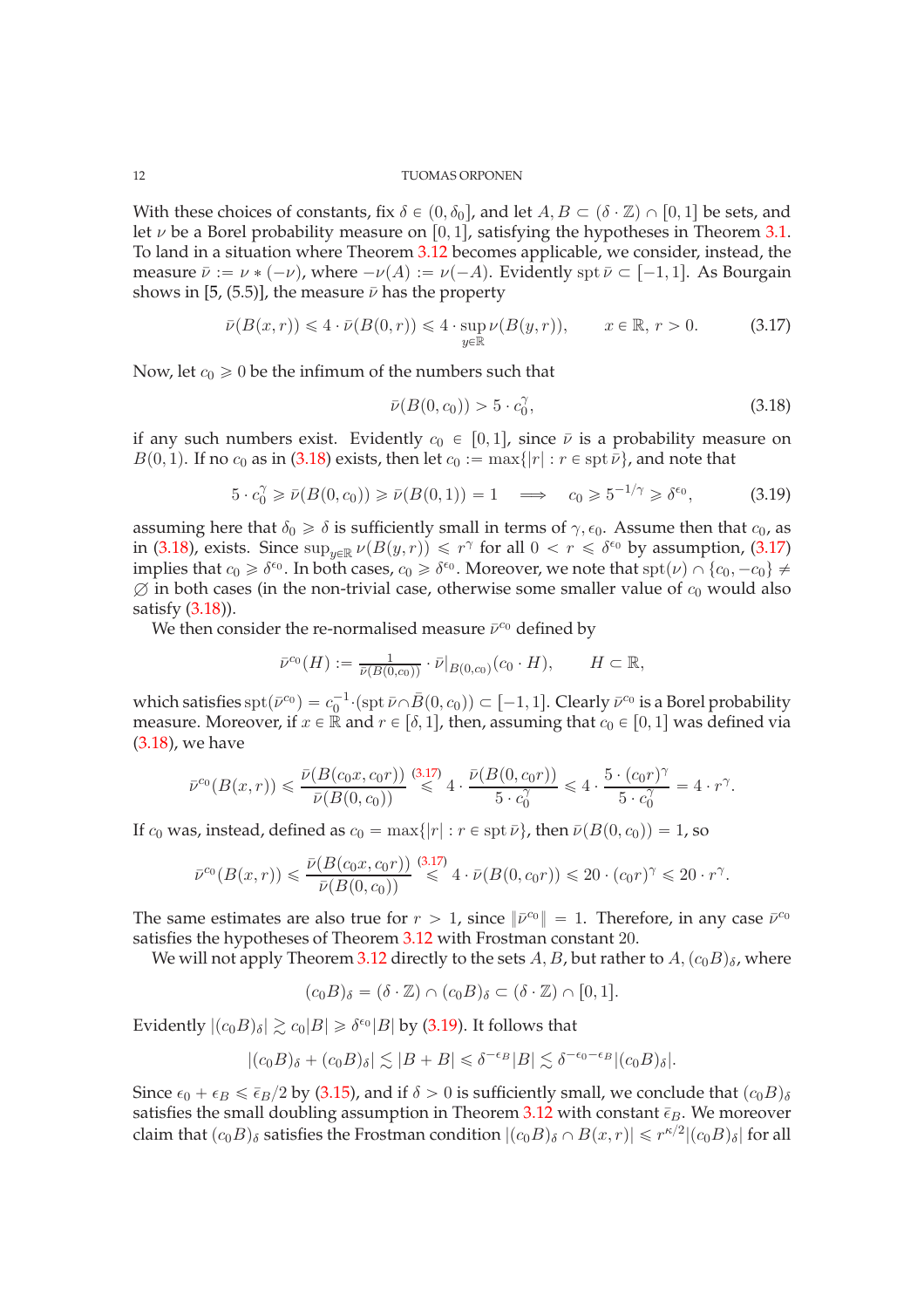With these choices of constants, fix $\delta \in (0, \delta_0]$, and let $A, B \subset (\delta \cdot \mathbb{Z}) \cap [0,1]$ be sets, and let $\nu$ be a Borel probability measure on $[0,1]$, satisfying the hypotheses in Theorem 3.1. To land in a situation where Theorem 3.12 becomes applicable, we consider, instead, the measure $\bar{\nu} := \nu * (-\nu)$, where $-\nu(A) := \nu(-A)$. Evidently $\operatorname{spt} \bar{\nu} \subset [-1,1]$. As Bourgain shows in [5, (5.5)], the measure $\bar{\nu}$ has the property

$$\bar{\nu}(B(x,r)) \leqslant 4 \cdot \bar{\nu}(B(0,r)) \leqslant 4 \cdot \sup_{y \in \mathbb{R}} \nu(B(y,r)), \qquad x \in \mathbb{R},\ r > 0. \tag{3.17}$$

Now, let $c_0 \geqslant 0$ be the infimum of the numbers such that

$$\bar{\nu}(B(0,c_0)) > 5 \cdot c_0^{\gamma}, \tag{3.18}$$

if any such numbers exist. Evidently $c_0 \in [0,1]$, since $\bar{\nu}$ is a probability measure on $B(0,1)$. If no $c_0$ as in (3.18) exists, then let $c_0 := \max\{|r| : r \in \operatorname{spt} \bar{\nu}\}$, and note that

$$5 \cdot c_0^{\gamma} \geqslant \bar{\nu}(B(0,c_0)) \geqslant \bar{\nu}(B(0,1)) = 1 \quad \Longrightarrow \quad c_0 \geqslant 5^{-1/\gamma} \geqslant \delta^{\epsilon_0}, \tag{3.19}$$

assuming here that $\delta_0 \geqslant \delta$ is sufficiently small in terms of $\gamma, \epsilon_0$. Assume then that $c_0$, as in (3.18), exists. Since $\sup_{y \in \mathbb{R}} \nu(B(y,r)) \leqslant r^{\gamma}$ for all $0 < r \leqslant \delta^{\epsilon_0}$ by assumption, (3.17) implies that $c_0 \geqslant \delta^{\epsilon_0}$. In both cases, $c_0 \geqslant \delta^{\epsilon_0}$. Moreover, we note that $\operatorname{spt}(\nu) \cap \{c_0, -c_0\} \neq \emptyset$ in both cases (in the non-trivial case, otherwise some smaller value of $c_0$ would also satisfy (3.18)).

We then consider the re-normalised measure $\bar{\nu}^{c_0}$ defined by

$$\bar{\nu}^{c_0}(H) := \tfrac{1}{\bar{\nu}(B(0,c_0))} \cdot \bar{\nu}|_{B(0,c_0)}(c_0 \cdot H), \qquad H \subset \mathbb{R},$$

which satisfies $\operatorname{spt}(\bar{\nu}^{c_0}) = c_0^{-1} \cdot (\operatorname{spt} \bar{\nu} \cap \bar{B}(0,c_0)) \subset [-1,1]$. Clearly $\bar{\nu}^{c_0}$ is a Borel probability measure. Moreover, if $x \in \mathbb{R}$ and $r \in [\delta, 1]$, then, assuming that $c_0 \in [0,1]$ was defined via (3.18), we have

$$\bar{\nu}^{c_0}(B(x,r)) \leqslant \frac{\bar{\nu}(B(c_0 x, c_0 r))}{\bar{\nu}(B(0,c_0))} \overset{(3.17)}{\leqslant} 4 \cdot \frac{\bar{\nu}(B(0,c_0 r))}{5 \cdot c_0^{\gamma}} \leqslant 4 \cdot \frac{5 \cdot (c_0 r)^{\gamma}}{5 \cdot c_0^{\gamma}} = 4 \cdot r^{\gamma}.$$

If $c_0$ was, instead, defined as $c_0 = \max\{|r| : r \in \operatorname{spt} \bar{\nu}\}$, then $\bar{\nu}(B(0,c_0)) = 1$, so

$$\bar{\nu}^{c_0}(B(x,r)) \leqslant \frac{\bar{\nu}(B(c_0 x, c_0 r))}{\bar{\nu}(B(0,c_0))} \overset{(3.17)}{\leqslant} 4 \cdot \bar{\nu}(B(0,c_0 r)) \leqslant 20 \cdot (c_0 r)^{\gamma} \leqslant 20 \cdot r^{\gamma}.$$

The same estimates are also true for $r > 1$, since $\|\bar{\nu}^{c_0}\| = 1$. Therefore, in any case $\bar{\nu}^{c_0}$ satisfies the hypotheses of Theorem 3.12 with Frostman constant 20.

We will not apply Theorem 3.12 directly to the sets $A, B$, but rather to $A, (c_0 B)_\delta$, where

$$(c_0 B)_\delta = (\delta \cdot \mathbb{Z}) \cap (c_0 B)_\delta \subset (\delta \cdot \mathbb{Z}) \cap [0,1].$$

Evidently $|(c_0 B)_\delta| \gtrsim c_0 |B| \geqslant \delta^{\epsilon_0} |B|$ by (3.19). It follows that

$$|(c_0 B)_\delta + (c_0 B)_\delta| \lesssim |B + B| \leqslant \delta^{-\epsilon_B} |B| \lesssim \delta^{-\epsilon_0 - \epsilon_B} |(c_0 B)_\delta|.$$

Since $\epsilon_0 + \epsilon_B \leqslant \bar{\epsilon}_B / 2$ by (3.15), and if $\delta > 0$ is sufficiently small, we conclude that $(c_0 B)_\delta$ satisfies the small doubling assumption in Theorem 3.12 with constant $\bar{\epsilon}_B$. We moreover claim that $(c_0 B)_\delta$ satisfies the Frostman condition $|(c_0 B)_\delta \cap B(x,r)| \leqslant r^{\kappa/2} |(c_0 B)_\delta|$ for all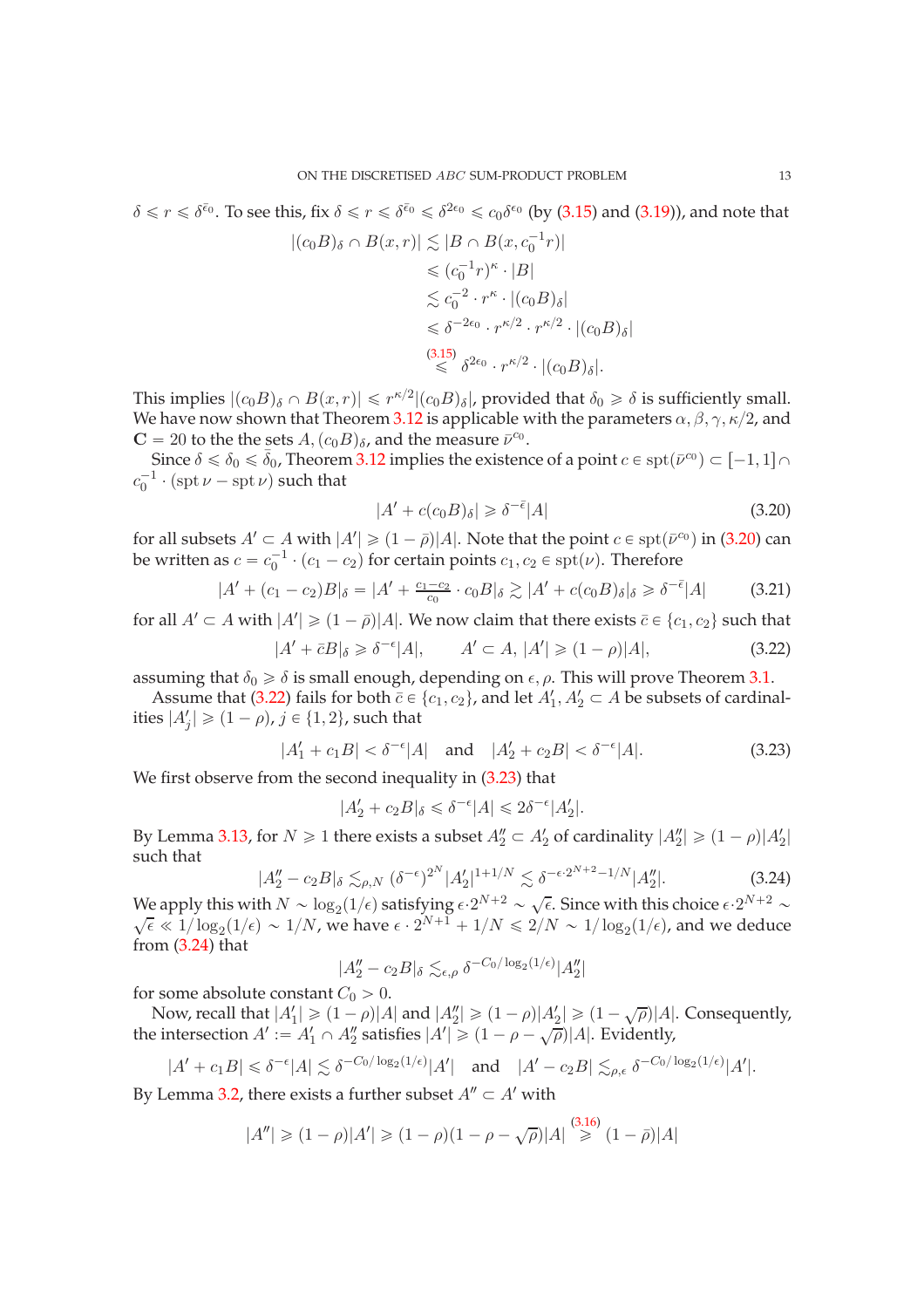$\delta \leqslant r \leqslant \delta^{\bar{\epsilon}_0}$. To see this, fix $\delta \leqslant r \leqslant \delta^{\bar{\epsilon}_0} \leqslant \delta^{2\epsilon_0} \leqslant c_0 \delta^{\epsilon_0}$ (by (3.15) and (3.19)), and note that

$$\begin{aligned}
|(c_0 B)_\delta \cap B(x,r)| &\lesssim |B \cap B(x, c_0^{-1} r)| \\
&\leqslant (c_0^{-1} r)^\kappa \cdot |B| \\
&\lesssim c_0^{-2} \cdot r^\kappa \cdot |(c_0 B)_\delta| \\
&\leqslant \delta^{-2\epsilon_0} \cdot r^{\kappa/2} \cdot r^{\kappa/2} \cdot |(c_0 B)_\delta| \\
&\overset{(3.15)}{\leqslant} \delta^{2\epsilon_0} \cdot r^{\kappa/2} \cdot |(c_0 B)_\delta|.
\end{aligned}$$

This implies $|(c_0 B)_\delta \cap B(x,r)| \leqslant r^{\kappa/2} |(c_0 B)_\delta|$, provided that $\delta_0 \geqslant \delta$ is sufficiently small. We have now shown that Theorem 3.12 is applicable with the parameters $\alpha, \beta, \gamma, \kappa/2$, and $\mathbf{C} = 20$ to the the sets $A, (c_0 B)_\delta$, and the measure $\bar{\nu}^{c_0}$.

Since $\delta \leqslant \delta_0 \leqslant \bar{\delta}_0$, Theorem 3.12 implies the existence of a point $c \in \operatorname{spt}(\bar{\nu}^{c_0}) \subset [-1,1] \cap c_0^{-1} \cdot (\operatorname{spt} \nu - \operatorname{spt} \nu)$ such that

$$|A' + c(c_0 B)_\delta| \geqslant \delta^{-\bar{\epsilon}} |A| \tag{3.20}$$

for all subsets $A' \subset A$ with $|A'| \geqslant (1 - \bar{\rho})|A|$. Note that the point $c \in \operatorname{spt}(\bar{\nu}^{c_0})$ in (3.20) can be written as $c = c_0^{-1} \cdot (c_1 - c_2)$ for certain points $c_1, c_2 \in \operatorname{spt}(\nu)$. Therefore

$$|A' + (c_1 - c_2) B|_\delta = |A' + \tfrac{c_1 - c_2}{c_0} \cdot c_0 B|_\delta \gtrsim |A' + c(c_0 B)_\delta|_\delta \geqslant \delta^{-\bar{\epsilon}} |A| \tag{3.21}$$

for all $A' \subset A$ with $|A'| \geqslant (1 - \bar{\rho})|A|$. We now claim that there exists $\bar{c} \in \{c_1, c_2\}$ such that

$$|A' + \bar{c} B|_\delta \geqslant \delta^{-\epsilon} |A|, \qquad A' \subset A, \ |A'| \geqslant (1 - \rho)|A|, \tag{3.22}$$

assuming that $\delta_0 \geqslant \delta$ is small enough, depending on $\epsilon, \rho$. This will prove Theorem 3.1.

Assume that (3.22) fails for both $\bar{c} \in \{c_1, c_2\}$, and let $A_1', A_2' \subset A$ be subsets of cardinalities $|A_j'| \geqslant (1 - \rho)$, $j \in \{1, 2\}$, such that

$$|A_1' + c_1 B| < \delta^{-\epsilon} |A| \quad \text{and} \quad |A_2' + c_2 B| < \delta^{-\epsilon} |A|. \tag{3.23}$$

We first observe from the second inequality in (3.23) that

$$|A_2' + c_2 B|_\delta \leqslant \delta^{-\epsilon} |A| \leqslant 2\delta^{-\epsilon} |A_2'|.$$

By Lemma 3.13, for $N \geqslant 1$ there exists a subset $A_2'' \subset A_2'$ of cardinality $|A_2''| \geqslant (1 - \rho)|A_2'|$ such that

$$|A_2'' - c_2 B|_\delta \lesssim_{\rho, N} (\delta^{-\epsilon})^{2^N} |A_2'|^{1 + 1/N} \lesssim \delta^{-\epsilon \cdot 2^{N+2} - 1/N} |A_2''|. \tag{3.24}$$

We apply this with $N \sim \log_2(1/\epsilon)$ satisfying $\epsilon \cdot 2^{N+2} \sim \sqrt{\epsilon}$. Since with this choice $\epsilon \cdot 2^{N+2} \sim \sqrt{\epsilon} \ll 1/\log_2(1/\epsilon) \sim 1/N$, we have $\epsilon \cdot 2^{N+1} + 1/N \leqslant 2/N \sim 1/\log_2(1/\epsilon)$, and we deduce from (3.24) that

$$|A_2'' - c_2 B|_\delta \lesssim_{\epsilon, \rho} \delta^{-C_0/\log_2(1/\epsilon)} |A_2''|$$

for some absolute constant $C_0 > 0$.

Now, recall that $|A_1'| \geqslant (1 - \rho)|A|$ and $|A_2''| \geqslant (1 - \rho)|A_2'| \geqslant (1 - \sqrt{\rho})|A|$. Consequently, the intersection $A' := A_1' \cap A_2''$ satisfies $|A'| \geqslant (1 - \rho - \sqrt{\rho})|A|$. Evidently,

$$|A' + c_1 B| \leqslant \delta^{-\epsilon} |A| \lesssim \delta^{-C_0/\log_2(1/\epsilon)} |A'| \quad \text{and} \quad |A' - c_2 B| \lesssim_{\rho, \epsilon} \delta^{-C_0/\log_2(1/\epsilon)} |A'|.$$

By Lemma 3.2, there exists a further subset $A'' \subset A'$ with

$$|A''| \geqslant (1 - \rho)|A'| \geqslant (1 - \rho)(1 - \rho - \sqrt{\rho})|A| \overset{(3.16)}{\geqslant} (1 - \bar{\rho})|A|$$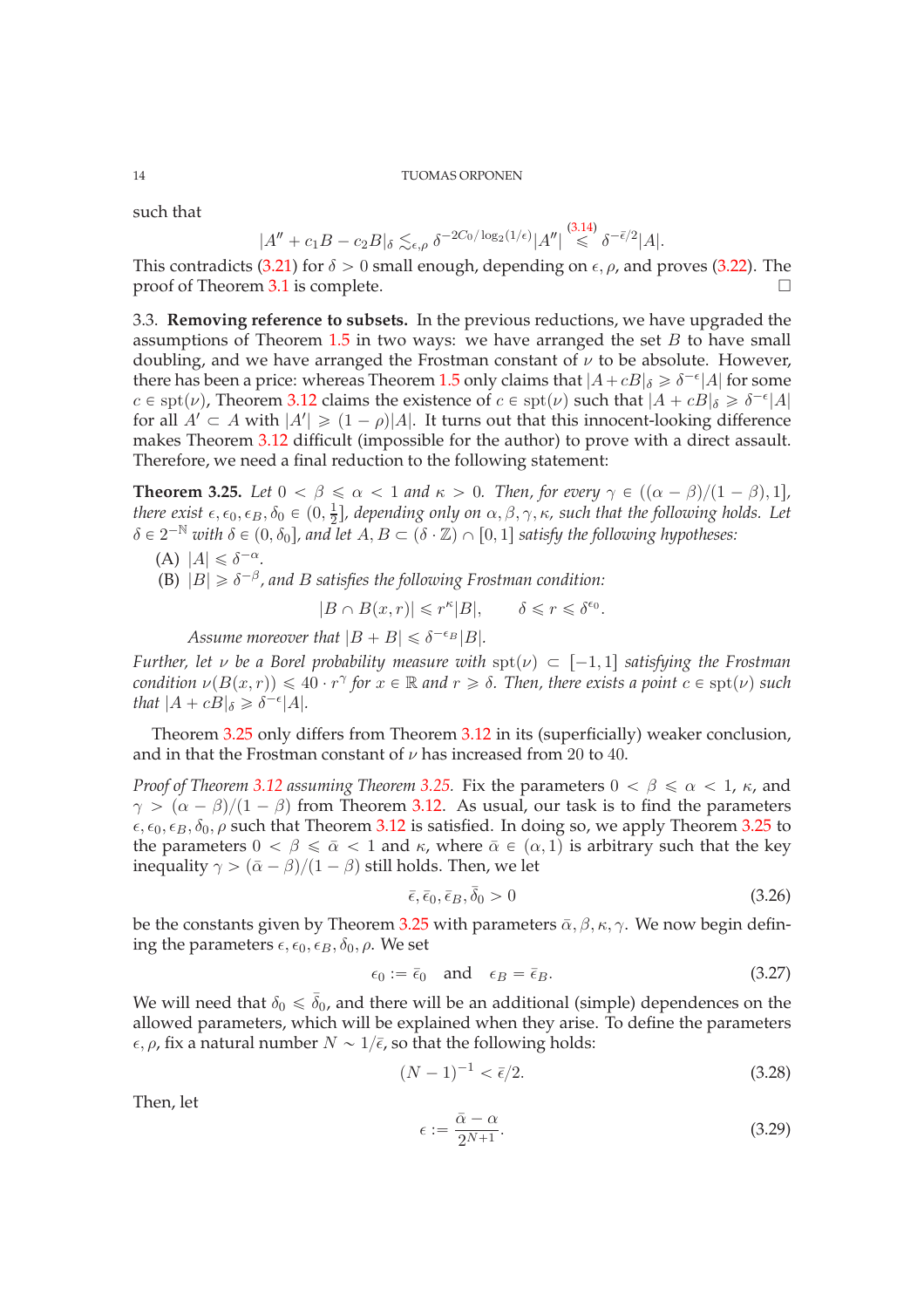such that

$$|A'' + c_1 B - c_2 B|_\delta \lesssim_{\epsilon,\rho} \delta^{-2C_0/\log_2(1/\epsilon)}|A''| \overset{(3.14)}{\leqslant} \delta^{-\bar{\epsilon}/2}|A|.$$

This contradicts (3.21) for $\delta > 0$ small enough, depending on $\epsilon, \rho$, and proves (3.22). The proof of Theorem 3.1 is complete. □

3.3. **Removing reference to subsets.** In the previous reductions, we have upgraded the assumptions of Theorem 1.5 in two ways: we have arranged the set $B$ to have small doubling, and we have arranged the Frostman constant of $\nu$ to be absolute. However, there has been a price: whereas Theorem 1.5 only claims that $|A + cB|_\delta \geqslant \delta^{-\epsilon}|A|$ for some $c \in \mathrm{spt}(\nu)$, Theorem 3.12 claims the existence of $c \in \mathrm{spt}(\nu)$ such that $|A + cB|_\delta \geqslant \delta^{-\epsilon}|A|$ for all $A' \subset A$ with $|A'| \geqslant (1-\rho)|A|$. It turns out that this innocent-looking difference makes Theorem 3.12 difficult (impossible for the author) to prove with a direct assault. Therefore, we need a final reduction to the following statement:

**Theorem 3.25.** *Let $0 < \beta \leqslant \alpha < 1$ and $\kappa > 0$. Then, for every $\gamma \in ((\alpha - \beta)/(1-\beta), 1]$, there exist $\epsilon, \epsilon_0, \epsilon_B, \delta_0 \in (0, \frac{1}{2}]$, depending only on $\alpha, \beta, \gamma, \kappa$, such that the following holds. Let $\delta \in 2^{-\mathbb{N}}$ with $\delta \in (0, \delta_0]$, and let $A, B \subset (\delta \cdot \mathbb{Z}) \cap [0,1]$ satisfy the following hypotheses:*

(A) *$|A| \leqslant \delta^{-\alpha}$.*
(B) *$|B| \geqslant \delta^{-\beta}$, and $B$ satisfies the following Frostman condition:*

$$|B \cap B(x,r)| \leqslant r^\kappa |B|, \qquad \delta \leqslant r \leqslant \delta^{\epsilon_0}.$$

*Assume moreover that $|B + B| \leqslant \delta^{-\epsilon_B}|B|$.*

*Further, let $\nu$ be a Borel probability measure with $\mathrm{spt}(\nu) \subset [-1,1]$ satisfying the Frostman condition $\nu(B(x,r)) \leqslant 40 \cdot r^\gamma$ for $x \in \mathbb{R}$ and $r \geqslant \delta$. Then, there exists a point $c \in \mathrm{spt}(\nu)$ such that $|A + cB|_\delta \geqslant \delta^{-\epsilon}|A|$.*

Theorem 3.25 only differs from Theorem 3.12 in its (superficially) weaker conclusion, and in that the Frostman constant of $\nu$ has increased from 20 to 40.

*Proof of Theorem 3.12 assuming Theorem 3.25.* Fix the parameters $0 < \beta \leqslant \alpha < 1$, $\kappa$, and $\gamma > (\alpha - \beta)/(1-\beta)$ from Theorem 3.12. As usual, our task is to find the parameters $\epsilon, \epsilon_0, \epsilon_B, \delta_0, \rho$ such that Theorem 3.12 is satisfied. In doing so, we apply Theorem 3.25 to the parameters $0 < \beta \leqslant \bar{\alpha} < 1$ and $\kappa$, where $\bar{\alpha} \in (\alpha, 1)$ is arbitrary such that the key inequality $\gamma > (\bar{\alpha} - \beta)/(1-\beta)$ still holds. Then, we let

$$\bar{\epsilon}, \bar{\epsilon}_0, \bar{\epsilon}_B, \bar{\delta}_0 > 0 \tag{3.26}$$

be the constants given by Theorem 3.25 with parameters $\bar{\alpha}, \beta, \kappa, \gamma$. We now begin defining the parameters $\epsilon, \epsilon_0, \epsilon_B, \delta_0, \rho$. We set

$$\epsilon_0 := \bar{\epsilon}_0 \quad \text{and} \quad \epsilon_B = \bar{\epsilon}_B. \tag{3.27}$$

We will need that $\delta_0 \leqslant \bar{\delta}_0$, and there will be an additional (simple) dependences on the allowed parameters, which will be explained when they arise. To define the parameters $\epsilon, \rho$, fix a natural number $N \sim 1/\bar{\epsilon}$, so that the following holds:

$$(N-1)^{-1} < \bar{\epsilon}/2. \tag{3.28}$$

Then, let

$$\epsilon := \frac{\bar{\alpha} - \alpha}{2^{N+1}}. \tag{3.29}$$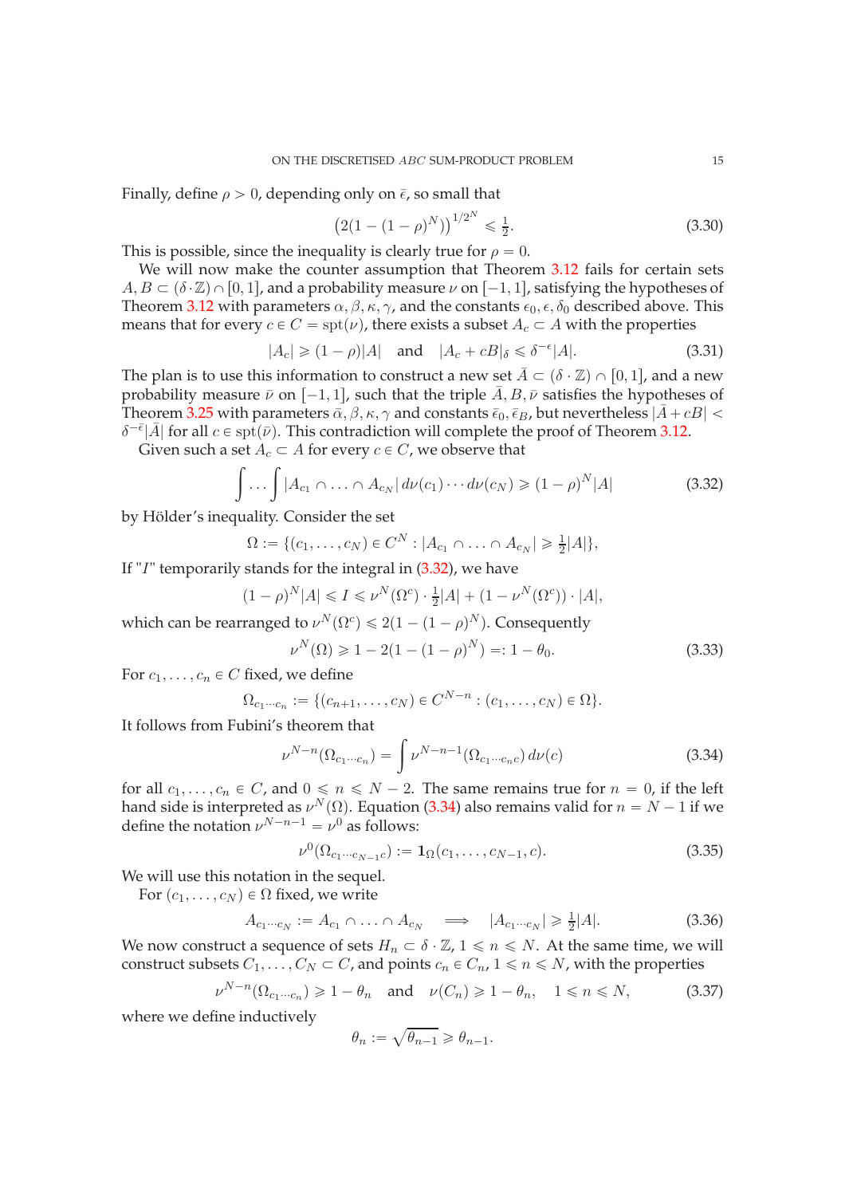Finally, define $\rho > 0$, depending only on $\bar{\epsilon}$, so small that

$$\big(2(1-(1-\rho)^N)\big)^{1/2^N} \leqslant \tfrac{1}{2}. \tag{3.30}$$

This is possible, since the inequality is clearly true for $\rho = 0$.

We will now make the counter assumption that Theorem 3.12 fails for certain sets $A, B \subset (\delta \cdot \mathbb{Z}) \cap [0,1]$, and a probability measure $\nu$ on $[-1,1]$, satisfying the hypotheses of Theorem 3.12 with parameters $\alpha, \beta, \kappa, \gamma$, and the constants $\epsilon_0, \epsilon, \delta_0$ described above. This means that for every $c \in C = \operatorname{spt}(\nu)$, there exists a subset $A_c \subset A$ with the properties

$$|A_c| \geqslant (1-\rho)|A| \quad \text{and} \quad |A_c + cB|_\delta \leqslant \delta^{-\epsilon}|A|. \tag{3.31}$$

The plan is to use this information to construct a new set $\bar{A} \subset (\delta \cdot \mathbb{Z}) \cap [0,1]$, and a new probability measure $\bar{\nu}$ on $[-1,1]$, such that the triple $\bar{A}, B, \bar{\nu}$ satisfies the hypotheses of Theorem 3.25 with parameters $\bar{\alpha}, \beta, \kappa, \gamma$ and constants $\bar{\epsilon}_0, \bar{\epsilon}_B$, but nevertheless $|\bar{A} + cB| < \delta^{-\bar{\epsilon}}|\bar{A}|$ for all $c \in \operatorname{spt}(\bar{\nu})$. This contradiction will complete the proof of Theorem 3.12.

Given such a set $A_c \subset A$ for every $c \in C$, we observe that

$$\int \cdots \int |A_{c_1} \cap \ldots \cap A_{c_N}| \, d\nu(c_1) \cdots d\nu(c_N) \geqslant (1-\rho)^N |A| \tag{3.32}$$

by Hölder's inequality. Consider the set

$$\Omega := \{(c_1, \ldots, c_N) \in C^N : |A_{c_1} \cap \ldots \cap A_{c_N}| \geqslant \tfrac{1}{2}|A|\},$$

If "$I$" temporarily stands for the integral in (3.32), we have

$$(1-\rho)^N |A| \leqslant I \leqslant \nu^N(\Omega^c) \cdot \tfrac{1}{2}|A| + (1 - \nu^N(\Omega^c)) \cdot |A|,$$

which can be rearranged to $\nu^N(\Omega^c) \leqslant 2(1-(1-\rho)^N)$. Consequently

$$\nu^N(\Omega) \geqslant 1 - 2(1-(1-\rho)^N) =: 1 - \theta_0. \tag{3.33}$$

For $c_1, \ldots, c_n \in C$ fixed, we define

$$\Omega_{c_1 \cdots c_n} := \{(c_{n+1}, \ldots, c_N) \in C^{N-n} : (c_1, \ldots, c_N) \in \Omega\}.$$

It follows from Fubini's theorem that

$$\nu^{N-n}(\Omega_{c_1 \cdots c_n}) = \int \nu^{N-n-1}(\Omega_{c_1 \cdots c_n c}) \, d\nu(c) \tag{3.34}$$

for all $c_1, \ldots, c_n \in C$, and $0 \leqslant n \leqslant N-2$. The same remains true for $n = 0$, if the left hand side is interpreted as $\nu^N(\Omega)$. Equation (3.34) also remains valid for $n = N-1$ if we define the notation $\nu^{N-n-1} = \nu^0$ as follows:

$$\nu^0(\Omega_{c_1 \cdots c_{N-1} c}) := \mathbf{1}_\Omega(c_1, \ldots, c_{N-1}, c). \tag{3.35}$$

We will use this notation in the sequel.

For $(c_1, \ldots, c_N) \in \Omega$ fixed, we write

$$A_{c_1 \cdots c_N} := A_{c_1} \cap \ldots \cap A_{c_N} \quad \Longrightarrow \quad |A_{c_1 \cdots c_N}| \geqslant \tfrac{1}{2}|A|. \tag{3.36}$$

We now construct a sequence of sets $H_n \subset \delta \cdot \mathbb{Z}$, $1 \leqslant n \leqslant N$. At the same time, we will construct subsets $C_1, \ldots, C_N \subset C$, and points $c_n \in C_n$, $1 \leqslant n \leqslant N$, with the properties

$$\nu^{N-n}(\Omega_{c_1 \cdots c_n}) \geqslant 1 - \theta_n \quad \text{and} \quad \nu(C_n) \geqslant 1 - \theta_n, \quad 1 \leqslant n \leqslant N, \tag{3.37}$$

where we define inductively

$$\theta_n := \sqrt{\theta_{n-1}} \geqslant \theta_{n-1}.$$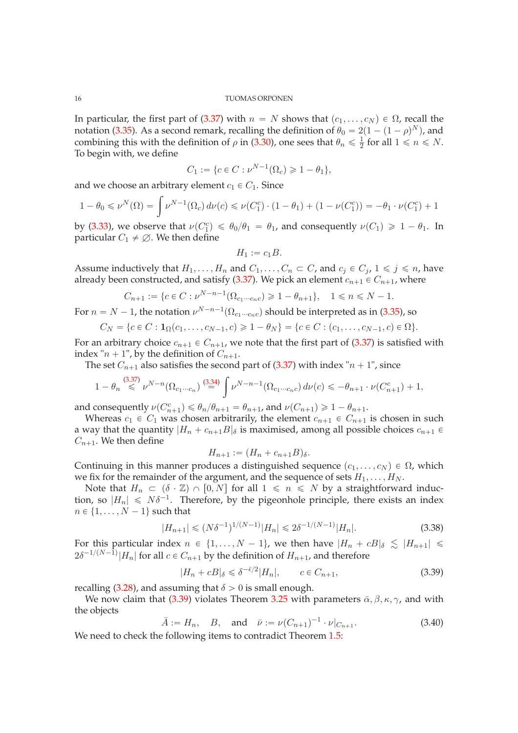In particular, the first part of (3.37) with $n = N$ shows that $(c_1, \ldots, c_N) \in \Omega$, recall the notation (3.35). As a second remark, recalling the definition of $\theta_0 = 2(1-(1-\rho)^N)$, and combining this with the definition of $\rho$ in (3.30), one sees that $\theta_n \leqslant \frac{1}{2}$ for all $1 \leqslant n \leqslant N$. To begin with, we define

$$C_1 := \{c \in C : \nu^{N-1}(\Omega_c) \geqslant 1 - \theta_1\},$$

and we choose an arbitrary element $c_1 \in C_1$. Since

$$1 - \theta_0 \leqslant \nu^N(\Omega) = \int \nu^{N-1}(\Omega_c)\, d\nu(c) \leqslant \nu(C_1^c) \cdot (1-\theta_1) + (1 - \nu(C_1^c)) = -\theta_1 \cdot \nu(C_1^c) + 1$$

by (3.33), we observe that $\nu(C_1^c) \leqslant \theta_0/\theta_1 = \theta_1$, and consequently $\nu(C_1) \geqslant 1 - \theta_1$. In particular $C_1 \neq \emptyset$. We then define

$$H_1 := c_1 B.$$

Assume inductively that $H_1, \ldots, H_n$ and $C_1, \ldots, C_n \subset C$, and $c_j \in C_j$, $1 \leqslant j \leqslant n$, have already been constructed, and satisfy (3.37). We pick an element $c_{n+1} \in C_{n+1}$, where

$$C_{n+1} := \{c \in C : \nu^{N-n-1}(\Omega_{c_1 \cdots c_n c}) \geqslant 1 - \theta_{n+1}\}, \quad 1 \leqslant n \leqslant N-1.$$

For $n = N-1$, the notation $\nu^{N-n-1}(\Omega_{c_1 \cdots c_n c})$ should be interpreted as in (3.35), so

$$C_N = \{c \in C : \mathbf{1}_\Omega(c_1, \ldots, c_{N-1}, c) \geqslant 1 - \theta_N\} = \{c \in C : (c_1, \ldots, c_{N-1}, c) \in \Omega\}.$$

For an arbitrary choice $c_{n+1} \in C_{n+1}$, we note that the first part of (3.37) is satisfied with index "$n+1$", by the definition of $C_{n+1}$.

The set $C_{n+1}$ also satisfies the second part of (3.37) with index "$n+1$", since

$$1 - \theta_n \overset{(3.37)}{\leqslant} \nu^{N-n}(\Omega_{c_1 \cdots c_n}) \overset{(3.34)}{=} \int \nu^{N-n-1}(\Omega_{c_1 \cdots c_n c})\, d\nu(c) \leqslant -\theta_{n+1} \cdot \nu(C_{n+1}^c) + 1,$$

and consequently $\nu(C_{n+1}^c) \leqslant \theta_n/\theta_{n+1} = \theta_{n+1}$, and $\nu(C_{n+1}) \geqslant 1 - \theta_{n+1}$.

Whereas $c_1 \in C_1$ was chosen arbitrarily, the element $c_{n+1} \in C_{n+1}$ is chosen in such a way that the quantity $|H_n + c_{n+1}B|_\delta$ is maximised, among all possible choices $c_{n+1} \in C_{n+1}$. We then define

$$H_{n+1} := (H_n + c_{n+1}B)_\delta.$$

Continuing in this manner produces a distinguished sequence $(c_1, \ldots, c_N) \in \Omega$, which we fix for the remainder of the argument, and the sequence of sets $H_1, \ldots, H_N$.

Note that $H_n \subset (\delta \cdot \mathbb{Z}) \cap [0, N]$ for all $1 \leqslant n \leqslant N$ by a straightforward induction, so $|H_n| \leqslant N\delta^{-1}$. Therefore, by the pigeonhole principle, there exists an index $n \in \{1, \ldots, N-1\}$ such that

$$|H_{n+1}| \leqslant (N\delta^{-1})^{1/(N-1)}|H_n| \leqslant 2\delta^{-1/(N-1)}|H_n|. \tag{3.38}$$

For this particular index $n \in \{1, \ldots, N-1\}$, we then have $|H_n + cB|_\delta \lesssim |H_{n+1}| \leqslant 2\delta^{-1/(N-1)}|H_n|$ for all $c \in C_{n+1}$ by the definition of $H_{n+1}$, and therefore

$$|H_n + cB|_\delta \leqslant \delta^{-\bar{\epsilon}/2}|H_n|, \qquad c \in C_{n+1}, \tag{3.39}$$

recalling (3.28), and assuming that $\delta > 0$ is small enough.

We now claim that (3.39) violates Theorem 3.25 with parameters $\bar{\alpha}, \beta, \kappa, \gamma$, and with the objects

$$\bar{A} := H_n, \quad B, \quad \text{and} \quad \bar{\nu} := \nu(C_{n+1})^{-1} \cdot \nu|_{C_{n+1}}. \tag{3.40}$$

We need to check the following items to contradict Theorem 1.5: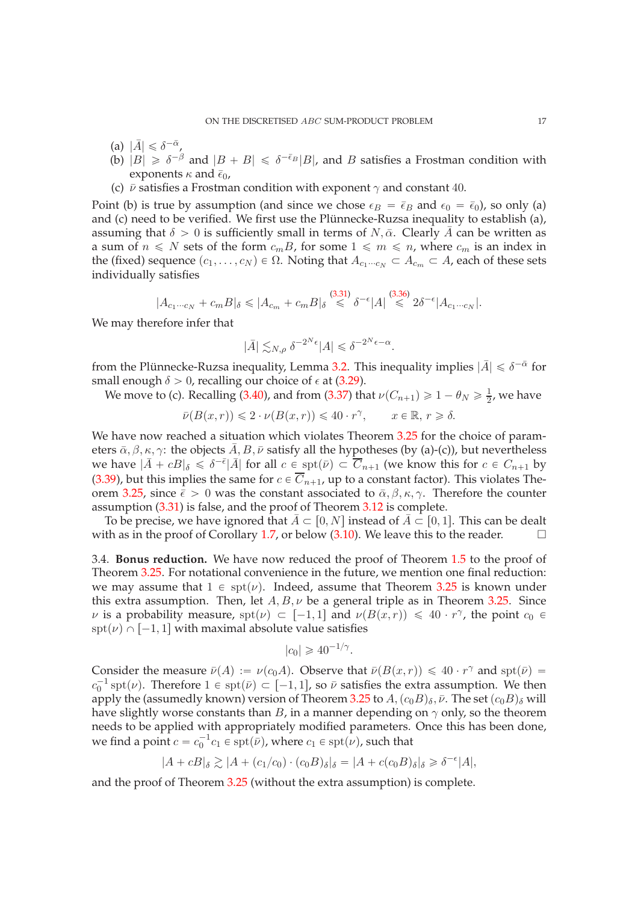(a) $|\bar{A}| \leqslant \delta^{-\bar{\alpha}}$,

(b) $|B| \geqslant \delta^{-\beta}$ and $|B + B| \leqslant \delta^{-\bar{\epsilon}_B}|B|$, and $B$ satisfies a Frostman condition with exponents $\kappa$ and $\bar{\epsilon}_0$,

(c) $\bar{\nu}$ satisfies a Frostman condition with exponent $\gamma$ and constant $40$.

Point (b) is true by assumption (and since we chose $\epsilon_B = \bar{\epsilon}_B$ and $\epsilon_0 = \bar{\epsilon}_0$), so only (a) and (c) need to be verified. We first use the Plünnecke-Ruzsa inequality to establish (a), assuming that $\delta > 0$ is sufficiently small in terms of $N, \bar{\alpha}$. Clearly $\bar{A}$ can be written as a sum of $n \leqslant N$ sets of the form $c_m B$, for some $1 \leqslant m \leqslant n$, where $c_m$ is an index in the (fixed) sequence $(c_1, \ldots, c_N) \in \Omega$. Noting that $A_{c_1 \cdots c_N} \subset A_{c_m} \subset A$, each of these sets individually satisfies

$$|A_{c_1 \cdots c_N} + c_m B|_\delta \leqslant |A_{c_m} + c_m B|_\delta \overset{(3.31)}{\leqslant} \delta^{-\epsilon}|A| \overset{(3.36)}{\leqslant} 2\delta^{-\epsilon}|A_{c_1 \cdots c_N}|.$$

We may therefore infer that

$$|\bar{A}| \lesssim_{N,\rho} \delta^{-2^N \epsilon}|A| \leqslant \delta^{-2^N \epsilon - \alpha}.$$

from the Plünnecke-Ruzsa inequality, Lemma 3.2. This inequality implies $|\bar{A}| \leqslant \delta^{-\bar{\alpha}}$ for small enough $\delta > 0$, recalling our choice of $\epsilon$ at (3.29).

We move to (c). Recalling (3.40), and from (3.37) that $\nu(C_{n+1}) \geqslant 1 - \theta_N \geqslant \frac{1}{2}$, we have

$$\bar{\nu}(B(x, r)) \leqslant 2 \cdot \nu(B(x, r)) \leqslant 40 \cdot r^\gamma, \qquad x \in \mathbb{R},\ r \geqslant \delta.$$

We have now reached a situation which violates Theorem 3.25 for the choice of parameters $\bar{\alpha}, \beta, \kappa, \gamma$: the objects $\bar{A}, B, \bar{\nu}$ satisfy all the hypotheses (by (a)-(c)), but nevertheless we have $|\bar{A} + cB|_\delta \leqslant \delta^{-\bar{\epsilon}}|\bar{A}|$ for all $c \in \operatorname{spt}(\bar{\nu}) \subset \overline{C}_{n+1}$ (we know this for $c \in C_{n+1}$ by (3.39), but this implies the same for $c \in \overline{C}_{n+1}$, up to a constant factor). This violates Theorem 3.25, since $\bar{\epsilon} > 0$ was the constant associated to $\bar{\alpha}, \beta, \kappa, \gamma$. Therefore the counter assumption (3.31) is false, and the proof of Theorem 3.12 is complete.

To be precise, we have ignored that $\bar{A} \subset [0, N]$ instead of $\bar{A} \subset [0, 1]$. This can be dealt with as in the proof of Corollary 1.7, or below (3.10). We leave this to the reader. □

3.4. **Bonus reduction.** We have now reduced the proof of Theorem 1.5 to the proof of Theorem 3.25. For notational convenience in the future, we mention one final reduction: we may assume that $1 \in \operatorname{spt}(\nu)$. Indeed, assume that Theorem 3.25 is known under this extra assumption. Then, let $A, B, \nu$ be a general triple as in Theorem 3.25. Since $\nu$ is a probability measure, $\operatorname{spt}(\nu) \subset [-1, 1]$ and $\nu(B(x, r)) \leqslant 40 \cdot r^\gamma$, the point $c_0 \in \operatorname{spt}(\nu) \cap [-1, 1]$ with maximal absolute value satisfies

$$|c_0| \geqslant 40^{-1/\gamma}.$$

Consider the measure $\bar{\nu}(A) := \nu(c_0 A)$. Observe that $\bar{\nu}(B(x, r)) \leqslant 40 \cdot r^\gamma$ and $\operatorname{spt}(\bar{\nu}) = c_0^{-1} \operatorname{spt}(\nu)$. Therefore $1 \in \operatorname{spt}(\bar{\nu}) \subset [-1, 1]$, so $\bar{\nu}$ satisfies the extra assumption. We then apply the (assumedly known) version of Theorem 3.25 to $A, (c_0 B)_\delta, \bar{\nu}$. The set $(c_0 B)_\delta$ will have slightly worse constants than $B$, in a manner depending on $\gamma$ only, so the theorem needs to be applied with appropriately modified parameters. Once this has been done, we find a point $c = c_0^{-1} c_1 \in \operatorname{spt}(\bar{\nu})$, where $c_1 \in \operatorname{spt}(\nu)$, such that

$$|A + cB|_\delta \gtrsim |A + (c_1/c_0) \cdot (c_0 B)_\delta|_\delta = |A + c(c_0 B)_\delta|_\delta \geqslant \delta^{-\epsilon}|A|,$$

and the proof of Theorem 3.25 (without the extra assumption) is complete.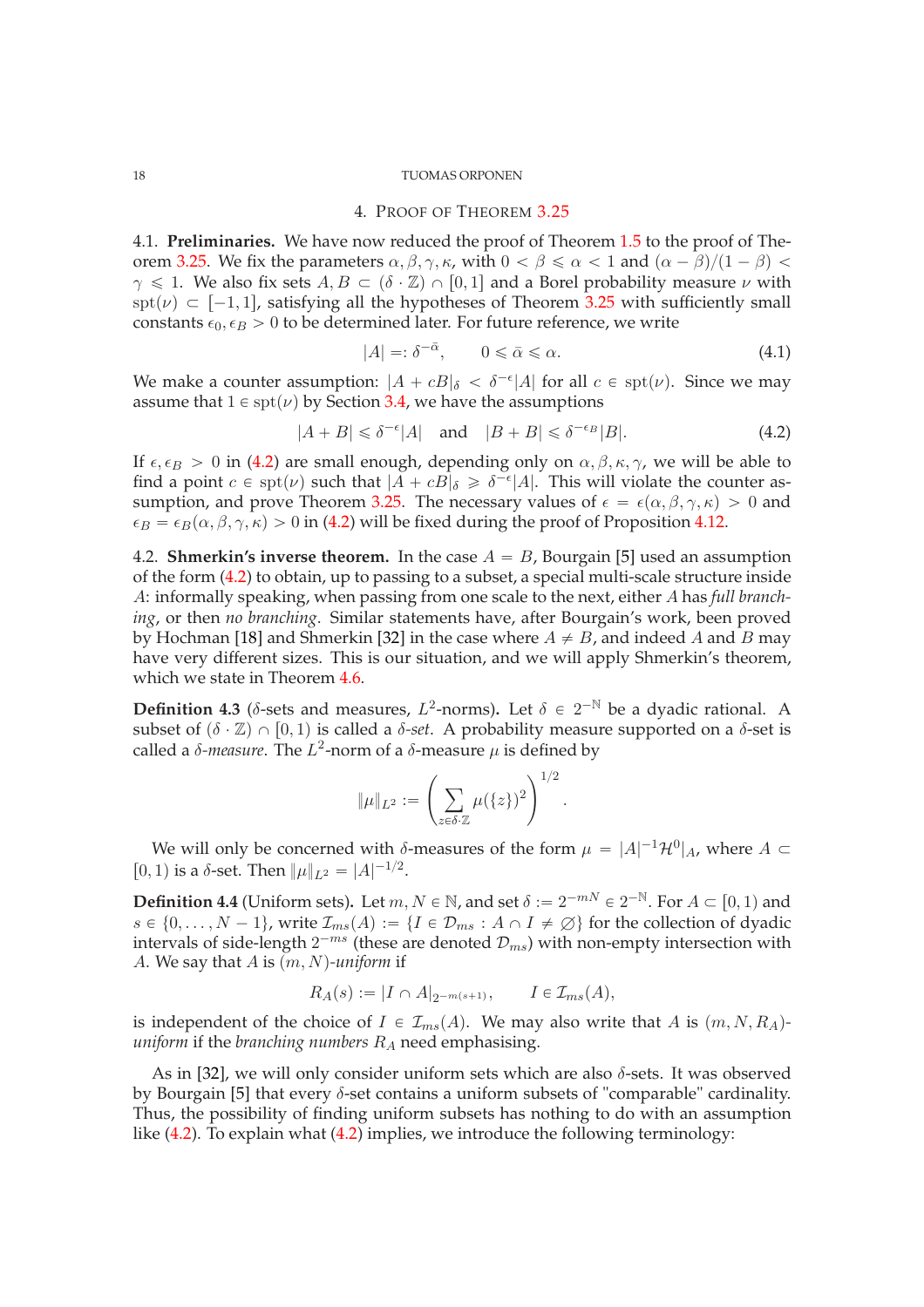## 4. Proof of Theorem 3.25

4.1. **Preliminaries.** We have now reduced the proof of Theorem 1.5 to the proof of Theorem 3.25. We fix the parameters $\alpha, \beta, \gamma, \kappa$, with $0 < \beta \leqslant \alpha < 1$ and $(\alpha - \beta)/(1 - \beta) < \gamma \leqslant 1$. We also fix sets $A, B \subset (\delta \cdot \mathbb{Z}) \cap [0, 1]$ and a Borel probability measure $\nu$ with $\mathrm{spt}(\nu) \subset [-1, 1]$, satisfying all the hypotheses of Theorem 3.25 with sufficiently small constants $\epsilon_0, \epsilon_B > 0$ to be determined later. For future reference, we write

$$|A| =: \delta^{-\bar{\alpha}}, \qquad 0 \leqslant \bar{\alpha} \leqslant \alpha. \tag{4.1}$$

We make a counter assumption: $|A + cB|_\delta < \delta^{-\epsilon}|A|$ for all $c \in \mathrm{spt}(\nu)$. Since we may assume that $1 \in \mathrm{spt}(\nu)$ by Section 3.4, we have the assumptions

$$|A + B| \leqslant \delta^{-\epsilon}|A| \quad \text{and} \quad |B + B| \leqslant \delta^{-\epsilon_B}|B|. \tag{4.2}$$

If $\epsilon, \epsilon_B > 0$ in (4.2) are small enough, depending only on $\alpha, \beta, \kappa, \gamma$, we will be able to find a point $c \in \mathrm{spt}(\nu)$ such that $|A + cB|_\delta \geqslant \delta^{-\epsilon}|A|$. This will violate the counter assumption, and prove Theorem 3.25. The necessary values of $\epsilon = \epsilon(\alpha, \beta, \gamma, \kappa) > 0$ and $\epsilon_B = \epsilon_B(\alpha, \beta, \gamma, \kappa) > 0$ in (4.2) will be fixed during the proof of Proposition 4.12.

4.2. **Shmerkin's inverse theorem.** In the case $A = B$, Bourgain [5] used an assumption of the form (4.2) to obtain, up to passing to a subset, a special multi-scale structure inside $A$: informally speaking, when passing from one scale to the next, either $A$ has *full branching*, or then *no branching*. Similar statements have, after Bourgain's work, been proved by Hochman [18] and Shmerkin [32] in the case where $A \neq B$, and indeed $A$ and $B$ may have very different sizes. This is our situation, and we will apply Shmerkin's theorem, which we state in Theorem 4.6.

**Definition 4.3** ($\delta$-sets and measures, $L^2$-norms)**.** Let $\delta \in 2^{-\mathbb{N}}$ be a dyadic rational. A subset of $(\delta \cdot \mathbb{Z}) \cap [0, 1)$ is called a *$\delta$-set*. A probability measure supported on a $\delta$-set is called a *$\delta$-measure*. The $L^2$-norm of a $\delta$-measure $\mu$ is defined by

$$\|\mu\|_{L^2} := \left( \sum_{z \in \delta \cdot \mathbb{Z}} \mu(\{z\})^2 \right)^{1/2}.$$

We will only be concerned with $\delta$-measures of the form $\mu = |A|^{-1}\mathcal{H}^0|_A$, where $A \subset [0, 1)$ is a $\delta$-set. Then $\|\mu\|_{L^2} = |A|^{-1/2}$.

**Definition 4.4** (Uniform sets)**.** Let $m, N \in \mathbb{N}$, and set $\delta := 2^{-mN} \in 2^{-\mathbb{N}}$. For $A \subset [0, 1)$ and $s \in \{0, \ldots, N-1\}$, write $\mathcal{I}_{ms}(A) := \{I \in \mathcal{D}_{ms} : A \cap I \neq \varnothing\}$ for the collection of dyadic intervals of side-length $2^{-ms}$ (these are denoted $\mathcal{D}_{ms}$) with non-empty intersection with $A$. We say that $A$ is *$(m, N)$-uniform* if

$$R_A(s) := |I \cap A|_{2^{-m(s+1)}}, \qquad I \in \mathcal{I}_{ms}(A),$$

is independent of the choice of $I \in \mathcal{I}_{ms}(A)$. We may also write that $A$ is *$(m, N, R_A)$-uniform* if the *branching numbers* $R_A$ need emphasising.

As in [32], we will only consider uniform sets which are also $\delta$-sets. It was observed by Bourgain [5] that every $\delta$-set contains a uniform subsets of "comparable" cardinality. Thus, the possibility of finding uniform subsets has nothing to do with an assumption like (4.2). To explain what (4.2) implies, we introduce the following terminology: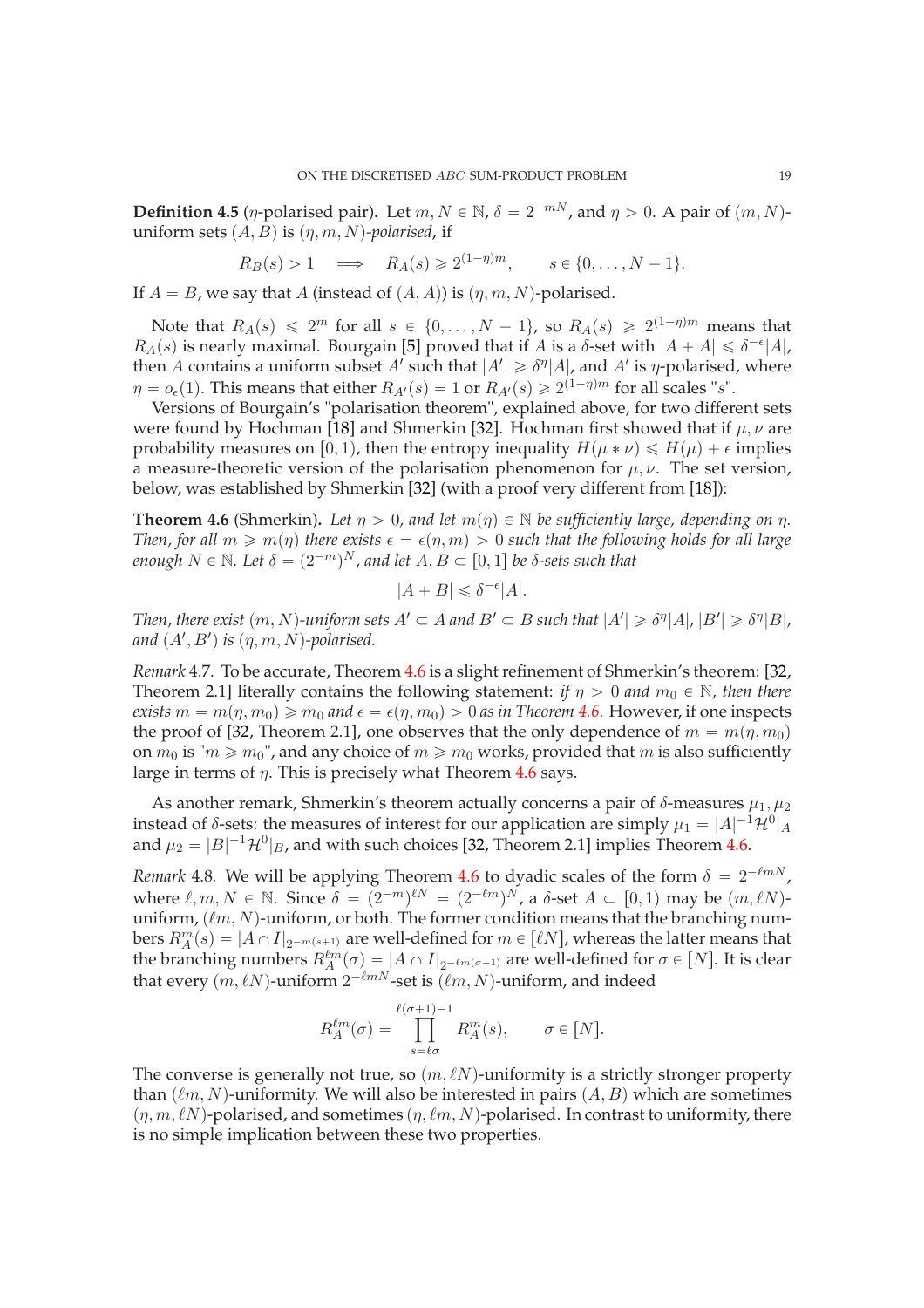**Definition 4.5** ($\eta$-polarised pair)**.** Let $m, N \in \mathbb{N}$, $\delta = 2^{-mN}$, and $\eta > 0$. A pair of $(m, N)$-uniform sets $(A, B)$ is *$(\eta, m, N)$-polarised*, if

$$R_B(s) > 1 \quad \Longrightarrow \quad R_A(s) \geqslant 2^{(1-\eta)m}, \qquad s \in \{0, \ldots, N-1\}.$$

If $A = B$, we say that $A$ (instead of $(A, A)$) is $(\eta, m, N)$-polarised.

Note that $R_A(s) \leqslant 2^m$ for all $s \in \{0, \ldots, N-1\}$, so $R_A(s) \geqslant 2^{(1-\eta)m}$ means that $R_A(s)$ is nearly maximal. Bourgain [5] proved that if $A$ is a $\delta$-set with $|A + A| \leqslant \delta^{-\epsilon}|A|$, then $A$ contains a uniform subset $A'$ such that $|A'| \geqslant \delta^{\eta}|A|$, and $A'$ is $\eta$-polarised, where $\eta = o_\epsilon(1)$. This means that either $R_{A'}(s) = 1$ or $R_{A'}(s) \geqslant 2^{(1-\eta)m}$ for all scales "$s$".

Versions of Bourgain's "polarisation theorem", explained above, for two different sets were found by Hochman [18] and Shmerkin [32]. Hochman first showed that if $\mu, \nu$ are probability measures on $[0, 1)$, then the entropy inequality $H(\mu * \nu) \leqslant H(\mu) + \epsilon$ implies a measure-theoretic version of the polarisation phenomenon for $\mu, \nu$. The set version, below, was established by Shmerkin [32] (with a proof very different from [18]):

**Theorem 4.6** (Shmerkin)**.** *Let $\eta > 0$, and let $m(\eta) \in \mathbb{N}$ be sufficiently large, depending on $\eta$. Then, for all $m \geqslant m(\eta)$ there exists $\epsilon = \epsilon(\eta, m) > 0$ such that the following holds for all large enough $N \in \mathbb{N}$. Let $\delta = (2^{-m})^N$, and let $A, B \subset [0, 1]$ be $\delta$-sets such that*

$$|A + B| \leqslant \delta^{-\epsilon}|A|.$$

*Then, there exist $(m, N)$-uniform sets $A' \subset A$ and $B' \subset B$ such that $|A'| \geqslant \delta^{\eta}|A|$, $|B'| \geqslant \delta^{\eta}|B|$, and $(A', B')$ is $(\eta, m, N)$-polarised.*

*Remark* 4.7. To be accurate, Theorem 4.6 is a slight refinement of Shmerkin's theorem: [32, Theorem 2.1] literally contains the following statement: *if $\eta > 0$ and $m_0 \in \mathbb{N}$, then there exists $m = m(\eta, m_0) \geqslant m_0$ and $\epsilon = \epsilon(\eta, m_0) > 0$ as in Theorem 4.6.* However, if one inspects the proof of [32, Theorem 2.1], one observes that the only dependence of $m = m(\eta, m_0)$ on $m_0$ is "$m \geqslant m_0$", and any choice of $m \geqslant m_0$ works, provided that $m$ is also sufficiently large in terms of $\eta$. This is precisely what Theorem 4.6 says.

As another remark, Shmerkin's theorem actually concerns a pair of $\delta$-measures $\mu_1, \mu_2$ instead of $\delta$-sets: the measures of interest for our application are simply $\mu_1 = |A|^{-1}\mathcal{H}^0|_A$ and $\mu_2 = |B|^{-1}\mathcal{H}^0|_B$, and with such choices [32, Theorem 2.1] implies Theorem 4.6.

*Remark* 4.8. We will be applying Theorem 4.6 to dyadic scales of the form $\delta = 2^{-\ell mN}$, where $\ell, m, N \in \mathbb{N}$. Since $\delta = (2^{-m})^{\ell N} = (2^{-\ell m})^N$, a $\delta$-set $A \subset [0, 1)$ may be $(m, \ell N)$-uniform, $(\ell m, N)$-uniform, or both. The former condition means that the branching numbers $R_A^m(s) = |A \cap I|_{2^{-m(s+1)}}$ are well-defined for $m \in [\ell N]$, whereas the latter means that the branching numbers $R_A^{\ell m}(\sigma) = |A \cap I|_{2^{-\ell m(\sigma+1)}}$ are well-defined for $\sigma \in [N]$. It is clear that every $(m, \ell N)$-uniform $2^{-\ell mN}$-set is $(\ell m, N)$-uniform, and indeed

$$R_A^{\ell m}(\sigma) = \prod_{s=\ell\sigma}^{\ell(\sigma+1)-1} R_A^m(s), \qquad \sigma \in [N].$$

The converse is generally not true, so $(m, \ell N)$-uniformity is a strictly stronger property than $(\ell m, N)$-uniformity. We will also be interested in pairs $(A, B)$ which are sometimes $(\eta, m, \ell N)$-polarised, and sometimes $(\eta, \ell m, N)$-polarised. In contrast to uniformity, there is no simple implication between these two properties.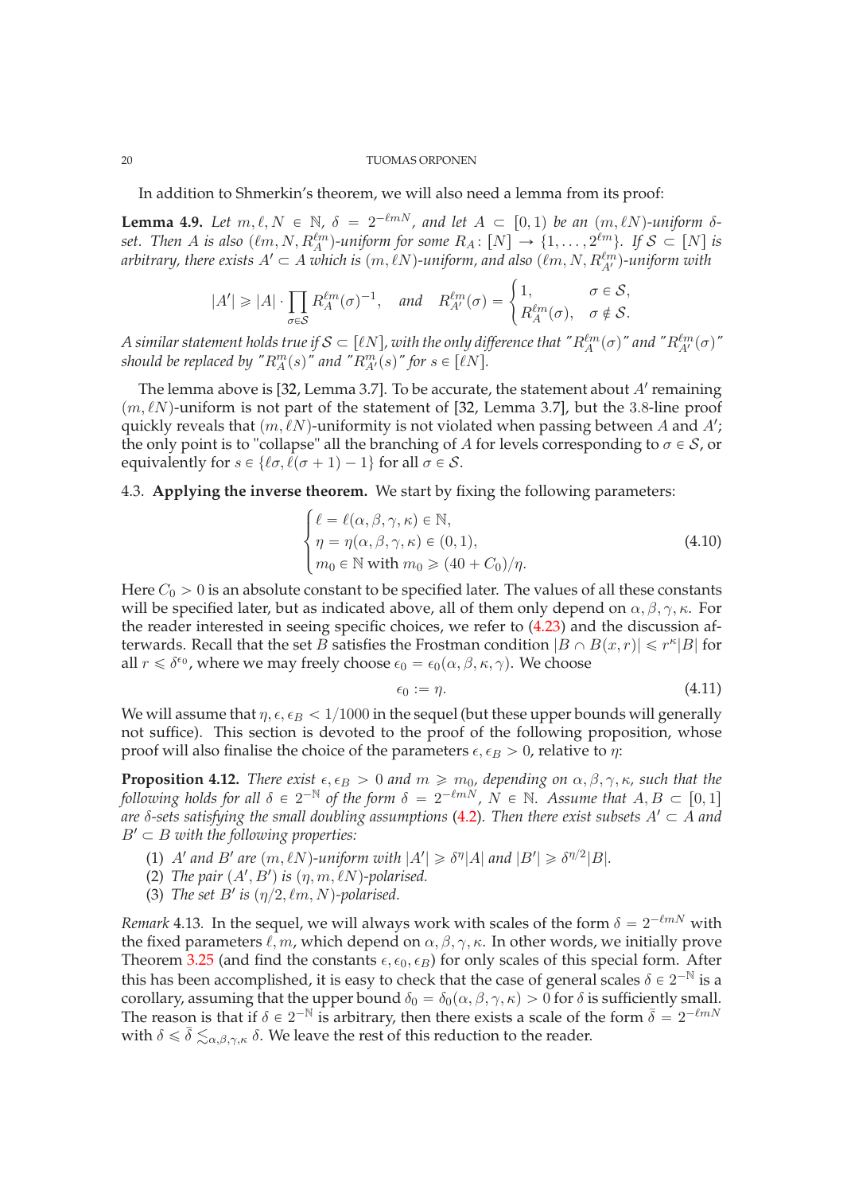In addition to Shmerkin's theorem, we will also need a lemma from its proof:

**Lemma 4.9.** *Let $m, \ell, N \in \mathbb{N}$, $\delta = 2^{-\ell m N}$, and let $A \subset [0,1)$ be an $(m, \ell N)$-uniform $\delta$-set. Then $A$ is also $(\ell m, N, R_A^{\ell m})$-uniform for some $R_A \colon [N] \to \{1, \ldots, 2^{\ell m}\}$. If $\mathcal{S} \subset [N]$ is arbitrary, there exists $A' \subset A$ which is $(m, \ell N)$-uniform, and also $(\ell m, N, R_{A'}^{\ell m})$-uniform with*

$$|A'| \geqslant |A| \cdot \prod_{\sigma \in \mathcal{S}} R_A^{\ell m}(\sigma)^{-1}, \quad \text{and} \quad R_{A'}^{\ell m}(\sigma) = \begin{cases} 1, & \sigma \in \mathcal{S}, \\ R_A^{\ell m}(\sigma), & \sigma \notin \mathcal{S}. \end{cases}$$

*A similar statement holds true if $\mathcal{S} \subset [\ell N]$, with the only difference that "$R_A^{\ell m}(\sigma)$" and "$R_{A'}^{\ell m}(\sigma)$" should be replaced by "$R_A^m(s)$" and "$R_{A'}^m(s)$" for $s \in [\ell N]$.*

The lemma above is [32, Lemma 3.7]. To be accurate, the statement about $A'$ remaining $(m, \ell N)$-uniform is not part of the statement of [32, Lemma 3.7], but the 3.8-line proof quickly reveals that $(m, \ell N)$-uniformity is not violated when passing between $A$ and $A'$; the only point is to "collapse" all the branching of $A$ for levels corresponding to $\sigma \in \mathcal{S}$, or equivalently for $s \in \{\ell\sigma, \ell(\sigma + 1) - 1\}$ for all $\sigma \in \mathcal{S}$.

4.3. **Applying the inverse theorem.** We start by fixing the following parameters:

$$\begin{cases} \ell = \ell(\alpha, \beta, \gamma, \kappa) \in \mathbb{N}, \\ \eta = \eta(\alpha, \beta, \gamma, \kappa) \in (0,1), \\ m_0 \in \mathbb{N} \text{ with } m_0 \geqslant (40 + C_0)/\eta. \end{cases} \tag{4.10}$$

Here $C_0 > 0$ is an absolute constant to be specified later. The values of all these constants will be specified later, but as indicated above, all of them only depend on $\alpha, \beta, \gamma, \kappa$. For the reader interested in seeing specific choices, we refer to (4.23) and the discussion afterwards. Recall that the set $B$ satisfies the Frostman condition $|B \cap B(x,r)| \leqslant r^{\kappa}|B|$ for all $r \leqslant \delta^{\epsilon_0}$, where we may freely choose $\epsilon_0 = \epsilon_0(\alpha, \beta, \kappa, \gamma)$. We choose

$$\epsilon_0 := \eta. \tag{4.11}$$

We will assume that $\eta, \epsilon, \epsilon_B < 1/1000$ in the sequel (but these upper bounds will generally not suffice). This section is devoted to the proof of the following proposition, whose proof will also finalise the choice of the parameters $\epsilon, \epsilon_B > 0$, relative to $\eta$:

**Proposition 4.12.** *There exist $\epsilon, \epsilon_B > 0$ and $m \geqslant m_0$, depending on $\alpha, \beta, \gamma, \kappa$, such that the following holds for all $\delta \in 2^{-\mathbb{N}}$ of the form $\delta = 2^{-\ell m N}$, $N \in \mathbb{N}$. Assume that $A, B \subset [0,1]$ are $\delta$-sets satisfying the small doubling assumptions (4.2). Then there exist subsets $A' \subset A$ and $B' \subset B$ with the following properties:*

1. *$A'$ and $B'$ are $(m, \ell N)$-uniform with $|A'| \geqslant \delta^{\eta}|A|$ and $|B'| \geqslant \delta^{\eta/2}|B|$.*
2. *The pair $(A', B')$ is $(\eta, m, \ell N)$-polarised.*
3. *The set $B'$ is $(\eta/2, \ell m, N)$-polarised.*

*Remark* 4.13. In the sequel, we will always work with scales of the form $\delta = 2^{-\ell m N}$ with the fixed parameters $\ell, m$, which depend on $\alpha, \beta, \gamma, \kappa$. In other words, we initially prove Theorem 3.25 (and find the constants $\epsilon, \epsilon_0, \epsilon_B$) for only scales of this special form. After this has been accomplished, it is easy to check that the case of general scales $\delta \in 2^{-\mathbb{N}}$ is a corollary, assuming that the upper bound $\delta_0 = \delta_0(\alpha, \beta, \gamma, \kappa) > 0$ for $\delta$ is sufficiently small. The reason is that if $\delta \in 2^{-\mathbb{N}}$ is arbitrary, then there exists a scale of the form $\bar{\delta} = 2^{-\ell m N}$ with $\delta \leqslant \bar{\delta} \lesssim_{\alpha,\beta,\gamma,\kappa} \delta$. We leave the rest of this reduction to the reader.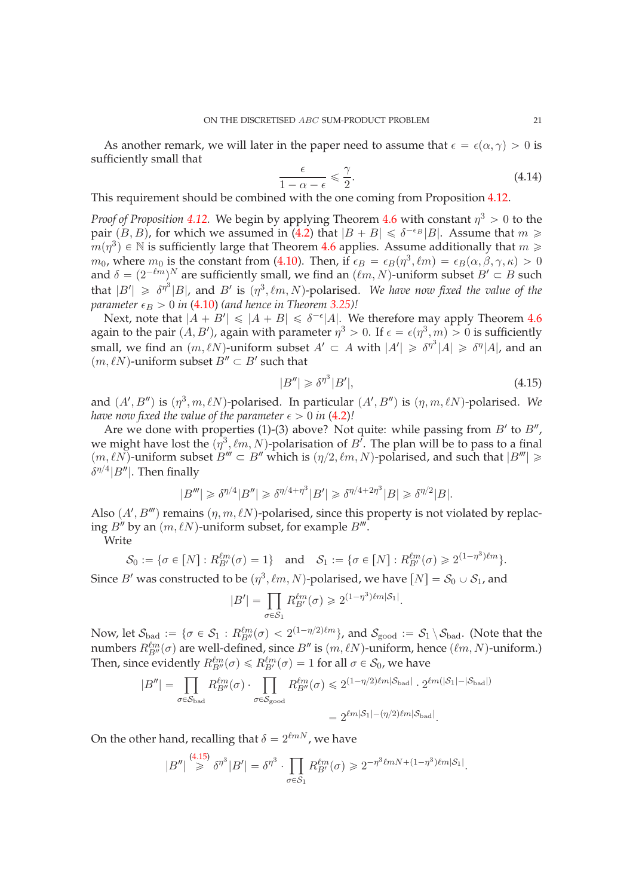As another remark, we will later in the paper need to assume that $\epsilon = \epsilon(\alpha, \gamma) > 0$ is sufficiently small that

$$\frac{\epsilon}{1 - \alpha - \epsilon} \leqslant \frac{\gamma}{2}. \tag{4.14}$$

This requirement should be combined with the one coming from Proposition 4.12.

*Proof of Proposition 4.12.* We begin by applying Theorem 4.6 with constant $\eta^3 > 0$ to the pair $(B, B)$, for which we assumed in (4.2) that $|B + B| \leqslant \delta^{-\epsilon_B}|B|$. Assume that $m \geqslant m(\eta^3) \in \mathbb{N}$ is sufficiently large that Theorem 4.6 applies. Assume additionally that $m \geqslant m_0$, where $m_0$ is the constant from (4.10). Then, if $\epsilon_B = \epsilon_B(\eta^3, \ell m) = \epsilon_B(\alpha, \beta, \gamma, \kappa) > 0$ and $\delta = (2^{-\ell m})^N$ are sufficiently small, we find an $(\ell m, N)$-uniform subset $B' \subset B$ such that $|B'| \geqslant \delta^{\eta^3}|B|$, and $B'$ is $(\eta^3, \ell m, N)$-polarised. *We have now fixed the value of the parameter $\epsilon_B > 0$ in (4.10) (and hence in Theorem 3.25)!*

Next, note that $|A + B'| \leqslant |A + B| \leqslant \delta^{-\epsilon}|A|$. We therefore may apply Theorem 4.6 again to the pair $(A, B')$, again with parameter $\eta^3 > 0$. If $\epsilon = \epsilon(\eta^3, m) > 0$ is sufficiently small, we find an $(m, \ell N)$-uniform subset $A' \subset A$ with $|A'| \geqslant \delta^{\eta^3}|A| \geqslant \delta^{\eta}|A|$, and an $(m, \ell N)$-uniform subset $B'' \subset B'$ such that

$$|B''| \geqslant \delta^{\eta^3}|B'|, \tag{4.15}$$

and $(A', B'')$ is $(\eta^3, m, \ell N)$-polarised. In particular $(A', B'')$ is $(\eta, m, \ell N)$-polarised. *We have now fixed the value of the parameter $\epsilon > 0$ in (4.2)!*

Are we done with properties (1)-(3) above? Not quite: while passing from $B'$ to $B''$, we might have lost the $(\eta^3, \ell m, N)$-polarisation of $B'$. The plan will be to pass to a final $(m, \ell N)$-uniform subset $B''' \subset B''$ which is $(\eta/2, \ell m, N)$-polarised, and such that $|B'''| \geqslant \delta^{\eta/4}|B''|$. Then finally

$$|B'''| \geqslant \delta^{\eta/4}|B''| \geqslant \delta^{\eta/4 + \eta^3}|B'| \geqslant \delta^{\eta/4 + 2\eta^3}|B| \geqslant \delta^{\eta/2}|B|.$$

Also $(A', B''')$ remains $(\eta, m, \ell N)$-polarised, since this property is not violated by replacing $B''$ by an $(m, \ell N)$-uniform subset, for example $B'''$.

Write

$$\mathcal{S}_0 := \{\sigma \in [N] : R^{\ell m}_{B'}(\sigma) = 1\} \quad \text{and} \quad \mathcal{S}_1 := \{\sigma \in [N] : R^{\ell m}_{B'}(\sigma) \geqslant 2^{(1-\eta^3)\ell m}\}.$$

Since $B'$ was constructed to be $(\eta^3, \ell m, N)$-polarised, we have $[N] = \mathcal{S}_0 \cup \mathcal{S}_1$, and

$$|B'| = \prod_{\sigma \in \mathcal{S}_1} R^{\ell m}_{B'}(\sigma) \geqslant 2^{(1-\eta^3)\ell m|\mathcal{S}_1|}.$$

Now, let $\mathcal{S}_{\text{bad}} := \{\sigma \in \mathcal{S}_1 : R^{\ell m}_{B''}(\sigma) < 2^{(1-\eta/2)\ell m}\}$, and $\mathcal{S}_{\text{good}} := \mathcal{S}_1 \setminus \mathcal{S}_{\text{bad}}$. (Note that the numbers $R^{\ell m}_{B''}(\sigma)$ are well-defined, since $B''$ is $(m, \ell N)$-uniform, hence $(\ell m, N)$-uniform.) Then, since evidently $R^{\ell m}_{B''}(\sigma) \leqslant R^{\ell m}_{B'}(\sigma) = 1$ for all $\sigma \in \mathcal{S}_0$, we have

$$|B''| = \prod_{\sigma \in \mathcal{S}_{\text{bad}}} R^{\ell m}_{B''}(\sigma) \cdot \prod_{\sigma \in \mathcal{S}_{\text{good}}} R^{\ell m}_{B''}(\sigma) \leqslant 2^{(1-\eta/2)\ell m|\mathcal{S}_{\text{bad}}|} \cdot 2^{\ell m(|\mathcal{S}_1| - |\mathcal{S}_{\text{bad}}|)}$$

$$= 2^{\ell m|\mathcal{S}_1| - (\eta/2)\ell m|\mathcal{S}_{\text{bad}}|}.$$

On the other hand, recalling that $\delta = 2^{\ell m N}$, we have

$$|B''| \overset{(4.15)}{\geqslant} \delta^{\eta^3}|B'| = \delta^{\eta^3} \cdot \prod_{\sigma \in \mathcal{S}_1} R^{\ell m}_{B'}(\sigma) \geqslant 2^{-\eta^3 \ell m N + (1-\eta^3)\ell m|\mathcal{S}_1|}.$$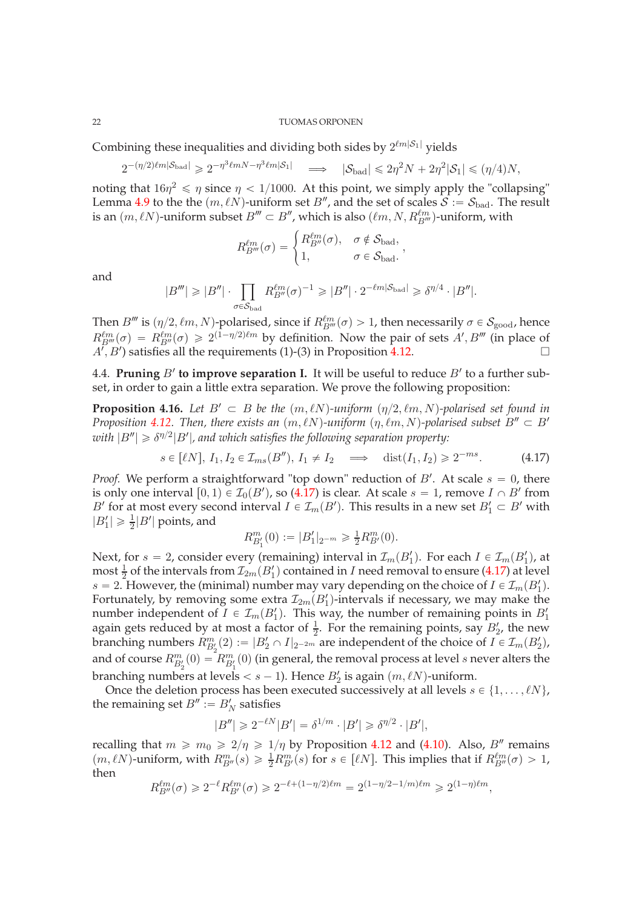Combining these inequalities and dividing both sides by $2^{\ell m|\mathcal{S}_1|}$ yields

$$2^{-(\eta/2)\ell m|\mathcal{S}_{\text{bad}}|} \geqslant 2^{-\eta^3 \ell m N - \eta^3 \ell m|\mathcal{S}_1|} \quad \Longrightarrow \quad |\mathcal{S}_{\text{bad}}| \leqslant 2\eta^2 N + 2\eta^2|\mathcal{S}_1| \leqslant (\eta/4)N,$$

noting that $16\eta^2 \leqslant \eta$ since $\eta < 1/1000$. At this point, we simply apply the "collapsing" Lemma 4.9 to the the $(m, \ell N)$-uniform set $B''$, and the set of scales $\mathcal{S} := \mathcal{S}_{\text{bad}}$. The result is an $(m, \ell N)$-uniform subset $B''' \subset B''$, which is also $(\ell m, N, R_{B'''}^{\ell m})$-uniform, with

$$R_{B'''}^{\ell m}(\sigma) = \begin{cases} R_{B''}^{\ell m}(\sigma), & \sigma \notin \mathcal{S}_{\text{bad}}, \\ 1, & \sigma \in \mathcal{S}_{\text{bad}}. \end{cases},$$

and

$$|B'''| \geqslant |B''| \cdot \prod_{\sigma \in \mathcal{S}_{\text{bad}}} R_{B''}^{\ell m}(\sigma)^{-1} \geqslant |B''| \cdot 2^{-\ell m|\mathcal{S}_{\text{bad}}|} \geqslant \delta^{\eta/4} \cdot |B''|.$$

Then $B'''$ is $(\eta/2, \ell m, N)$-polarised, since if $R_{B'''}^{\ell m}(\sigma) > 1$, then necessarily $\sigma \in \mathcal{S}_{\text{good}}$, hence $R_{B'''}^{\ell m}(\sigma) = R_{B''}^{\ell m}(\sigma) \geqslant 2^{(1-\eta/2)\ell m}$ by definition. Now the pair of sets $A', B'''$ (in place of $A', B'$) satisfies all the requirements (1)-(3) in Proposition 4.12. $\square$

### 4.4. Pruning $B'$ to improve separation I.

It will be useful to reduce $B'$ to a further subset, in order to gain a little extra separation. We prove the following proposition:

**Proposition 4.16.** *Let $B' \subset B$ be the $(m, \ell N)$-uniform $(\eta/2, \ell m, N)$-polarised set found in Proposition 4.12. Then, there exists an $(m, \ell N)$-uniform $(\eta, \ell m, N)$-polarised subset $B'' \subset B'$ with $|B''| \geqslant \delta^{\eta/2}|B'|$, and which satisfies the following separation property:*

$$s \in [\ell N],\ I_1, I_2 \in \mathcal{I}_{ms}(B''),\ I_1 \neq I_2 \quad \Longrightarrow \quad \operatorname{dist}(I_1, I_2) \geqslant 2^{-ms}. \tag{4.17}$$

*Proof.* We perform a straightforward "top down" reduction of $B'$. At scale $s = 0$, there is only one interval $[0, 1) \in \mathcal{I}_0(B')$, so (4.17) is clear. At scale $s = 1$, remove $I \cap B'$ from $B'$ for at most every second interval $I \in \mathcal{I}_m(B')$. This results in a new set $B'_1 \subset B'$ with $|B'_1| \geqslant \frac{1}{2}|B'|$ points, and

$$R_{B'_1}^m(0) := |B'_1|_{2^{-m}} \geqslant \tfrac{1}{2}R_{B'}^m(0).$$

Next, for $s = 2$, consider every (remaining) interval in $\mathcal{I}_m(B'_1)$. For each $I \in \mathcal{I}_m(B'_1)$, at most $\frac{1}{2}$ of the intervals from $\mathcal{I}_{2m}(B'_1)$ contained in $I$ need removal to ensure (4.17) at level $s = 2$. However, the (minimal) number may vary depending on the choice of $I \in \mathcal{I}_m(B'_1)$. Fortunately, by removing some extra $\mathcal{I}_{2m}(B'_1)$-intervals if necessary, we may make the number independent of $I \in \mathcal{I}_m(B'_1)$. This way, the number of remaining points in $B'_1$ again gets reduced by at most a factor of $\frac{1}{2}$. For the remaining points, say $B'_2$, the new branching numbers $R_{B'_2}^m(2) := |B'_2 \cap I|_{2^{-2m}}$ are independent of the choice of $I \in \mathcal{I}_m(B'_2)$, and of course $R_{B'_2}^m(0) = R_{B'_1}^m(0)$ (in general, the removal process at level $s$ never alters the branching numbers at levels $< s - 1$). Hence $B'_2$ is again $(m, \ell N)$-uniform.

Once the deletion process has been executed successively at all levels $s \in \{1, \ldots, \ell N\}$, the remaining set $B'' := B'_N$ satisfies

$$|B''| \geqslant 2^{-\ell N}|B'| = \delta^{1/m} \cdot |B'| \geqslant \delta^{\eta/2} \cdot |B'|,$$

recalling that $m \geqslant m_0 \geqslant 2/\eta \geqslant 1/\eta$ by Proposition 4.12 and (4.10). Also, $B''$ remains $(m, \ell N)$-uniform, with $R_{B''}^m(s) \geqslant \frac{1}{2}R_{B'}^m(s)$ for $s \in [\ell N]$. This implies that if $R_{B''}^{\ell m}(\sigma) > 1$, then

$$R_{B''}^{\ell m}(\sigma) \geqslant 2^{-\ell}R_{B'}^{\ell m}(\sigma) \geqslant 2^{-\ell + (1-\eta/2)\ell m} = 2^{(1-\eta/2-1/m)\ell m} \geqslant 2^{(1-\eta)\ell m},$$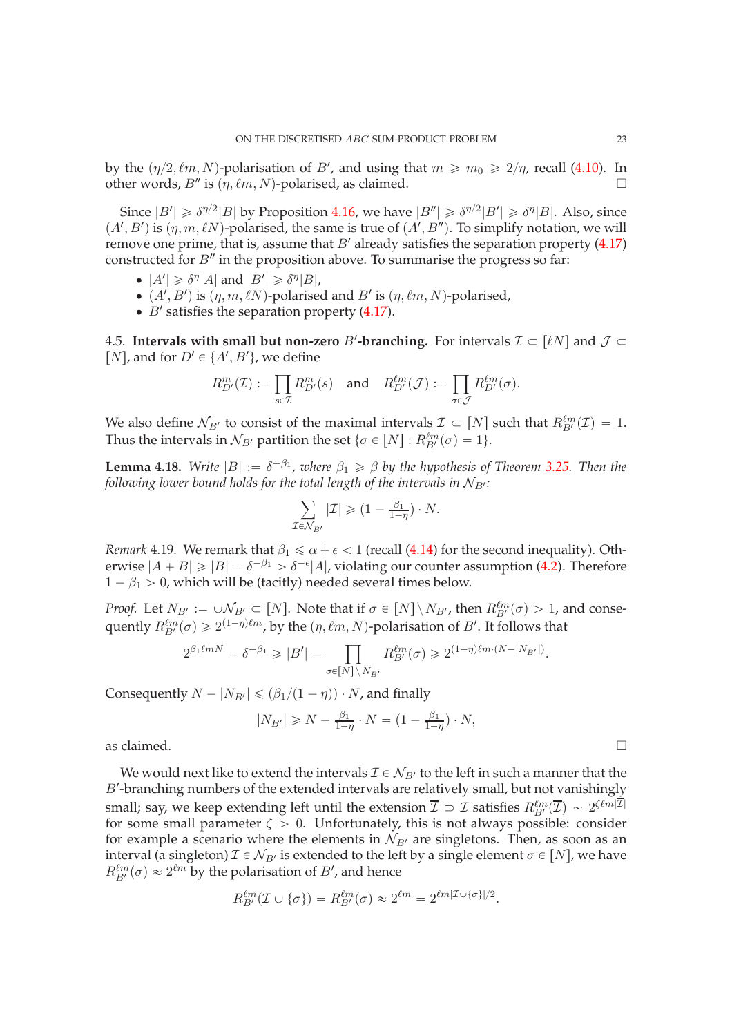by the $(\eta/2, \ell m, N)$-polarisation of $B'$, and using that $m \geqslant m_0 \geqslant 2/\eta$, recall (4.10). In other words, $B''$ is $(\eta, \ell m, N)$-polarised, as claimed. □

Since $|B'| \geqslant \delta^{\eta/2}|B|$ by Proposition 4.16, we have $|B''| \geqslant \delta^{\eta/2}|B'| \geqslant \delta^{\eta}|B|$. Also, since $(A', B')$ is $(\eta, m, \ell N)$-polarised, the same is true of $(A', B'')$. To simplify notation, we will remove one prime, that is, assume that $B'$ already satisfies the separation property (4.17) constructed for $B''$ in the proposition above. To summarise the progress so far:

- $|A'| \geqslant \delta^{\eta}|A|$ and $|B'| \geqslant \delta^{\eta}|B|$,
- $(A', B')$ is $(\eta, m, \ell N)$-polarised and $B'$ is $(\eta, \ell m, N)$-polarised,
- $B'$ satisfies the separation property (4.17).

4.5. **Intervals with small but non-zero $B'$-branching.** For intervals $\mathcal{I} \subset [\ell N]$ and $\mathcal{J} \subset [N]$, and for $D' \in \{A', B'\}$, we define

$$R^m_{D'}(\mathcal{I}) := \prod_{s \in \mathcal{I}} R^m_{D'}(s) \quad \text{and} \quad R^{\ell m}_{D'}(\mathcal{J}) := \prod_{\sigma \in \mathcal{J}} R^{\ell m}_{D'}(\sigma).$$

We also define $\mathcal{N}_{B'}$ to consist of the maximal intervals $\mathcal{I} \subset [N]$ such that $R^{\ell m}_{B'}(\mathcal{I}) = 1$. Thus the intervals in $\mathcal{N}_{B'}$ partition the set $\{\sigma \in [N] : R^{\ell m}_{B'}(\sigma) = 1\}$.

**Lemma 4.18.** *Write $|B| := \delta^{-\beta_1}$, where $\beta_1 \geqslant \beta$ by the hypothesis of Theorem 3.25. Then the following lower bound holds for the total length of the intervals in $\mathcal{N}_{B'}$:*

$$\sum_{\mathcal{I} \in \mathcal{N}_{B'}} |\mathcal{I}| \geqslant (1 - \tfrac{\beta_1}{1-\eta}) \cdot N.$$

*Remark* 4.19. We remark that $\beta_1 \leqslant \alpha + \epsilon < 1$ (recall (4.14) for the second inequality). Otherwise $|A + B| \geqslant |B| = \delta^{-\beta_1} > \delta^{-\epsilon}|A|$, violating our counter assumption (4.2). Therefore $1 - \beta_1 > 0$, which will be (tacitly) needed several times below.

*Proof.* Let $N_{B'} := \cup \mathcal{N}_{B'} \subset [N]$. Note that if $\sigma \in [N] \setminus N_{B'}$, then $R^{\ell m}_{B'}(\sigma) > 1$, and consequently $R^{\ell m}_{B'}(\sigma) \geqslant 2^{(1-\eta)\ell m}$, by the $(\eta, \ell m, N)$-polarisation of $B'$. It follows that

$$2^{\beta_1 \ell m N} = \delta^{-\beta_1} \geqslant |B'| = \prod_{\sigma \in [N] \setminus N_{B'}} R^{\ell m}_{B'}(\sigma) \geqslant 2^{(1-\eta)\ell m \cdot (N - |N_{B'}|)}.$$

Consequently $N - |N_{B'}| \leqslant (\beta_1/(1-\eta)) \cdot N$, and finally

$$|N_{B'}| \geqslant N - \tfrac{\beta_1}{1-\eta} \cdot N = (1 - \tfrac{\beta_1}{1-\eta}) \cdot N,$$

as claimed. □

We would next like to extend the intervals $\mathcal{I} \in \mathcal{N}_{B'}$ to the left in such a manner that the $B'$-branching numbers of the extended intervals are relatively small, but not vanishingly small; say, we keep extending left until the extension $\overline{\mathcal{I}} \supset \mathcal{I}$ satisfies $R^{\ell m}_{B'}(\overline{\mathcal{I}}) \sim 2^{\zeta \ell m |\overline{\mathcal{I}}|}$ for some small parameter $\zeta > 0$. Unfortunately, this is not always possible: consider for example a scenario where the elements in $\mathcal{N}_{B'}$ are singletons. Then, as soon as an interval (a singleton) $\mathcal{I} \in \mathcal{N}_{B'}$ is extended to the left by a single element $\sigma \in [N]$, we have $R^{\ell m}_{B'}(\sigma) \approx 2^{\ell m}$ by the polarisation of $B'$, and hence

$$R^{\ell m}_{B'}(\mathcal{I} \cup \{\sigma\}) = R^{\ell m}_{B'}(\sigma) \approx 2^{\ell m} = 2^{\ell m |\mathcal{I} \cup \{\sigma\}|/2}.$$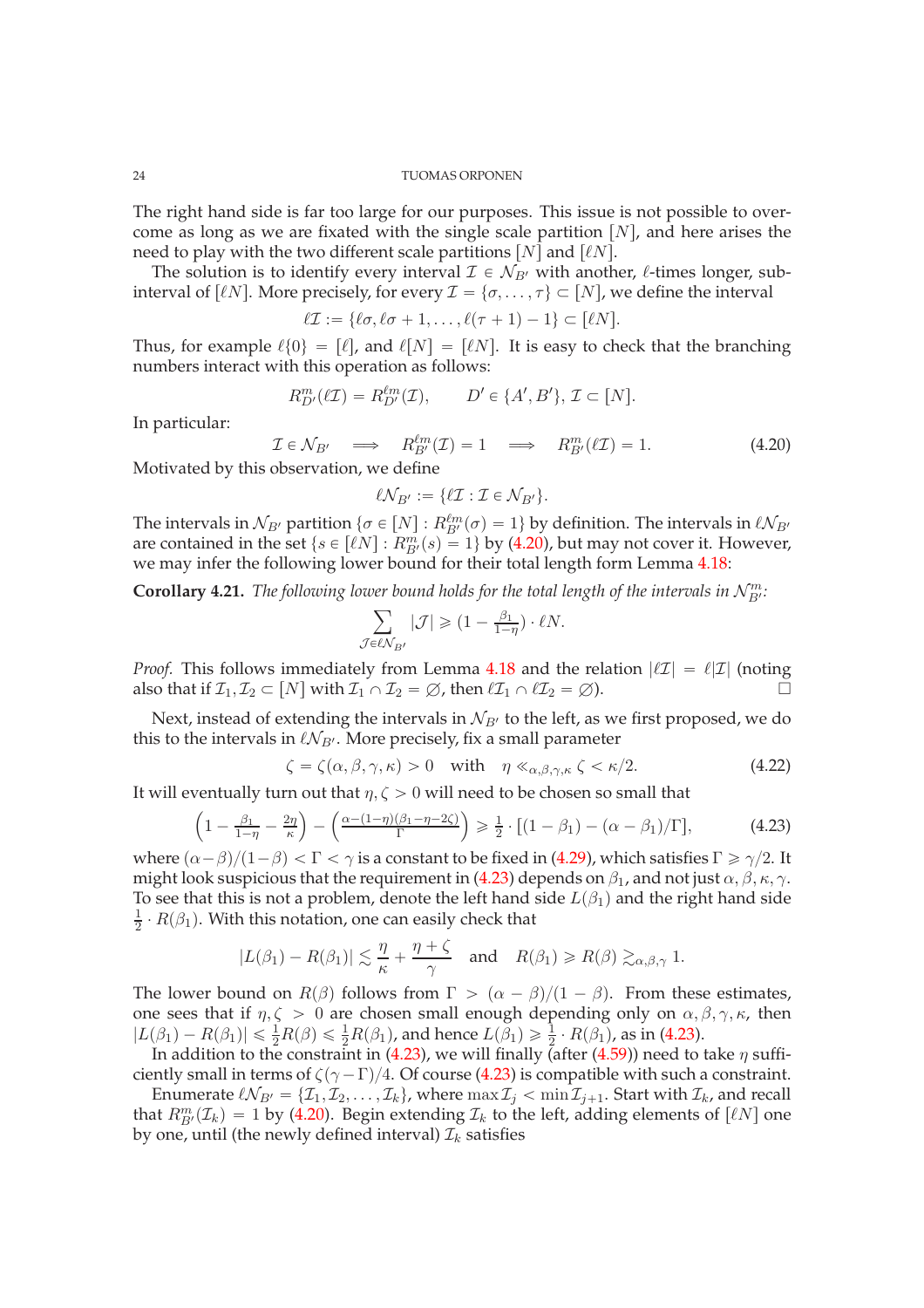The right hand side is far too large for our purposes. This issue is not possible to overcome as long as we are fixated with the single scale partition $[N]$, and here arises the need to play with the two different scale partitions $[N]$ and $[\ell N]$.

The solution is to identify every interval $\mathcal{I} \in \mathcal{N}_{B'}$ with another, $\ell$-times longer, subinterval of $[\ell N]$. More precisely, for every $\mathcal{I} = \{\sigma, \ldots, \tau\} \subset [N]$, we define the interval

$$\ell\mathcal{I} := \{\ell\sigma, \ell\sigma + 1, \ldots, \ell(\tau + 1) - 1\} \subset [\ell N].$$

Thus, for example $\ell\{0\} = [\ell]$, and $\ell[N] = [\ell N]$. It is easy to check that the branching numbers interact with this operation as follows:

$$R^{m}_{D'}(\ell\mathcal{I}) = R^{\ell m}_{D'}(\mathcal{I}), \qquad D' \in \{A', B'\}, \mathcal{I} \subset [N].$$

In particular:

$$\mathcal{I} \in \mathcal{N}_{B'} \implies R^{\ell m}_{B'}(\mathcal{I}) = 1 \implies R^{m}_{B'}(\ell\mathcal{I}) = 1. \tag{4.20}$$

Motivated by this observation, we define

$$\ell\mathcal{N}_{B'} := \{\ell\mathcal{I} : \mathcal{I} \in \mathcal{N}_{B'}\}.$$

The intervals in $\mathcal{N}_{B'}$ partition $\{\sigma \in [N] : R^{\ell m}_{B'}(\sigma) = 1\}$ by definition. The intervals in $\ell\mathcal{N}_{B'}$ are contained in the set $\{s \in [\ell N] : R^{m}_{B'}(s) = 1\}$ by (4.20), but may not cover it. However, we may infer the following lower bound for their total length form Lemma 4.18:

**Corollary 4.21.** *The following lower bound holds for the total length of the intervals in $\mathcal{N}^{m}_{B'}$:*

$$\sum_{\mathcal{J} \in \ell\mathcal{N}_{B'}} |\mathcal{J}| \geqslant (1 - \tfrac{\beta_1}{1-\eta}) \cdot \ell N.$$

*Proof.* This follows immediately from Lemma 4.18 and the relation $|\ell\mathcal{I}| = \ell|\mathcal{I}|$ (noting also that if $\mathcal{I}_1, \mathcal{I}_2 \subset [N]$ with $\mathcal{I}_1 \cap \mathcal{I}_2 = \emptyset$, then $\ell\mathcal{I}_1 \cap \ell\mathcal{I}_2 = \emptyset$). □

Next, instead of extending the intervals in $\mathcal{N}_{B'}$ to the left, as we first proposed, we do this to the intervals in $\ell\mathcal{N}_{B'}$. More precisely, fix a small parameter

$$\zeta = \zeta(\alpha, \beta, \gamma, \kappa) > 0 \quad \text{with} \quad \eta \ll_{\alpha,\beta,\gamma,\kappa} \zeta < \kappa/2. \tag{4.22}$$

It will eventually turn out that $\eta, \zeta > 0$ will need to be chosen so small that

$$\left(1 - \tfrac{\beta_1}{1-\eta} - \tfrac{2\eta}{\kappa}\right) - \left(\tfrac{\alpha - (1-\eta)(\beta_1 - \eta - 2\zeta)}{\Gamma}\right) \geqslant \tfrac{1}{2} \cdot [(1 - \beta_1) - (\alpha - \beta_1)/\Gamma], \tag{4.23}$$

where $(\alpha - \beta)/(1-\beta) < \Gamma < \gamma$ is a constant to be fixed in (4.29), which satisfies $\Gamma \geqslant \gamma/2$. It might look suspicious that the requirement in (4.23) depends on $\beta_1$, and not just $\alpha, \beta, \kappa, \gamma$. To see that this is not a problem, denote the left hand side $L(\beta_1)$ and the right hand side $\frac{1}{2} \cdot R(\beta_1)$. With this notation, one can easily check that

$$|L(\beta_1) - R(\beta_1)| \lesssim \frac{\eta}{\kappa} + \frac{\eta + \zeta}{\gamma} \quad \text{and} \quad R(\beta_1) \geqslant R(\beta) \gtrsim_{\alpha,\beta,\gamma} 1.$$

The lower bound on $R(\beta)$ follows from $\Gamma > (\alpha - \beta)/(1 - \beta)$. From these estimates, one sees that if $\eta, \zeta > 0$ are chosen small enough depending only on $\alpha, \beta, \gamma, \kappa$, then $|L(\beta_1) - R(\beta_1)| \leqslant \frac{1}{2}R(\beta) \leqslant \frac{1}{2}R(\beta_1)$, and hence $L(\beta_1) \geqslant \frac{1}{2} \cdot R(\beta_1)$, as in (4.23).

In addition to the constraint in (4.23), we will finally (after (4.59)) need to take $\eta$ sufficiently small in terms of $\zeta(\gamma - \Gamma)/4$. Of course (4.23) is compatible with such a constraint.

Enumerate $\ell\mathcal{N}_{B'} = \{\mathcal{I}_1, \mathcal{I}_2, \ldots, \mathcal{I}_k\}$, where $\max \mathcal{I}_j < \min \mathcal{I}_{j+1}$. Start with $\mathcal{I}_k$, and recall that $R^{m}_{B'}(\mathcal{I}_k) = 1$ by (4.20). Begin extending $\mathcal{I}_k$ to the left, adding elements of $[\ell N]$ one by one, until (the newly defined interval) $\mathcal{I}_k$ satisfies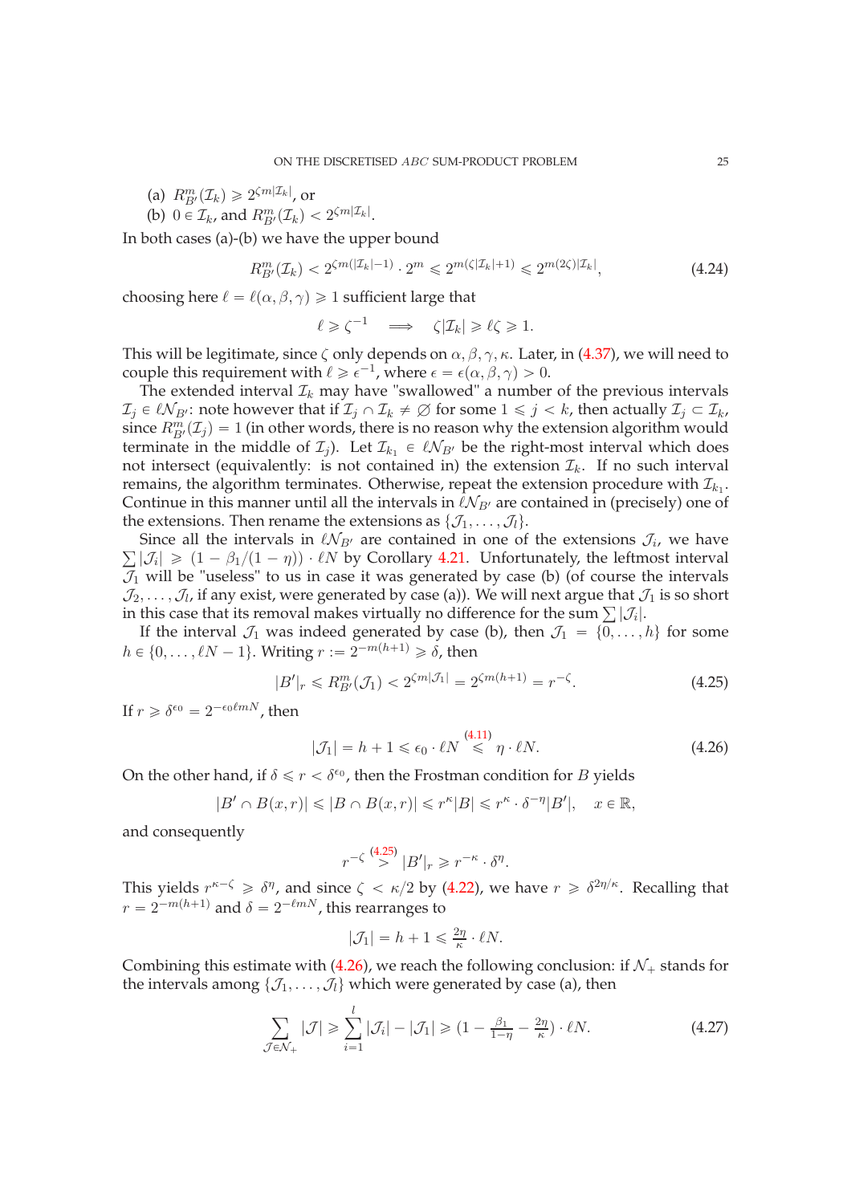(a) $R^m_{B'}(\mathcal{I}_k) \geqslant 2^{\zeta m|\mathcal{I}_k|}$, or
(b) $0 \in \mathcal{I}_k$, and $R^m_{B'}(\mathcal{I}_k) < 2^{\zeta m|\mathcal{I}_k|}$.

In both cases (a)-(b) we have the upper bound

$$R^m_{B'}(\mathcal{I}_k) < 2^{\zeta m(|\mathcal{I}_k|-1)} \cdot 2^m \leqslant 2^{m(\zeta|\mathcal{I}_k|+1)} \leqslant 2^{m(2\zeta)|\mathcal{I}_k|}, \tag{4.24}$$

choosing here $\ell = \ell(\alpha, \beta, \gamma) \geqslant 1$ sufficient large that

$$\ell \geqslant \zeta^{-1} \quad \Longrightarrow \quad \zeta|\mathcal{I}_k| \geqslant \ell\zeta \geqslant 1.$$

This will be legitimate, since $\zeta$ only depends on $\alpha, \beta, \gamma, \kappa$. Later, in (4.37), we will need to couple this requirement with $\ell \geqslant \epsilon^{-1}$, where $\epsilon = \epsilon(\alpha, \beta, \gamma) > 0$.

The extended interval $\mathcal{I}_k$ may have "swallowed" a number of the previous intervals $\mathcal{I}_j \in \ell\mathcal{N}_{B'}$: note however that if $\mathcal{I}_j \cap \mathcal{I}_k \neq \emptyset$ for some $1 \leqslant j < k$, then actually $\mathcal{I}_j \subset \mathcal{I}_k$, since $R^m_{B'}(\mathcal{I}_j) = 1$ (in other words, there is no reason why the extension algorithm would terminate in the middle of $\mathcal{I}_j$). Let $\mathcal{I}_{k_1} \in \ell\mathcal{N}_{B'}$ be the right-most interval which does not intersect (equivalently: is not contained in) the extension $\mathcal{I}_k$. If no such interval remains, the algorithm terminates. Otherwise, repeat the extension procedure with $\mathcal{I}_{k_1}$. Continue in this manner until all the intervals in $\ell\mathcal{N}_{B'}$ are contained in (precisely) one of the extensions. Then rename the extensions as $\{\mathcal{J}_1, \ldots, \mathcal{J}_l\}$.

Since all the intervals in $\ell\mathcal{N}_{B'}$ are contained in one of the extensions $\mathcal{J}_i$, we have $\sum |\mathcal{J}_i| \geqslant (1 - \beta_1/(1-\eta)) \cdot \ell N$ by Corollary 4.21. Unfortunately, the leftmost interval $\mathcal{J}_1$ will be "useless" to us in case it was generated by case (b) (of course the intervals $\mathcal{J}_2, \ldots, \mathcal{J}_l$, if any exist, were generated by case (a)). We will next argue that $\mathcal{J}_1$ is so short in this case that its removal makes virtually no difference for the sum $\sum |\mathcal{J}_i|$.

If the interval $\mathcal{J}_1$ was indeed generated by case (b), then $\mathcal{J}_1 = \{0, \ldots, h\}$ for some $h \in \{0, \ldots, \ell N - 1\}$. Writing $r := 2^{-m(h+1)} \geqslant \delta$, then

$$|B'|_r \leqslant R^m_{B'}(\mathcal{J}_1) < 2^{\zeta m|\mathcal{J}_1|} = 2^{\zeta m(h+1)} = r^{-\zeta}. \tag{4.25}$$

If $r \geqslant \delta^{\epsilon_0} = 2^{-\epsilon_0 \ell m N}$, then

$$|\mathcal{J}_1| = h + 1 \leqslant \epsilon_0 \cdot \ell N \overset{(4.11)}{\leqslant} \eta \cdot \ell N. \tag{4.26}$$

On the other hand, if $\delta \leqslant r < \delta^{\epsilon_0}$, then the Frostman condition for $B$ yields

$$|B' \cap B(x, r)| \leqslant |B \cap B(x, r)| \leqslant r^{\kappa}|B| \leqslant r^{\kappa} \cdot \delta^{-\eta}|B'|, \quad x \in \mathbb{R},$$

and consequently

$$r^{-\zeta} \overset{(4.25)}{>} |B'|_r \geqslant r^{-\kappa} \cdot \delta^{\eta}.$$

This yields $r^{\kappa-\zeta} \geqslant \delta^{\eta}$, and since $\zeta < \kappa/2$ by (4.22), we have $r \geqslant \delta^{2\eta/\kappa}$. Recalling that $r = 2^{-m(h+1)}$ and $\delta = 2^{-\ell m N}$, this rearranges to

$$|\mathcal{J}_1| = h + 1 \leqslant \tfrac{2\eta}{\kappa} \cdot \ell N.$$

Combining this estimate with (4.26), we reach the following conclusion: if $\mathcal{N}_+$ stands for the intervals among $\{\mathcal{J}_1, \ldots, \mathcal{J}_l\}$ which were generated by case (a), then

$$\sum_{\mathcal{J} \in \mathcal{N}_+} |\mathcal{J}| \geqslant \sum_{i=1}^{l} |\mathcal{J}_i| - |\mathcal{J}_1| \geqslant (1 - \tfrac{\beta_1}{1-\eta} - \tfrac{2\eta}{\kappa}) \cdot \ell N. \tag{4.27}$$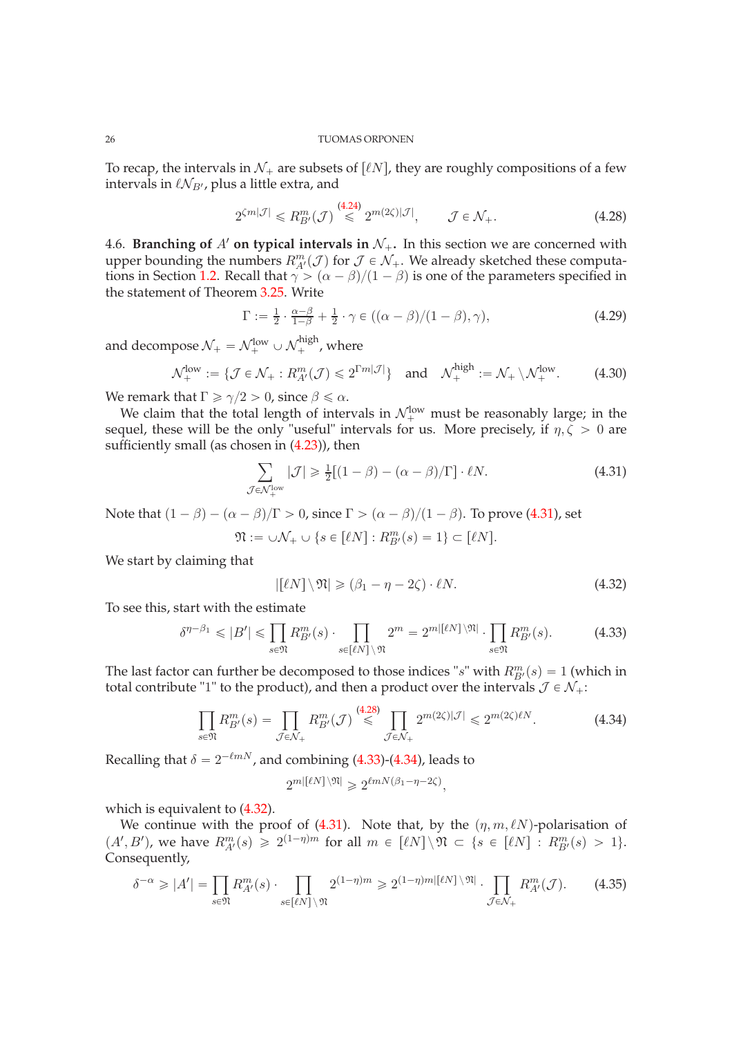To recap, the intervals in $\mathcal{N}_+$ are subsets of $[\ell N]$, they are roughly compositions of a few intervals in $\ell \mathcal{N}_{B'}$, plus a little extra, and

$$2^{\zeta m|\mathcal{J}|} \leqslant R^m_{B'}(\mathcal{J}) \overset{(4.24)}{\leqslant} 2^{m(2\zeta)|\mathcal{J}|}, \qquad \mathcal{J} \in \mathcal{N}_+. \tag{4.28}$$

4.6. **Branching of $A'$ on typical intervals in $\mathcal{N}_+$.** In this section we are concerned with upper bounding the numbers $R^m_{A'}(\mathcal{J})$ for $\mathcal{J} \in \mathcal{N}_+$. We already sketched these computations in Section 1.2. Recall that $\gamma > (\alpha - \beta)/(1-\beta)$ is one of the parameters specified in the statement of Theorem 3.25. Write

$$\Gamma := \tfrac{1}{2} \cdot \tfrac{\alpha - \beta}{1-\beta} + \tfrac{1}{2} \cdot \gamma \in ((\alpha-\beta)/(1-\beta), \gamma), \tag{4.29}$$

and decompose $\mathcal{N}_+ = \mathcal{N}_+^{\mathrm{low}} \cup \mathcal{N}_+^{\mathrm{high}}$, where

$$\mathcal{N}_+^{\mathrm{low}} := \{\mathcal{J} \in \mathcal{N}_+ : R^m_{A'}(\mathcal{J}) \leqslant 2^{\Gamma m |\mathcal{J}|}\} \quad \text{and} \quad \mathcal{N}_+^{\mathrm{high}} := \mathcal{N}_+ \setminus \mathcal{N}_+^{\mathrm{low}}. \tag{4.30}$$

We remark that $\Gamma \geqslant \gamma/2 > 0$, since $\beta \leqslant \alpha$.

We claim that the total length of intervals in $\mathcal{N}_+^{\mathrm{low}}$ must be reasonably large; in the sequel, these will be the only "useful" intervals for us. More precisely, if $\eta, \zeta > 0$ are sufficiently small (as chosen in (4.23)), then

$$\sum_{\mathcal{J} \in \mathcal{N}_+^{\mathrm{low}}} |\mathcal{J}| \geqslant \tfrac{1}{2}[(1-\beta) - (\alpha - \beta)/\Gamma] \cdot \ell N. \tag{4.31}$$

Note that $(1-\beta) - (\alpha-\beta)/\Gamma > 0$, since $\Gamma > (\alpha-\beta)/(1-\beta)$. To prove (4.31), set

$$\mathfrak{N} := \cup \mathcal{N}_+ \cup \{s \in [\ell N] : R^m_{B'}(s) = 1\} \subset [\ell N].$$

We start by claiming that

$$|[\ell N] \setminus \mathfrak{N}| \geqslant (\beta_1 - \eta - 2\zeta) \cdot \ell N. \tag{4.32}$$

To see this, start with the estimate

$$\delta^{\eta - \beta_1} \leqslant |B'| \leqslant \prod_{s \in \mathfrak{N}} R^m_{B'}(s) \cdot \prod_{s \in [\ell N] \setminus \mathfrak{N}} 2^m = 2^{m|[\ell N] \setminus \mathfrak{N}|} \cdot \prod_{s \in \mathfrak{N}} R^m_{B'}(s). \tag{4.33}$$

The last factor can further be decomposed to those indices "$s$" with $R^m_{B'}(s) = 1$ (which in total contribute "1" to the product), and then a product over the intervals $\mathcal{J} \in \mathcal{N}_+$:

$$\prod_{s \in \mathfrak{N}} R^m_{B'}(s) = \prod_{\mathcal{J} \in \mathcal{N}_+} R^m_{B'}(\mathcal{J}) \overset{(4.28)}{\leqslant} \prod_{\mathcal{J} \in \mathcal{N}_+} 2^{m(2\zeta)|\mathcal{J}|} \leqslant 2^{m(2\zeta)\ell N}. \tag{4.34}$$

Recalling that $\delta = 2^{-\ell m N}$, and combining (4.33)-(4.34), leads to

$$2^{m|[\ell N] \setminus \mathfrak{N}|} \geqslant 2^{\ell m N(\beta_1 - \eta - 2\zeta)},$$

which is equivalent to (4.32).

We continue with the proof of (4.31). Note that, by the $(\eta, m, \ell N)$-polarisation of $(A', B')$, we have $R^m_{A'}(s) \geqslant 2^{(1-\eta)m}$ for all $m \in [\ell N] \setminus \mathfrak{N} \subset \{s \in [\ell N] : R^m_{B'}(s) > 1\}$. Consequently,

$$\delta^{-\alpha} \geqslant |A'| = \prod_{s \in \mathfrak{N}} R^m_{A'}(s) \cdot \prod_{s \in [\ell N] \setminus \mathfrak{N}} 2^{(1-\eta)m} \geqslant 2^{(1-\eta)m|[\ell N] \setminus \mathfrak{N}|} \cdot \prod_{\mathcal{J} \in \mathcal{N}_+} R^m_{A'}(\mathcal{J}). \tag{4.35}$$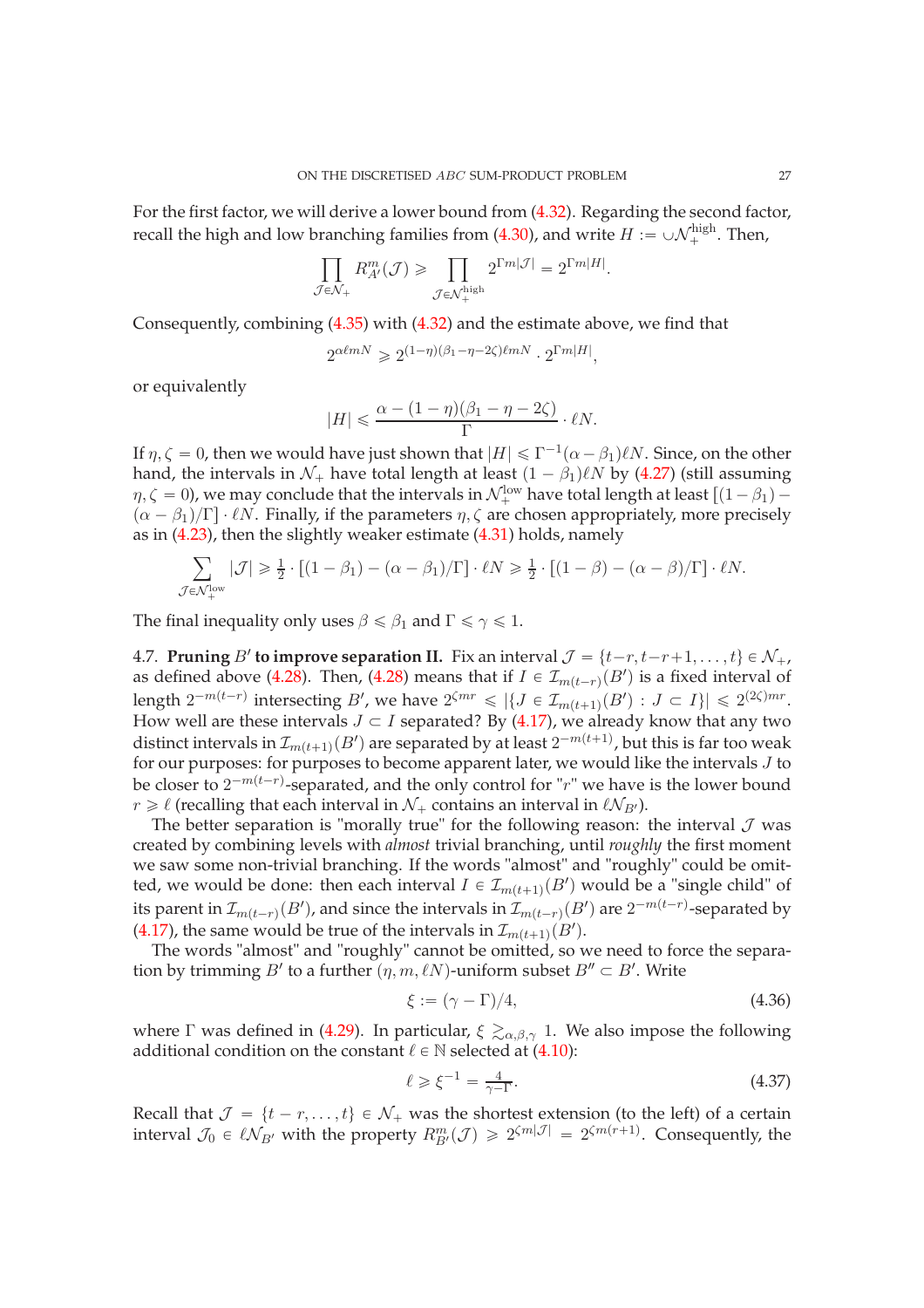For the first factor, we will derive a lower bound from (4.32). Regarding the second factor, recall the high and low branching families from (4.30), and write $H := \cup \mathcal{N}_+^{\mathrm{high}}$. Then,

$$\prod_{\mathcal{J} \in \mathcal{N}_+} R_{A'}^m(\mathcal{J}) \geqslant \prod_{\mathcal{J} \in \mathcal{N}_+^{\mathrm{high}}} 2^{\Gamma m |\mathcal{J}|} = 2^{\Gamma m |H|}.$$

Consequently, combining (4.35) with (4.32) and the estimate above, we find that

$$2^{\alpha \ell m N} \geqslant 2^{(1-\eta)(\beta_1 - \eta - 2\zeta)\ell m N} \cdot 2^{\Gamma m |H|},$$

or equivalently

$$|H| \leqslant \frac{\alpha - (1-\eta)(\beta_1 - \eta - 2\zeta)}{\Gamma} \cdot \ell N.$$

If $\eta, \zeta = 0$, then we would have just shown that $|H| \leqslant \Gamma^{-1}(\alpha - \beta_1)\ell N$. Since, on the other hand, the intervals in $\mathcal{N}_+$ have total length at least $(1 - \beta_1)\ell N$ by (4.27) (still assuming $\eta, \zeta = 0$), we may conclude that the intervals in $\mathcal{N}_+^{\mathrm{low}}$ have total length at least $[(1 - \beta_1) - (\alpha - \beta_1)/\Gamma] \cdot \ell N$. Finally, if the parameters $\eta, \zeta$ are chosen appropriately, more precisely as in (4.23), then the slightly weaker estimate (4.31) holds, namely

$$\sum_{\mathcal{J} \in \mathcal{N}_+^{\mathrm{low}}} |\mathcal{J}| \geqslant \tfrac{1}{2} \cdot [(1 - \beta_1) - (\alpha - \beta_1)/\Gamma] \cdot \ell N \geqslant \tfrac{1}{2} \cdot [(1 - \beta) - (\alpha - \beta)/\Gamma] \cdot \ell N.$$

The final inequality only uses $\beta \leqslant \beta_1$ and $\Gamma \leqslant \gamma \leqslant 1$.

4.7. **Pruning $B'$ to improve separation II.** Fix an interval $\mathcal{J} = \{t-r, t-r+1, \ldots, t\} \in \mathcal{N}_+$, as defined above (4.28). Then, (4.28) means that if $I \in \mathcal{I}_{m(t-r)}(B')$ is a fixed interval of length $2^{-m(t-r)}$ intersecting $B'$, we have $2^{\zeta m r} \leqslant |\{J \in \mathcal{I}_{m(t+1)}(B') : J \subset I\}| \leqslant 2^{(2\zeta) m r}$. How well are these intervals $J \subset I$ separated? By (4.17), we already know that any two distinct intervals in $\mathcal{I}_{m(t+1)}(B')$ are separated by at least $2^{-m(t+1)}$, but this is far too weak for our purposes: for purposes to become apparent later, we would like the intervals $J$ to be closer to $2^{-m(t-r)}$-separated, and the only control for "$r$" we have is the lower bound $r \geqslant \ell$ (recalling that each interval in $\mathcal{N}_+$ contains an interval in $\ell \mathcal{N}_{B'}$).

The better separation is "morally true" for the following reason: the interval $\mathcal{J}$ was created by combining levels with *almost* trivial branching, until *roughly* the first moment we saw some non-trivial branching. If the words "almost" and "roughly" could be omitted, we would be done: then each interval $I \in \mathcal{I}_{m(t+1)}(B')$ would be a "single child" of its parent in $\mathcal{I}_{m(t-r)}(B')$, and since the intervals in $\mathcal{I}_{m(t-r)}(B')$ are $2^{-m(t-r)}$-separated by (4.17), the same would be true of the intervals in $\mathcal{I}_{m(t+1)}(B')$.

The words "almost" and "roughly" cannot be omitted, so we need to force the separation by trimming $B'$ to a further $(\eta, m, \ell N)$-uniform subset $B'' \subset B'$. Write

$$\xi := (\gamma - \Gamma)/4, \tag{4.36}$$

where $\Gamma$ was defined in (4.29). In particular, $\xi \gtrsim_{\alpha,\beta,\gamma} 1$. We also impose the following additional condition on the constant $\ell \in \mathbb{N}$ selected at (4.10):

$$\ell \geqslant \xi^{-1} = \tfrac{4}{\gamma - \Gamma}. \tag{4.37}$$

Recall that $\mathcal{J} = \{t-r, \ldots, t\} \in \mathcal{N}_+$ was the shortest extension (to the left) of a certain interval $\mathcal{J}_0 \in \ell \mathcal{N}_{B'}$ with the property $R_{B'}^m(\mathcal{J}) \geqslant 2^{\zeta m |\mathcal{J}|} = 2^{\zeta m (r+1)}$. Consequently, the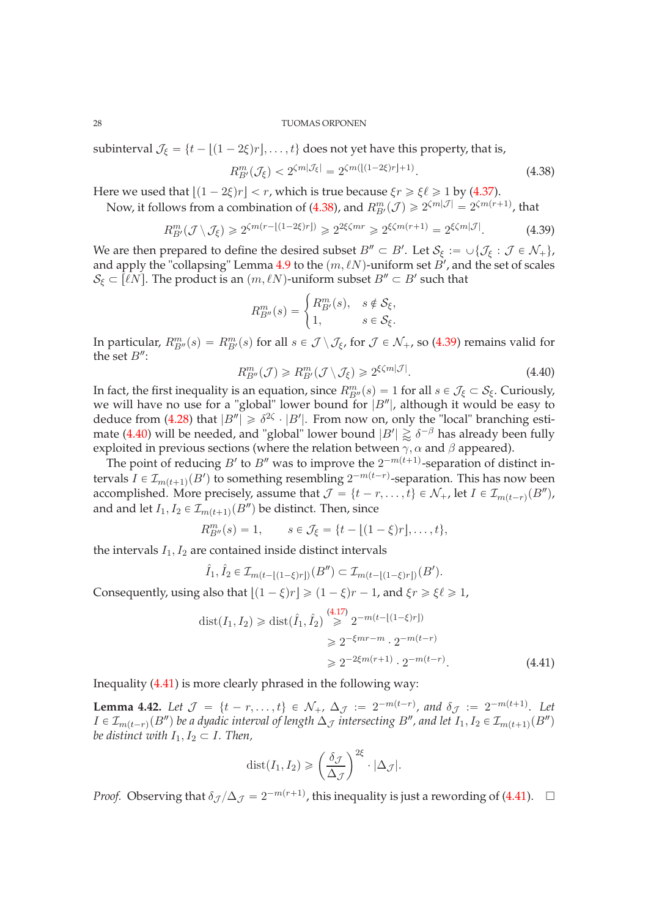subinterval $\mathcal{J}_\xi = \{t - \lfloor(1-2\xi)r\rfloor, \ldots, t\}$ does not yet have this property, that is,

$$R^m_{B'}(\mathcal{J}_\xi) < 2^{\zeta m|\mathcal{J}_\xi|} = 2^{\zeta m(\lfloor(1-2\xi)r\rfloor+1)}. \tag{4.38}$$

Here we used that $\lfloor(1-2\xi)r\rfloor < r$, which is true because $\xi r \geqslant \xi\ell \geqslant 1$ by (4.37).

Now, it follows from a combination of (4.38), and $R^m_{B'}(\mathcal{J}) \geqslant 2^{\zeta m|\mathcal{J}|} = 2^{\zeta m(r+1)}$, that

$$R^m_{B'}(\mathcal{J} \setminus \mathcal{J}_\xi) \geqslant 2^{\zeta m(r - \lfloor(1-2\xi)r\rfloor)} \geqslant 2^{2\xi\zeta mr} \geqslant 2^{\xi\zeta m(r+1)} = 2^{\xi\zeta m|\mathcal{J}|}. \tag{4.39}$$

We are then prepared to define the desired subset $B'' \subset B'$. Let $\mathcal{S}_\xi := \cup\{\mathcal{J}_\xi : \mathcal{J} \in \mathcal{N}_+\}$, and apply the "collapsing" Lemma 4.9 to the $(m, \ell N)$-uniform set $B'$, and the set of scales $\mathcal{S}_\xi \subset [\ell N]$. The product is an $(m, \ell N)$-uniform subset $B'' \subset B'$ such that

$$R^m_{B''}(s) = \begin{cases} R^m_{B'}(s), & s \notin \mathcal{S}_\xi, \\ 1, & s \in \mathcal{S}_\xi. \end{cases}$$

In particular, $R^m_{B''}(s) = R^m_{B'}(s)$ for all $s \in \mathcal{J} \setminus \mathcal{J}_\xi$, for $\mathcal{J} \in \mathcal{N}_+$, so (4.39) remains valid for the set $B''$:

$$R^m_{B''}(\mathcal{J}) \geqslant R^m_{B'}(\mathcal{J} \setminus \mathcal{J}_\xi) \geqslant 2^{\xi\zeta m|\mathcal{J}|}. \tag{4.40}$$

In fact, the first inequality is an equation, since $R^m_{B''}(s) = 1$ for all $s \in \mathcal{J}_\xi \subset \mathcal{S}_\xi$. Curiously, we will have no use for a "global" lower bound for $|B''|$, although it would be easy to deduce from (4.28) that $|B''| \geqslant \delta^{2\zeta} \cdot |B'|$. From now on, only the "local" branching estimate (4.40) will be needed, and "global" lower bound $|B'| \gtrapprox \delta^{-\beta}$ has already been fully exploited in previous sections (where the relation between $\gamma, \alpha$ and $\beta$ appeared).

The point of reducing $B'$ to $B''$ was to improve the $2^{-m(t+1)}$-separation of distinct intervals $I \in \mathcal{I}_{m(t+1)}(B')$ to something resembling $2^{-m(t-r)}$-separation. This has now been accomplished. More precisely, assume that $\mathcal{J} = \{t - r, \ldots, t\} \in \mathcal{N}_+$, let $I \in \mathcal{I}_{m(t-r)}(B'')$, and and let $I_1, I_2 \in \mathcal{I}_{m(t+1)}(B'')$ be distinct. Then, since

$$R^m_{B''}(s) = 1, \qquad s \in \mathcal{J}_\xi = \{t - \lfloor(1-\xi)r\rfloor, \ldots, t\},$$

the intervals $I_1, I_2$ are contained inside distinct intervals

$$\hat{I}_1, \hat{I}_2 \in \mathcal{I}_{m(t-\lfloor(1-\xi)r\rfloor)}(B'') \subset \mathcal{I}_{m(t-\lfloor(1-\xi)r\rfloor)}(B').$$

Consequently, using also that $\lfloor(1-\xi)r\rfloor \geqslant (1-\xi)r - 1$, and $\xi r \geqslant \xi\ell \geqslant 1$,

$$\begin{aligned}
\operatorname{dist}(I_1, I_2) \geqslant \operatorname{dist}(\hat{I}_1, \hat{I}_2) &\overset{(4.17)}{\geqslant} 2^{-m(t-\lfloor(1-\xi)r\rfloor)} \\
&\geqslant 2^{-\xi mr - m} \cdot 2^{-m(t-r)} \\
&\geqslant 2^{-2\xi m(r+1)} \cdot 2^{-m(t-r)}.
\end{aligned} \tag{4.41}$$

Inequality (4.41) is more clearly phrased in the following way:

**Lemma 4.42.** *Let $\mathcal{J} = \{t - r, \ldots, t\} \in \mathcal{N}_+$, $\Delta_{\mathcal{J}} := 2^{-m(t-r)}$, and $\delta_{\mathcal{J}} := 2^{-m(t+1)}$. Let $I \in \mathcal{I}_{m(t-r)}(B'')$ be a dyadic interval of length $\Delta_{\mathcal{J}}$ intersecting $B''$, and let $I_1, I_2 \in \mathcal{I}_{m(t+1)}(B'')$ be distinct with $I_1, I_2 \subset I$. Then,*

$$\operatorname{dist}(I_1, I_2) \geqslant \left(\frac{\delta_{\mathcal{J}}}{\Delta_{\mathcal{J}}}\right)^{2\xi} \cdot |\Delta_{\mathcal{J}}|.$$

*Proof.* Observing that $\delta_{\mathcal{J}}/\Delta_{\mathcal{J}} = 2^{-m(r+1)}$, this inequality is just a rewording of (4.41). $\square$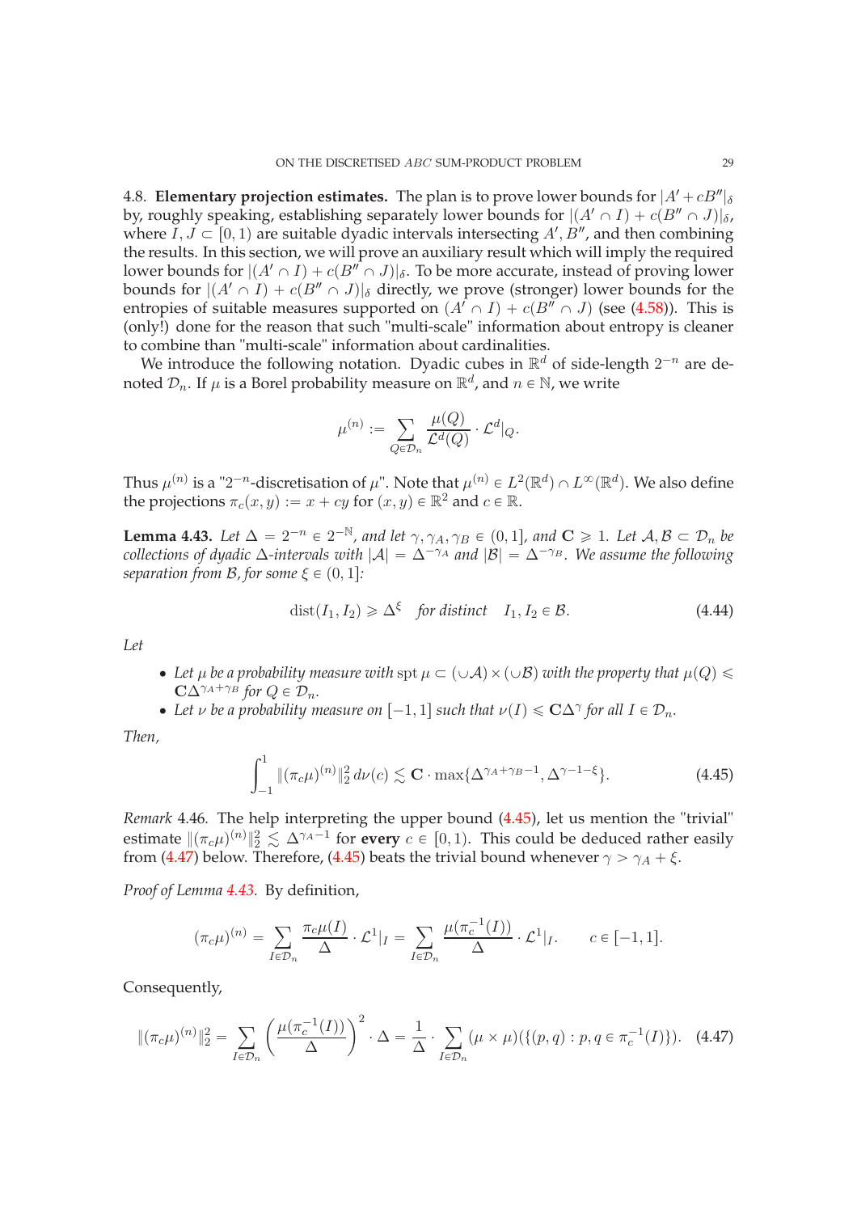4.8. **Elementary projection estimates.** The plan is to prove lower bounds for $|A' + cB''|_\delta$ by, roughly speaking, establishing separately lower bounds for $|(A' \cap I) + c(B'' \cap J)|_\delta$, where $I, J \subset [0,1)$ are suitable dyadic intervals intersecting $A', B''$, and then combining the results. In this section, we will prove an auxiliary result which will imply the required lower bounds for $|(A' \cap I) + c(B'' \cap J)|_\delta$. To be more accurate, instead of proving lower bounds for $|(A' \cap I) + c(B'' \cap J)|_\delta$ directly, we prove (stronger) lower bounds for the entropies of suitable measures supported on $(A' \cap I) + c(B'' \cap J)$ (see (4.58)). This is (only!) done for the reason that such "multi-scale" information about entropy is cleaner to combine than "multi-scale" information about cardinalities.

We introduce the following notation. Dyadic cubes in $\mathbb{R}^d$ of side-length $2^{-n}$ are denoted $\mathcal{D}_n$. If $\mu$ is a Borel probability measure on $\mathbb{R}^d$, and $n \in \mathbb{N}$, we write

$$\mu^{(n)} := \sum_{Q \in \mathcal{D}_n} \frac{\mu(Q)}{\mathcal{L}^d(Q)} \cdot \mathcal{L}^d|_Q.$$

Thus $\mu^{(n)}$ is a "$2^{-n}$-discretisation of $\mu$". Note that $\mu^{(n)} \in L^2(\mathbb{R}^d) \cap L^\infty(\mathbb{R}^d)$. We also define the projections $\pi_c(x,y) := x + cy$ for $(x,y) \in \mathbb{R}^2$ and $c \in \mathbb{R}$.

**Lemma 4.43.** *Let $\Delta = 2^{-n} \in 2^{-\mathbb{N}}$, and let $\gamma, \gamma_A, \gamma_B \in (0,1]$, and $\mathbf{C} \geqslant 1$. Let $\mathcal{A}, \mathcal{B} \subset \mathcal{D}_n$ be collections of dyadic $\Delta$-intervals with $|\mathcal{A}| = \Delta^{-\gamma_A}$ and $|\mathcal{B}| = \Delta^{-\gamma_B}$. We assume the following separation from $\mathcal{B}$, for some $\xi \in (0,1]$:*

$$\operatorname{dist}(I_1, I_2) \geqslant \Delta^\xi \quad \textit{for distinct} \quad I_1, I_2 \in \mathcal{B}. \tag{4.44}$$

*Let*

- *Let $\mu$ be a probability measure with $\operatorname{spt} \mu \subset (\cup \mathcal{A}) \times (\cup \mathcal{B})$ with the property that $\mu(Q) \leqslant \mathbf{C}\Delta^{\gamma_A + \gamma_B}$ for $Q \in \mathcal{D}_n$.*
- *Let $\nu$ be a probability measure on $[-1,1]$ such that $\nu(I) \leqslant \mathbf{C}\Delta^\gamma$ for all $I \in \mathcal{D}_n$.*

*Then,*

$$\int_{-1}^{1} \|(\pi_c \mu)^{(n)}\|_2^2 \, d\nu(c) \lesssim \mathbf{C} \cdot \max\{\Delta^{\gamma_A + \gamma_B - 1}, \Delta^{\gamma - 1 - \xi}\}. \tag{4.45}$$

*Remark* 4.46. The help interpreting the upper bound (4.45), let us mention the "trivial" estimate $\|(\pi_c\mu)^{(n)}\|_2^2 \lesssim \Delta^{\gamma_A - 1}$ for **every** $c \in [0,1)$. This could be deduced rather easily from (4.47) below. Therefore, (4.45) beats the trivial bound whenever $\gamma > \gamma_A + \xi$.

*Proof of Lemma 4.43.* By definition,

$$(\pi_c\mu)^{(n)} = \sum_{I \in \mathcal{D}_n} \frac{\pi_c\mu(I)}{\Delta} \cdot \mathcal{L}^1|_I = \sum_{I \in \mathcal{D}_n} \frac{\mu(\pi_c^{-1}(I))}{\Delta} \cdot \mathcal{L}^1|_I. \qquad c \in [-1,1].$$

Consequently,

$$\|(\pi_c\mu)^{(n)}\|_2^2 = \sum_{I \in \mathcal{D}_n} \left( \frac{\mu(\pi_c^{-1}(I))}{\Delta} \right)^2 \cdot \Delta = \frac{1}{\Delta} \cdot \sum_{I \in \mathcal{D}_n} (\mu \times \mu)(\{(p,q) : p, q \in \pi_c^{-1}(I)\}). \tag{4.47}$$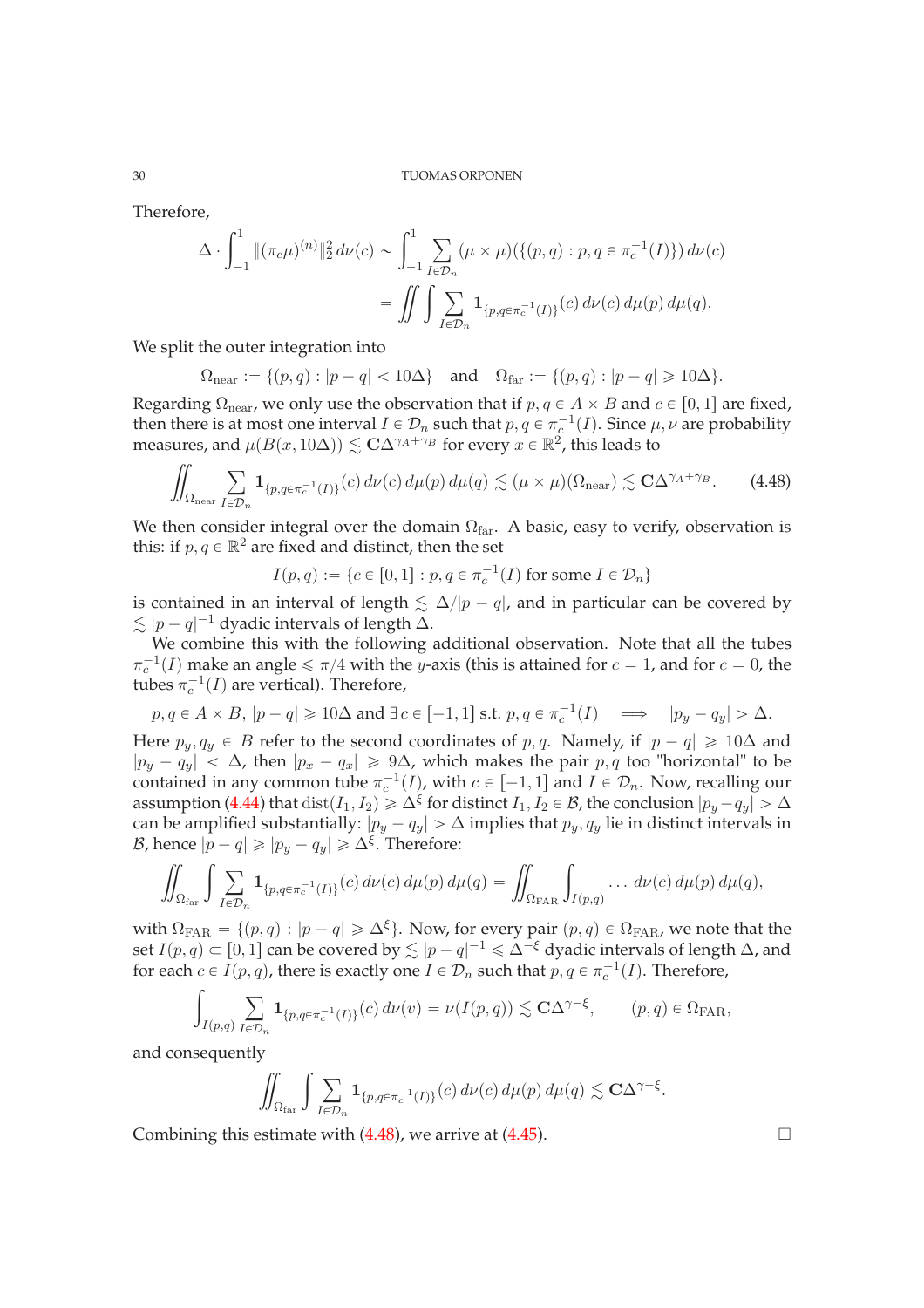Therefore,

$$\Delta \cdot \int_{-1}^{1} \|(\pi_c\mu)^{(n)}\|_2^2 \, d\nu(c) \sim \int_{-1}^{1} \sum_{I \in \mathcal{D}_n} (\mu \times \mu)(\{(p,q) : p,q \in \pi_c^{-1}(I)\}) \, d\nu(c)$$

$$= \iint \int \sum_{I \in \mathcal{D}_n} \mathbf{1}_{\{p,q \in \pi_c^{-1}(I)\}}(c) \, d\nu(c) \, d\mu(p) \, d\mu(q).$$

We split the outer integration into

$$\Omega_{\text{near}} := \{(p,q) : |p-q| < 10\Delta\} \quad \text{and} \quad \Omega_{\text{far}} := \{(p,q) : |p-q| \geqslant 10\Delta\}.$$

Regarding $\Omega_{\text{near}}$, we only use the observation that if $p,q \in A \times B$ and $c \in [0,1]$ are fixed, then there is at most one interval $I \in \mathcal{D}_n$ such that $p,q \in \pi_c^{-1}(I)$. Since $\mu,\nu$ are probability measures, and $\mu(B(x,10\Delta)) \lesssim \mathbf{C}\Delta^{\gamma_A+\gamma_B}$ for every $x \in \mathbb{R}^2$, this leads to

$$\iint_{\Omega_{\text{near}}} \sum_{I \in \mathcal{D}_n} \mathbf{1}_{\{p,q \in \pi_c^{-1}(I)\}}(c) \, d\nu(c) \, d\mu(p) \, d\mu(q) \lesssim (\mu \times \mu)(\Omega_{\text{near}}) \lesssim \mathbf{C}\Delta^{\gamma_A+\gamma_B}. \tag{4.48}$$

We then consider integral over the domain $\Omega_{\text{far}}$. A basic, easy to verify, observation is this: if $p,q \in \mathbb{R}^2$ are fixed and distinct, then the set

$$I(p,q) := \{c \in [0,1] : p,q \in \pi_c^{-1}(I) \text{ for some } I \in \mathcal{D}_n\}$$

is contained in an interval of length $\lesssim \Delta/|p-q|$, and in particular can be covered by $\lesssim |p-q|^{-1}$ dyadic intervals of length $\Delta$.

We combine this with the following additional observation. Note that all the tubes $\pi_c^{-1}(I)$ make an angle $\leqslant \pi/4$ with the $y$-axis (this is attained for $c = 1$, and for $c = 0$, the tubes $\pi_c^{-1}(I)$ are vertical). Therefore,

$$p,q \in A \times B,\ |p-q| \geqslant 10\Delta \text{ and } \exists\, c \in [-1,1] \text{ s.t. } p,q \in \pi_c^{-1}(I) \quad \Longrightarrow \quad |p_y - q_y| > \Delta.$$

Here $p_y, q_y \in B$ refer to the second coordinates of $p,q$. Namely, if $|p-q| \geqslant 10\Delta$ and $|p_y - q_y| < \Delta$, then $|p_x - q_x| \geqslant 9\Delta$, which makes the pair $p,q$ too "horizontal" to be contained in any common tube $\pi_c^{-1}(I)$, with $c \in [-1,1]$ and $I \in \mathcal{D}_n$. Now, recalling our assumption (4.44) that $\operatorname{dist}(I_1, I_2) \geqslant \Delta^{\xi}$ for distinct $I_1, I_2 \in \mathcal{B}$, the conclusion $|p_y - q_y| > \Delta$ can be amplified substantially: $|p_y - q_y| > \Delta$ implies that $p_y, q_y$ lie in distinct intervals in $\mathcal{B}$, hence $|p-q| \geqslant |p_y - q_y| \geqslant \Delta^{\xi}$. Therefore:

$$\iint_{\Omega_{\text{far}}} \int \sum_{I \in \mathcal{D}_n} \mathbf{1}_{\{p,q \in \pi_c^{-1}(I)\}}(c) \, d\nu(c) \, d\mu(p) \, d\mu(q) = \iint_{\Omega_{\text{FAR}}} \int_{I(p,q)} \ldots \, d\nu(c) \, d\mu(p) \, d\mu(q),$$

with $\Omega_{\text{FAR}} = \{(p,q) : |p-q| \geqslant \Delta^{\xi}\}$. Now, for every pair $(p,q) \in \Omega_{\text{FAR}}$, we note that the set $I(p,q) \subset [0,1]$ can be covered by $\lesssim |p-q|^{-1} \leqslant \Delta^{-\xi}$ dyadic intervals of length $\Delta$, and for each $c \in I(p,q)$, there is exactly one $I \in \mathcal{D}_n$ such that $p,q \in \pi_c^{-1}(I)$. Therefore,

$$\int_{I(p,q)} \sum_{I \in \mathcal{D}_n} \mathbf{1}_{\{p,q \in \pi_c^{-1}(I)\}}(c) \, d\nu(v) = \nu(I(p,q)) \lesssim \mathbf{C}\Delta^{\gamma-\xi}, \qquad (p,q) \in \Omega_{\text{FAR}},$$

and consequently

$$\iint_{\Omega_{\text{far}}} \int \sum_{I \in \mathcal{D}_n} \mathbf{1}_{\{p,q \in \pi_c^{-1}(I)\}}(c) \, d\nu(c) \, d\mu(p) \, d\mu(q) \lesssim \mathbf{C}\Delta^{\gamma-\xi}.$$

Combining this estimate with (4.48), we arrive at (4.45). $\square$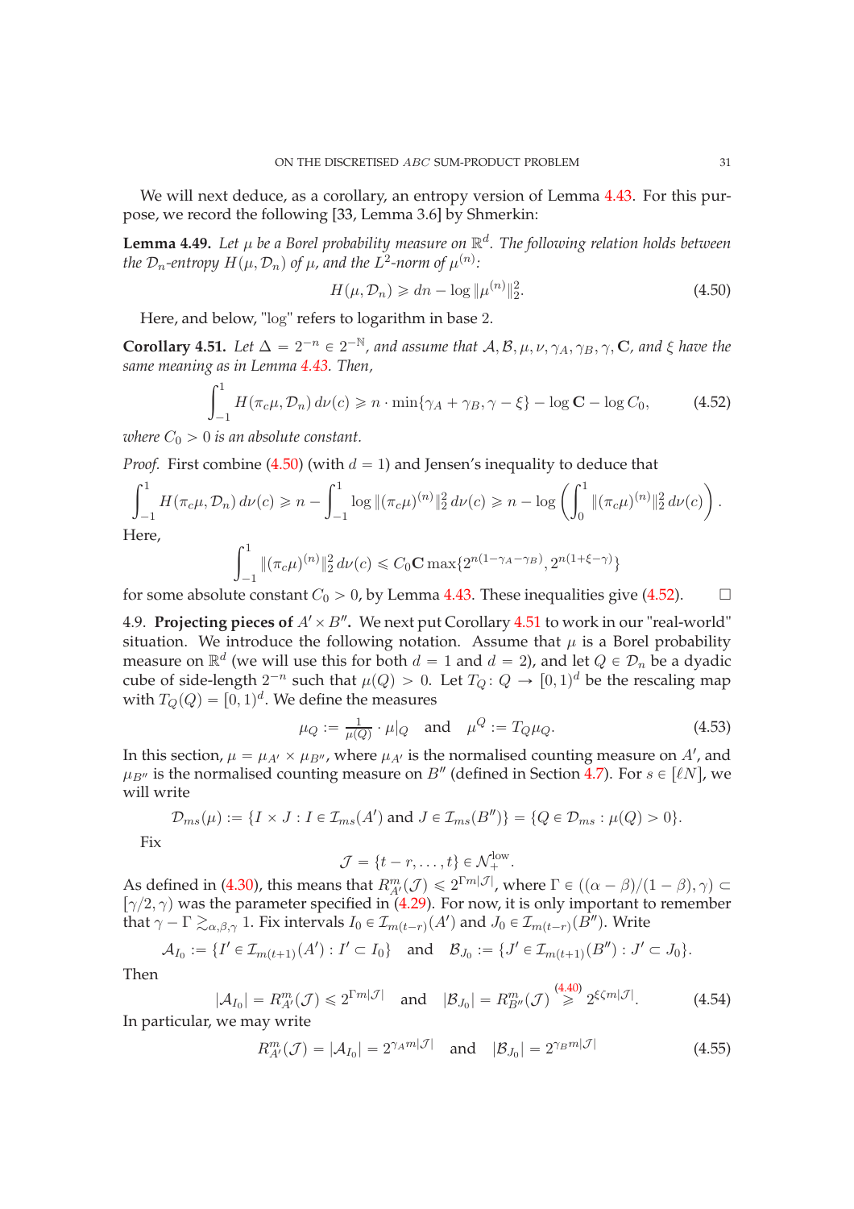We will next deduce, as a corollary, an entropy version of Lemma 4.43. For this purpose, we record the following [33, Lemma 3.6] by Shmerkin:

**Lemma 4.49.** *Let $\mu$ be a Borel probability measure on $\mathbb{R}^d$. The following relation holds between the $\mathcal{D}_n$-entropy $H(\mu, \mathcal{D}_n)$ of $\mu$, and the $L^2$-norm of $\mu^{(n)}$:*

$$H(\mu, \mathcal{D}_n) \geqslant dn - \log \|\mu^{(n)}\|_2^2. \tag{4.50}$$

Here, and below, "log" refers to logarithm in base 2.

**Corollary 4.51.** *Let $\Delta = 2^{-n} \in 2^{-\mathbb{N}}$, and assume that $\mathcal{A}, \mathcal{B}, \mu, \nu, \gamma_A, \gamma_B, \gamma, \mathbf{C}$, and $\xi$ have the same meaning as in Lemma 4.43. Then,*

$$\int_{-1}^{1} H(\pi_c\mu, \mathcal{D}_n)\, d\nu(c) \geqslant n \cdot \min\{\gamma_A + \gamma_B, \gamma - \xi\} - \log \mathbf{C} - \log C_0, \tag{4.52}$$

*where $C_0 > 0$ is an absolute constant.*

*Proof.* First combine (4.50) (with $d = 1$) and Jensen's inequality to deduce that

$$\int_{-1}^{1} H(\pi_c\mu, \mathcal{D}_n)\, d\nu(c) \geqslant n - \int_{-1}^{1} \log \|(\pi_c\mu)^{(n)}\|_2^2\, d\nu(c) \geqslant n - \log \left( \int_0^1 \|(\pi_c\mu)^{(n)}\|_2^2\, d\nu(c) \right).$$

Here,

$$\int_{-1}^{1} \|(\pi_c\mu)^{(n)}\|_2^2\, d\nu(c) \leqslant C_0\mathbf{C} \max\{2^{n(1-\gamma_A-\gamma_B)}, 2^{n(1+\xi-\gamma)}\}$$

for some absolute constant $C_0 > 0$, by Lemma 4.43. These inequalities give (4.52). □

4.9. **Projecting pieces of $A' \times B''$.** We next put Corollary 4.51 to work in our "real-world" situation. We introduce the following notation. Assume that $\mu$ is a Borel probability measure on $\mathbb{R}^d$ (we will use this for both $d = 1$ and $d = 2$), and let $Q \in \mathcal{D}_n$ be a dyadic cube of side-length $2^{-n}$ such that $\mu(Q) > 0$. Let $T_Q \colon Q \to [0,1)^d$ be the rescaling map with $T_Q(Q) = [0,1)^d$. We define the measures

$$\mu_Q := \tfrac{1}{\mu(Q)} \cdot \mu|_Q \quad \text{and} \quad \mu^Q := T_Q\mu_Q. \tag{4.53}$$

In this section, $\mu = \mu_{A'} \times \mu_{B''}$, where $\mu_{A'}$ is the normalised counting measure on $A'$, and $\mu_{B''}$ is the normalised counting measure on $B''$ (defined in Section 4.7). For $s \in [\ell N]$, we will write

$$\mathcal{D}_{ms}(\mu) := \{I \times J : I \in \mathcal{I}_{ms}(A') \text{ and } J \in \mathcal{I}_{ms}(B'')\} = \{Q \in \mathcal{D}_{ms} : \mu(Q) > 0\}.$$

Fix

$$\mathcal{J} = \{t - r, \ldots, t\} \in \mathcal{N}_+^{\mathrm{low}}.$$

As defined in (4.30), this means that $R_{A'}^m(\mathcal{J}) \leqslant 2^{\Gamma m|\mathcal{J}|}$, where $\Gamma \in ((\alpha - \beta)/(1-\beta), \gamma) \subset [\gamma/2, \gamma)$ was the parameter specified in (4.29). For now, it is only important to remember that $\gamma - \Gamma \gtrsim_{\alpha,\beta,\gamma} 1$. Fix intervals $I_0 \in \mathcal{I}_{m(t-r)}(A')$ and $J_0 \in \mathcal{I}_{m(t-r)}(B'')$. Write

$$\mathcal{A}_{I_0} := \{I' \in \mathcal{I}_{m(t+1)}(A') : I' \subset I_0\} \quad \text{and} \quad \mathcal{B}_{J_0} := \{J' \in \mathcal{I}_{m(t+1)}(B'') : J' \subset J_0\}.$$

Then

$$|\mathcal{A}_{I_0}| = R_{A'}^m(\mathcal{J}) \leqslant 2^{\Gamma m|\mathcal{J}|} \quad \text{and} \quad |\mathcal{B}_{J_0}| = R_{B''}^m(\mathcal{J}) \overset{(4.40)}{\geqslant} 2^{\xi\zeta m|\mathcal{J}|}. \tag{4.54}$$

In particular, we may write

$$R_{A'}^m(\mathcal{J}) = |\mathcal{A}_{I_0}| = 2^{\gamma_A m|\mathcal{J}|} \quad \text{and} \quad |\mathcal{B}_{J_0}| = 2^{\gamma_B m|\mathcal{J}|} \tag{4.55}$$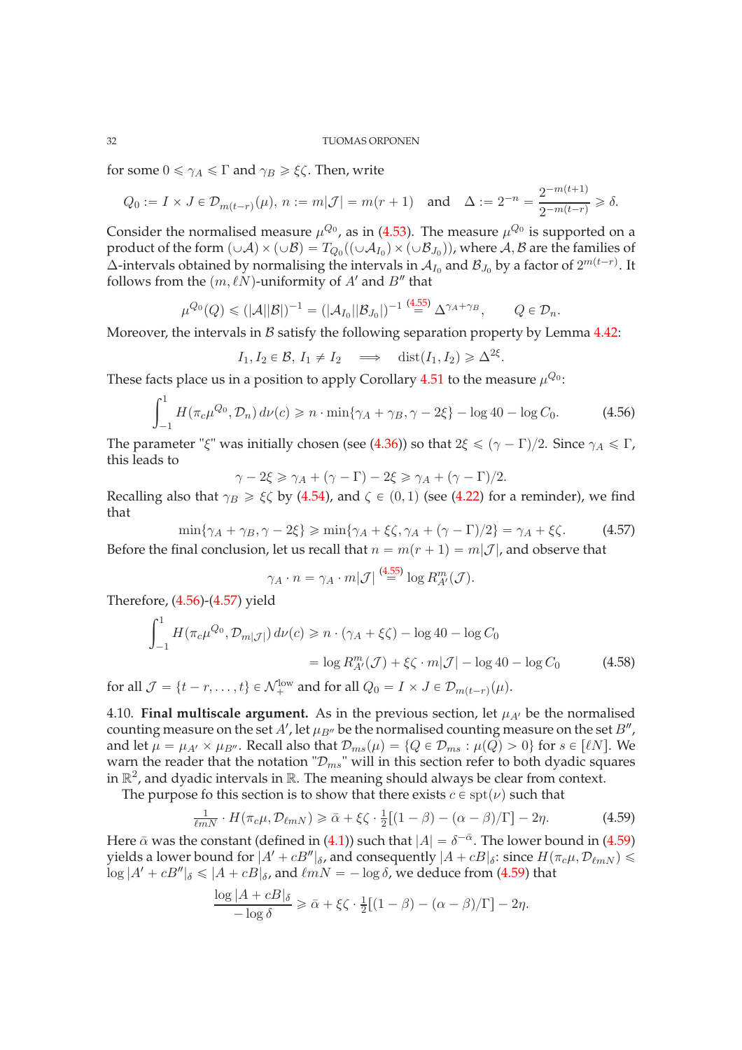for some $0 \leqslant \gamma_A \leqslant \Gamma$ and $\gamma_B \geqslant \xi\zeta$. Then, write

$$Q_0 := I \times J \in \mathcal{D}_{m(t-r)}(\mu),\ n := m|\mathcal{J}| = m(r+1) \quad \text{and} \quad \Delta := 2^{-n} = \frac{2^{-m(t+1)}}{2^{-m(t-r)}} \geqslant \delta.$$

Consider the normalised measure $\mu^{Q_0}$, as in (4.53). The measure $\mu^{Q_0}$ is supported on a product of the form $(\cup\mathcal{A}) \times (\cup\mathcal{B}) = T_{Q_0}((\cup\mathcal{A}_{I_0}) \times (\cup\mathcal{B}_{J_0}))$, where $\mathcal{A}, \mathcal{B}$ are the families of $\Delta$-intervals obtained by normalising the intervals in $\mathcal{A}_{I_0}$ and $\mathcal{B}_{J_0}$ by a factor of $2^{m(t-r)}$. It follows from the $(m, \ell N)$-uniformity of $A'$ and $B''$ that

$$\mu^{Q_0}(Q) \leqslant (|\mathcal{A}||\mathcal{B}|)^{-1} = (|\mathcal{A}_{I_0}||\mathcal{B}_{J_0}|)^{-1} \stackrel{(4.55)}{=} \Delta^{\gamma_A+\gamma_B}, \qquad Q \in \mathcal{D}_n.$$

Moreover, the intervals in $\mathcal{B}$ satisfy the following separation property by Lemma 4.42:

$$I_1, I_2 \in \mathcal{B},\ I_1 \neq I_2 \quad \Longrightarrow \quad \operatorname{dist}(I_1, I_2) \geqslant \Delta^{2\xi}.$$

These facts place us in a position to apply Corollary 4.51 to the measure $\mu^{Q_0}$:

$$\int_{-1}^{1} H(\pi_c\mu^{Q_0}, \mathcal{D}_n)\, d\nu(c) \geqslant n \cdot \min\{\gamma_A + \gamma_B, \gamma - 2\xi\} - \log 40 - \log C_0. \tag{4.56}$$

The parameter "$\xi$" was initially chosen (see (4.36)) so that $2\xi \leqslant (\gamma - \Gamma)/2$. Since $\gamma_A \leqslant \Gamma$, this leads to

$$\gamma - 2\xi \geqslant \gamma_A + (\gamma - \Gamma) - 2\xi \geqslant \gamma_A + (\gamma - \Gamma)/2.$$

Recalling also that $\gamma_B \geqslant \xi\zeta$ by (4.54), and $\zeta \in (0,1)$ (see (4.22) for a reminder), we find that

$$\min\{\gamma_A + \gamma_B, \gamma - 2\xi\} \geqslant \min\{\gamma_A + \xi\zeta, \gamma_A + (\gamma - \Gamma)/2\} = \gamma_A + \xi\zeta. \tag{4.57}$$

Before the final conclusion, let us recall that $n = m(r+1) = m|\mathcal{J}|$, and observe that

$$\gamma_A \cdot n = \gamma_A \cdot m|\mathcal{J}| \stackrel{(4.55)}{=} \log R^m_{A'}(\mathcal{J}).$$

Therefore, (4.56)-(4.57) yield

$$\begin{aligned}\int_{-1}^{1} H(\pi_c\mu^{Q_0}, \mathcal{D}_{m|\mathcal{J}|})\, d\nu(c) &\geqslant n \cdot (\gamma_A + \xi\zeta) - \log 40 - \log C_0\\ &= \log R^m_{A'}(\mathcal{J}) + \xi\zeta \cdot m|\mathcal{J}| - \log 40 - \log C_0 \end{aligned}\tag{4.58}$$

for all $\mathcal{J} = \{t - r, \ldots, t\} \in \mathcal{N}^{\text{low}}_{+}$ and for all $Q_0 = I \times J \in \mathcal{D}_{m(t-r)}(\mu)$.

4.10. **Final multiscale argument.** As in the previous section, let $\mu_{A'}$ be the normalised counting measure on the set $A'$, let $\mu_{B''}$ be the normalised counting measure on the set $B''$, and let $\mu = \mu_{A'} \times \mu_{B''}$. Recall also that $\mathcal{D}_{ms}(\mu) = \{Q \in \mathcal{D}_{ms} : \mu(Q) > 0\}$ for $s \in [\ell N]$. We warn the reader that the notation "$\mathcal{D}_{ms}$" will in this section refer to both dyadic squares in $\mathbb{R}^2$, and dyadic intervals in $\mathbb{R}$. The meaning should always be clear from context.

The purpose fo this section is to show that there exists $c \in \operatorname{spt}(\nu)$ such that

$$\tfrac{1}{\ell m N} \cdot H(\pi_c\mu, \mathcal{D}_{\ell m N}) \geqslant \bar{\alpha} + \xi\zeta \cdot \tfrac{1}{2}[(1-\beta) - (\alpha - \beta)/\Gamma] - 2\eta. \tag{4.59}$$

Here $\bar{\alpha}$ was the constant (defined in (4.1)) such that $|A| = \delta^{-\bar{\alpha}}$. The lower bound in (4.59) yields a lower bound for $|A' + cB''|_\delta$, and consequently $|A + cB|_\delta$: since $H(\pi_c\mu, \mathcal{D}_{\ell m N}) \leqslant \log|A' + cB''|_\delta \leqslant |A + cB|_\delta$, and $\ell m N = -\log\delta$, we deduce from (4.59) that

$$\frac{\log|A + cB|_\delta}{-\log\delta} \geqslant \bar{\alpha} + \xi\zeta \cdot \tfrac{1}{2}[(1-\beta) - (\alpha - \beta)/\Gamma] - 2\eta.$$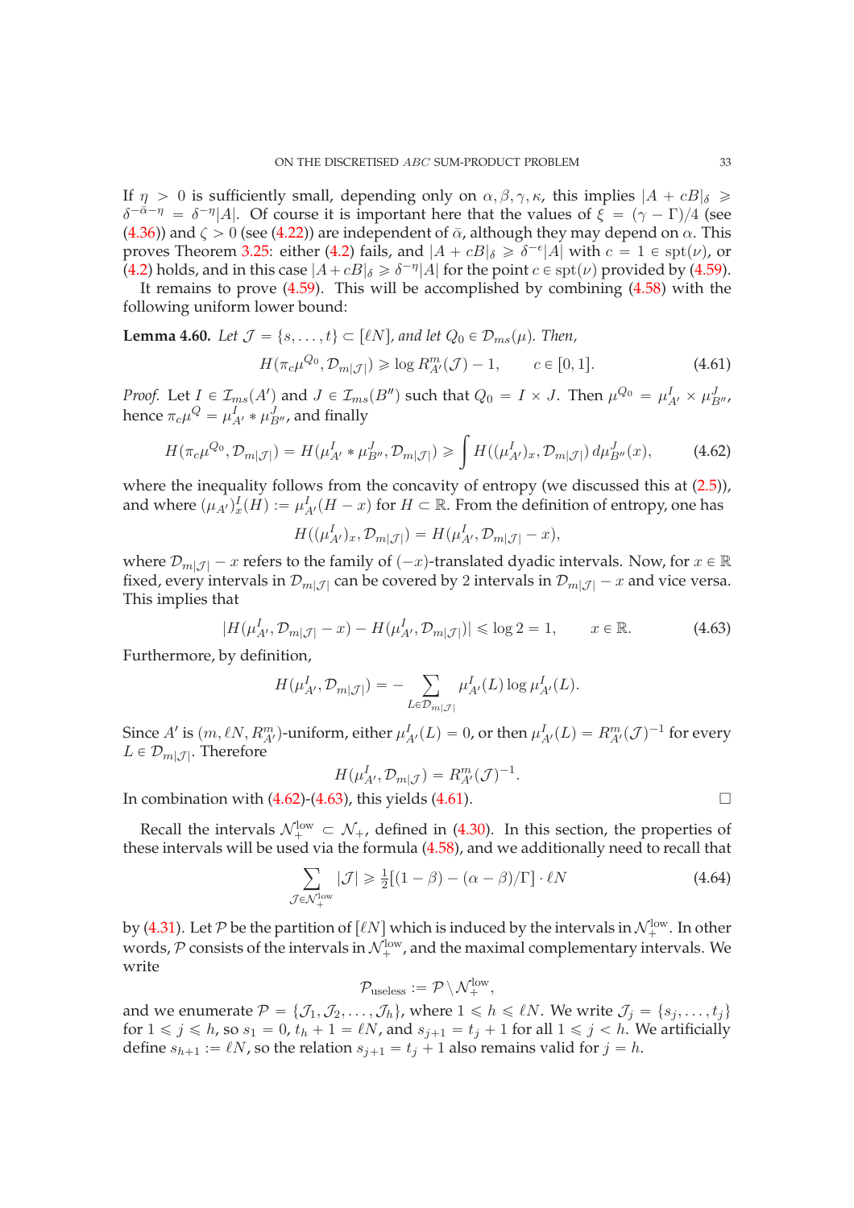If $\eta > 0$ is sufficiently small, depending only on $\alpha, \beta, \gamma, \kappa$, this implies $|A + cB|_\delta \geqslant \delta^{-\bar{\alpha}-\eta} = \delta^{-\eta}|A|$. Of course it is important here that the values of $\xi = (\gamma - \Gamma)/4$ (see (4.36)) and $\zeta > 0$ (see (4.22)) are independent of $\bar{\alpha}$, although they may depend on $\alpha$. This proves Theorem 3.25: either (4.2) fails, and $|A + cB|_\delta \geqslant \delta^{-\epsilon}|A|$ with $c = 1 \in \operatorname{spt}(\nu)$, or (4.2) holds, and in this case $|A + cB|_\delta \geqslant \delta^{-\eta}|A|$ for the point $c \in \operatorname{spt}(\nu)$ provided by (4.59).

It remains to prove (4.59). This will be accomplished by combining (4.58) with the following uniform lower bound:

**Lemma 4.60.** *Let $\mathcal{J} = \{s, \ldots, t\} \subset [\ell N]$, and let $Q_0 \in \mathcal{D}_{ms}(\mu)$. Then,*

$$H(\pi_c \mu^{Q_0}, \mathcal{D}_{m|\mathcal{J}|}) \geqslant \log R^m_{A'}(\mathcal{J}) - 1, \qquad c \in [0,1]. \tag{4.61}$$

*Proof.* Let $I \in \mathcal{I}_{ms}(A')$ and $J \in \mathcal{I}_{ms}(B'')$ such that $Q_0 = I \times J$. Then $\mu^{Q_0} = \mu^I_{A'} \times \mu^J_{B''}$, hence $\pi_c \mu^Q = \mu^I_{A'} * \mu^J_{B''}$, and finally

$$H(\pi_c \mu^{Q_0}, \mathcal{D}_{m|\mathcal{J}|}) = H(\mu^I_{A'} * \mu^J_{B''}, \mathcal{D}_{m|\mathcal{J}|}) \geqslant \int H((\mu^I_{A'})_x, \mathcal{D}_{m|\mathcal{J}|})\, d\mu^J_{B''}(x), \tag{4.62}$$

where the inequality follows from the concavity of entropy (we discussed this at (2.5)), and where $(\mu_{A'})^I_x(H) := \mu^I_{A'}(H - x)$ for $H \subset \mathbb{R}$. From the definition of entropy, one has

$$H((\mu^I_{A'})_x, \mathcal{D}_{m|\mathcal{J}|}) = H(\mu^I_{A'}, \mathcal{D}_{m|\mathcal{J}|} - x),$$

where $\mathcal{D}_{m|\mathcal{J}|} - x$ refers to the family of $(-x)$-translated dyadic intervals. Now, for $x \in \mathbb{R}$ fixed, every intervals in $\mathcal{D}_{m|\mathcal{J}|}$ can be covered by 2 intervals in $\mathcal{D}_{m|\mathcal{J}|} - x$ and vice versa. This implies that

$$|H(\mu^I_{A'}, \mathcal{D}_{m|\mathcal{J}|} - x) - H(\mu^I_{A'}, \mathcal{D}_{m|\mathcal{J}|})| \leqslant \log 2 = 1, \qquad x \in \mathbb{R}. \tag{4.63}$$

Furthermore, by definition,

$$H(\mu^I_{A'}, \mathcal{D}_{m|\mathcal{J}|}) = -\sum_{L \in \mathcal{D}_{m|\mathcal{J}|}} \mu^I_{A'}(L) \log \mu^I_{A'}(L).$$

Since $A'$ is $(m, \ell N, R^m_{A'})$-uniform, either $\mu^I_{A'}(L) = 0$, or then $\mu^I_{A'}(L) = R^m_{A'}(\mathcal{J})^{-1}$ for every $L \in \mathcal{D}_{m|\mathcal{J}|}$. Therefore

$$H(\mu^I_{A'}, \mathcal{D}_{m|\mathcal{J}}) = R^m_{A'}(\mathcal{J})^{-1}.$$

In combination with (4.62)-(4.63), this yields (4.61). $\square$

Recall the intervals $\mathcal{N}^{\text{low}}_+ \subset \mathcal{N}_+$, defined in (4.30). In this section, the properties of these intervals will be used via the formula (4.58), and we additionally need to recall that

$$\sum_{\mathcal{J} \in \mathcal{N}^{\text{low}}_+} |\mathcal{J}| \geqslant \tfrac{1}{2}[(1-\beta) - (\alpha - \beta)/\Gamma] \cdot \ell N \tag{4.64}$$

by (4.31). Let $\mathcal{P}$ be the partition of $[\ell N]$ which is induced by the intervals in $\mathcal{N}^{\text{low}}_+$. In other words, $\mathcal{P}$ consists of the intervals in $\mathcal{N}^{\text{low}}_+$, and the maximal complementary intervals. We write

$$\mathcal{P}_{\text{useless}} := \mathcal{P} \setminus \mathcal{N}^{\text{low}}_+,$$

and we enumerate $\mathcal{P} = \{\mathcal{J}_1, \mathcal{J}_2, \ldots, \mathcal{J}_h\}$, where $1 \leqslant h \leqslant \ell N$. We write $\mathcal{J}_j = \{s_j, \ldots, t_j\}$ for $1 \leqslant j \leqslant h$, so $s_1 = 0$, $t_h + 1 = \ell N$, and $s_{j+1} = t_j + 1$ for all $1 \leqslant j < h$. We artificially define $s_{h+1} := \ell N$, so the relation $s_{j+1} = t_j + 1$ also remains valid for $j = h$.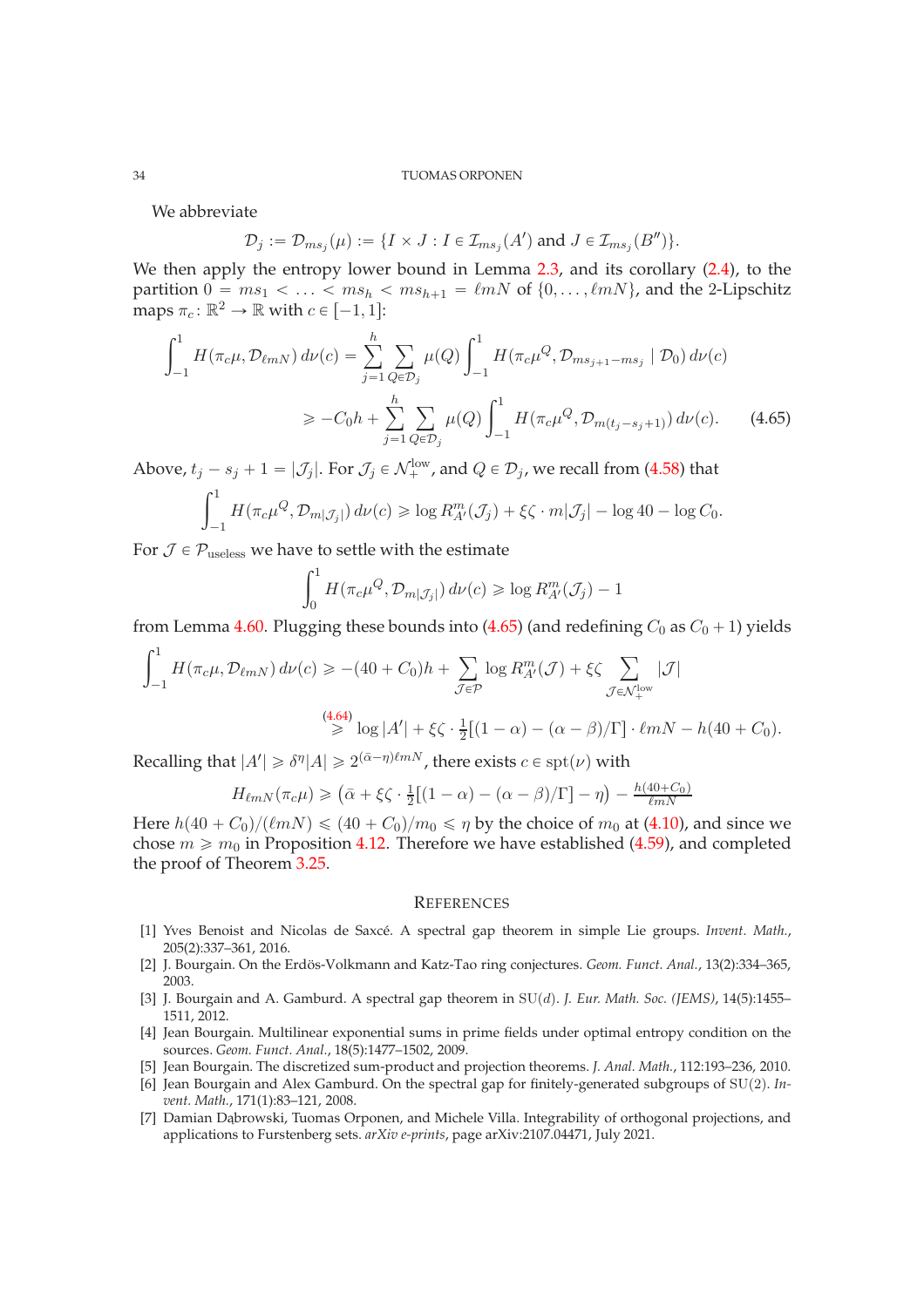We abbreviate

$$\mathcal{D}_j := \mathcal{D}_{ms_j}(\mu) := \{I \times J : I \in \mathcal{I}_{ms_j}(A') \text{ and } J \in \mathcal{I}_{ms_j}(B'')\}.$$

We then apply the entropy lower bound in Lemma 2.3, and its corollary (2.4), to the partition $0 = ms_1 < \ldots < ms_h < ms_{h+1} = \ell mN$ of $\{0, \ldots, \ell mN\}$, and the 2-Lipschitz maps $\pi_c \colon \mathbb{R}^2 \to \mathbb{R}$ with $c \in [-1,1]$:

$$\begin{aligned}\int_{-1}^{1} H(\pi_c\mu, \mathcal{D}_{\ell mN})\, d\nu(c) &= \sum_{j=1}^{h} \sum_{Q \in \mathcal{D}_j} \mu(Q) \int_{-1}^{1} H(\pi_c \mu^Q, \mathcal{D}_{ms_{j+1} - ms_j} \mid \mathcal{D}_0)\, d\nu(c) \\ &\geqslant -C_0 h + \sum_{j=1}^{h} \sum_{Q \in \mathcal{D}_j} \mu(Q) \int_{-1}^{1} H(\pi_c \mu^Q, \mathcal{D}_{m(t_j - s_j + 1)})\, d\nu(c). \qquad (4.65)\end{aligned}$$

Above, $t_j - s_j + 1 = |\mathcal{J}_j|$. For $\mathcal{J}_j \in \mathcal{N}_+^{\text{low}}$, and $Q \in \mathcal{D}_j$, we recall from (4.58) that

$$\int_{-1}^{1} H(\pi_c\mu^Q, \mathcal{D}_{m|\mathcal{J}_j|})\, d\nu(c) \geqslant \log R^m_{A'}(\mathcal{J}_j) + \xi\zeta \cdot m|\mathcal{J}_j| - \log 40 - \log C_0.$$

For $\mathcal{J} \in \mathcal{P}_{\text{useless}}$ we have to settle with the estimate

$$\int_{0}^{1} H(\pi_c\mu^Q, \mathcal{D}_{m|\mathcal{J}_j|})\, d\nu(c) \geqslant \log R^m_{A'}(\mathcal{J}_j) - 1$$

from Lemma 4.60. Plugging these bounds into (4.65) (and redefining $C_0$ as $C_0 + 1$) yields

$$\begin{aligned}\int_{-1}^{1} H(\pi_c\mu, \mathcal{D}_{\ell mN})\, d\nu(c) &\geqslant -(40 + C_0)h + \sum_{\mathcal{J} \in \mathcal{P}} \log R^m_{A'}(\mathcal{J}) + \xi\zeta \sum_{\mathcal{J} \in \mathcal{N}_+^{\text{low}}} |\mathcal{J}| \\ &\overset{(4.64)}{\geqslant} \log|A'| + \xi\zeta \cdot \tfrac{1}{2}[(1-\alpha) - (\alpha - \beta)/\Gamma] \cdot \ell mN - h(40 + C_0).\end{aligned}$$

Recalling that $|A'| \geqslant \delta^{\eta}|A| \geqslant 2^{(\bar{\alpha} - \eta)\ell mN}$, there exists $c \in \operatorname{spt}(\nu)$ with

$$H_{\ell mN}(\pi_c\mu) \geqslant \left(\bar{\alpha} + \xi\zeta \cdot \tfrac{1}{2}[(1-\alpha) - (\alpha-\beta)/\Gamma] - \eta\right) - \tfrac{h(40 + C_0)}{\ell mN}$$

Here $h(40 + C_0)/(\ell mN) \leqslant (40 + C_0)/m_0 \leqslant \eta$ by the choice of $m_0$ at (4.10), and since we chose $m \geqslant m_0$ in Proposition 4.12. Therefore we have established (4.59), and completed the proof of Theorem 3.25.

## References

[1] Yves Benoist and Nicolas de Saxcé. A spectral gap theorem in simple Lie groups. *Invent. Math.*, 205(2):337–361, 2016.

[2] J. Bourgain. On the Erdös-Volkmann and Katz-Tao ring conjectures. *Geom. Funct. Anal.*, 13(2):334–365, 2003.

[3] J. Bourgain and A. Gamburd. A spectral gap theorem in SU($d$). *J. Eur. Math. Soc. (JEMS)*, 14(5):1455–1511, 2012.

[4] Jean Bourgain. Multilinear exponential sums in prime fields under optimal entropy condition on the sources. *Geom. Funct. Anal.*, 18(5):1477–1502, 2009.

[5] Jean Bourgain. The discretized sum-product and projection theorems. *J. Anal. Math.*, 112:193–236, 2010.

[6] Jean Bourgain and Alex Gamburd. On the spectral gap for finitely-generated subgroups of SU(2). *Invent. Math.*, 171(1):83–121, 2008.

[7] Damian Dąbrowski, Tuomas Orponen, and Michele Villa. Integrability of orthogonal projections, and applications to Furstenberg sets. *arXiv e-prints*, page arXiv:2107.04471, July 2021.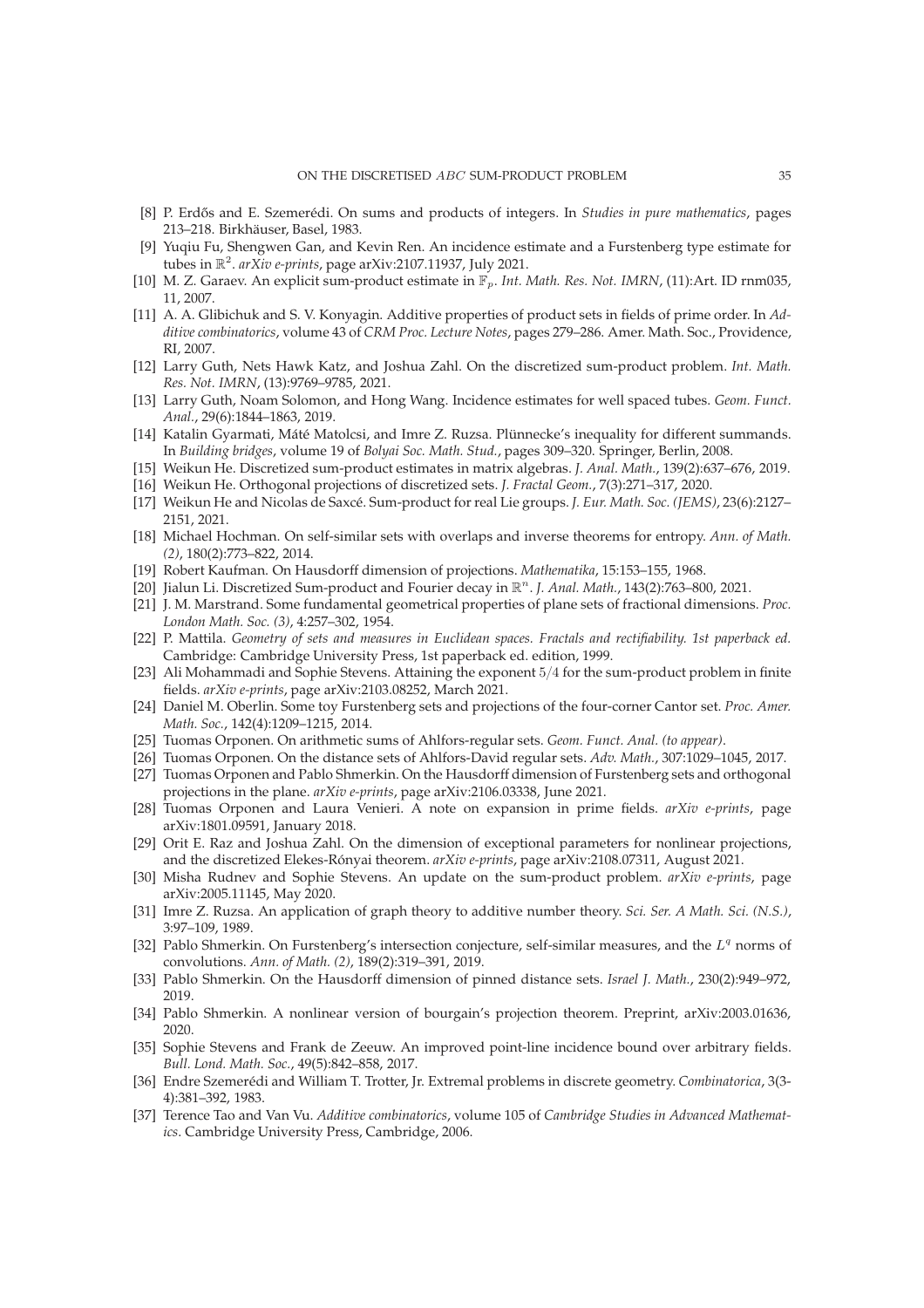[8] P. Erdős and E. Szemerédi. On sums and products of integers. In *Studies in pure mathematics*, pages 213–218. Birkhäuser, Basel, 1983.

[9] Yuqiu Fu, Shengwen Gan, and Kevin Ren. An incidence estimate and a Furstenberg type estimate for tubes in $\mathbb{R}^2$. *arXiv e-prints*, page arXiv:2107.11937, July 2021.

[10] M. Z. Garaev. An explicit sum-product estimate in $\mathbb{F}_p$. *Int. Math. Res. Not. IMRN*, (11):Art. ID rnm035, 11, 2007.

[11] A. A. Glibichuk and S. V. Konyagin. Additive properties of product sets in fields of prime order. In *Additive combinatorics*, volume 43 of *CRM Proc. Lecture Notes*, pages 279–286. Amer. Math. Soc., Providence, RI, 2007.

[12] Larry Guth, Nets Hawk Katz, and Joshua Zahl. On the discretized sum-product problem. *Int. Math. Res. Not. IMRN*, (13):9769–9785, 2021.

[13] Larry Guth, Noam Solomon, and Hong Wang. Incidence estimates for well spaced tubes. *Geom. Funct. Anal.*, 29(6):1844–1863, 2019.

[14] Katalin Gyarmati, Máté Matolcsi, and Imre Z. Ruzsa. Plünnecke's inequality for different summands. In *Building bridges*, volume 19 of *Bolyai Soc. Math. Stud.*, pages 309–320. Springer, Berlin, 2008.

[15] Weikun He. Discretized sum-product estimates in matrix algebras. *J. Anal. Math.*, 139(2):637–676, 2019.

[16] Weikun He. Orthogonal projections of discretized sets. *J. Fractal Geom.*, 7(3):271–317, 2020.

[17] Weikun He and Nicolas de Saxcé. Sum-product for real Lie groups. *J. Eur. Math. Soc. (JEMS)*, 23(6):2127–2151, 2021.

[18] Michael Hochman. On self-similar sets with overlaps and inverse theorems for entropy. *Ann. of Math. (2)*, 180(2):773–822, 2014.

[19] Robert Kaufman. On Hausdorff dimension of projections. *Mathematika*, 15:153–155, 1968.

[20] Jialun Li. Discretized Sum-product and Fourier decay in $\mathbb{R}^n$. *J. Anal. Math.*, 143(2):763–800, 2021.

[21] J. M. Marstrand. Some fundamental geometrical properties of plane sets of fractional dimensions. *Proc. London Math. Soc. (3)*, 4:257–302, 1954.

[22] P. Mattila. *Geometry of sets and measures in Euclidean spaces. Fractals and rectifiability. 1st paperback ed.* Cambridge: Cambridge University Press, 1st paperback ed. edition, 1999.

[23] Ali Mohammadi and Sophie Stevens. Attaining the exponent $5/4$ for the sum-product problem in finite fields. *arXiv e-prints*, page arXiv:2103.08252, March 2021.

[24] Daniel M. Oberlin. Some toy Furstenberg sets and projections of the four-corner Cantor set. *Proc. Amer. Math. Soc.*, 142(4):1209–1215, 2014.

[25] Tuomas Orponen. On arithmetic sums of Ahlfors-regular sets. *Geom. Funct. Anal. (to appear)*.

[26] Tuomas Orponen. On the distance sets of Ahlfors-David regular sets. *Adv. Math.*, 307:1029–1045, 2017.

[27] Tuomas Orponen and Pablo Shmerkin. On the Hausdorff dimension of Furstenberg sets and orthogonal projections in the plane. *arXiv e-prints*, page arXiv:2106.03338, June 2021.

[28] Tuomas Orponen and Laura Venieri. A note on expansion in prime fields. *arXiv e-prints*, page arXiv:1801.09591, January 2018.

[29] Orit E. Raz and Joshua Zahl. On the dimension of exceptional parameters for nonlinear projections, and the discretized Elekes-Rónyai theorem. *arXiv e-prints*, page arXiv:2108.07311, August 2021.

[30] Misha Rudnev and Sophie Stevens. An update on the sum-product problem. *arXiv e-prints*, page arXiv:2005.11145, May 2020.

[31] Imre Z. Ruzsa. An application of graph theory to additive number theory. *Sci. Ser. A Math. Sci. (N.S.)*, 3:97–109, 1989.

[32] Pablo Shmerkin. On Furstenberg's intersection conjecture, self-similar measures, and the $L^q$ norms of convolutions. *Ann. of Math. (2)*, 189(2):319–391, 2019.

[33] Pablo Shmerkin. On the Hausdorff dimension of pinned distance sets. *Israel J. Math.*, 230(2):949–972, 2019.

[34] Pablo Shmerkin. A nonlinear version of bourgain's projection theorem. Preprint, arXiv:2003.01636, 2020.

[35] Sophie Stevens and Frank de Zeeuw. An improved point-line incidence bound over arbitrary fields. *Bull. Lond. Math. Soc.*, 49(5):842–858, 2017.

[36] Endre Szemerédi and William T. Trotter, Jr. Extremal problems in discrete geometry. *Combinatorica*, 3(3-4):381–392, 1983.

[37] Terence Tao and Van Vu. *Additive combinatorics*, volume 105 of *Cambridge Studies in Advanced Mathematics*. Cambridge University Press, Cambridge, 2006.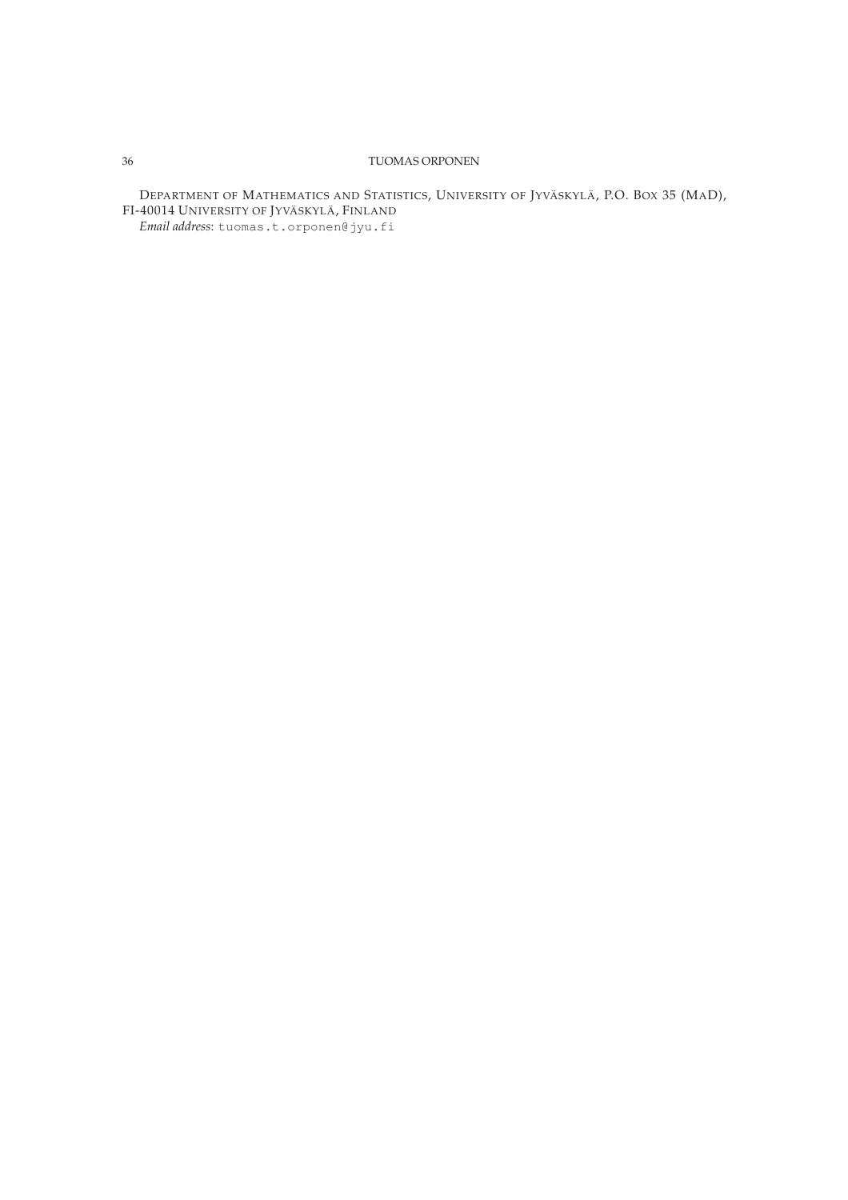DEPARTMENT OF MATHEMATICS AND STATISTICS, UNIVERSITY OF JYVÄSKYLÄ, P.O. BOX 35 (MAD), FI-40014 UNIVERSITY OF JYVÄSKYLÄ, FINLAND

*Email address*: tuomas.t.orponen@jyu.fi